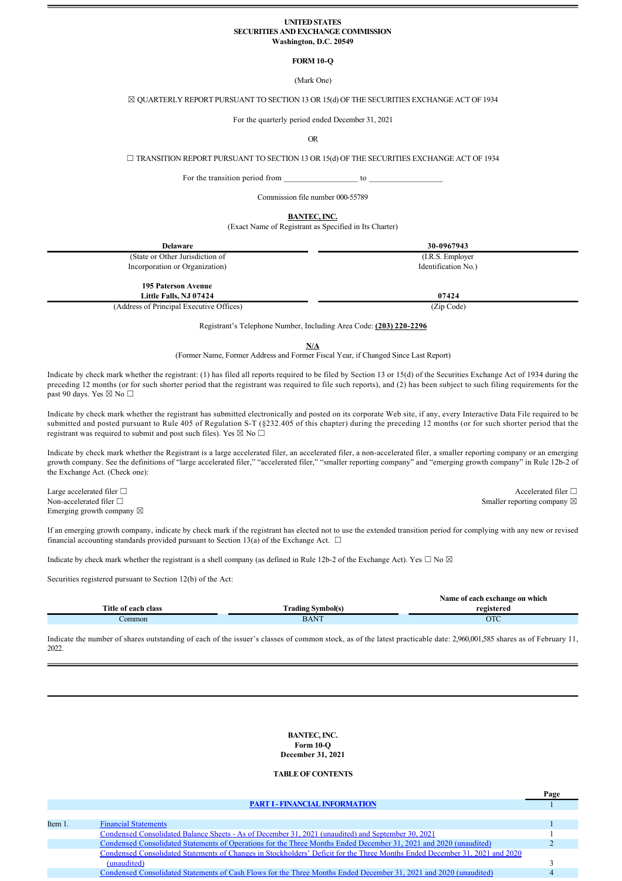**UNITED STATES**
**SECURITIES AND EXCHANGE COMMISSION**
**Washington, D.C. 20549**

**FORM 10-Q**

(Mark One)

☒ QUARTERLY REPORT PURSUANT TO SECTION 13 OR 15(d) OF THE SECURITIES EXCHANGE ACT OF 1934

For the quarterly period ended December 31, 2021

OR

☐ TRANSITION REPORT PURSUANT TO SECTION 13 OR 15(d) OF THE SECURITIES EXCHANGE ACT OF 1934

For the transition period from __________________ to __________________

Commission file number 000-55789

**BANTEC, INC.**
(Exact Name of Registrant as Specified in Its Charter)

| **Delaware** | **30-0967943** |
|---|---|
| (State or Other Jurisdiction of Incorporation or Organization) | (I.R.S. Employer Identification No.) |
| **195 Paterson Avenue Little Falls, NJ 07424** | **07424** |
| (Address of Principal Executive Offices) | (Zip Code) |

Registrant's Telephone Number, Including Area Code: **(203) 220-2296**

**N/A**
(Former Name, Former Address and Former Fiscal Year, if Changed Since Last Report)

Indicate by check mark whether the registrant: (1) has filed all reports required to be filed by Section 13 or 15(d) of the Securities Exchange Act of 1934 during the preceding 12 months (or for such shorter period that the registrant was required to file such reports), and (2) has been subject to such filing requirements for the past 90 days. Yes ☒ No ☐

Indicate by check mark whether the registrant has submitted electronically and posted on its corporate Web site, if any, every Interactive Data File required to be submitted and posted pursuant to Rule 405 of Regulation S-T (§232.405 of this chapter) during the preceding 12 months (or for such shorter period that the registrant was required to submit and post such files). Yes ☒ No ☐

Indicate by check mark whether the Registrant is a large accelerated filer, an accelerated filer, a non-accelerated filer, a smaller reporting company or an emerging growth company. See the definitions of "large accelerated filer," "accelerated filer," "smaller reporting company" and "emerging growth company" in Rule 12b-2 of the Exchange Act. (Check one):

Large accelerated filer ☐
Accelerated filer ☐
Non-accelerated filer ☐
Smaller reporting company ☒
Emerging growth company ☒

If an emerging growth company, indicate by check mark if the registrant has elected not to use the extended transition period for complying with any new or revised financial accounting standards provided pursuant to Section 13(a) of the Exchange Act. ☐

Indicate by check mark whether the registrant is a shell company (as defined in Rule 12b-2 of the Exchange Act). Yes ☐ No ☒

Securities registered pursuant to Section 12(b) of the Act:

| Title of each class | Trading Symbol(s) | Name of each exchange on which registered |
|---|---|---|
| Common | BANT | OTC |

Indicate the number of shares outstanding of each of the issuer's classes of common stock, as of the latest practicable date: 2,960,001,585 shares as of February 11, 2022.

---

**BANTEC, INC.**
**Form 10-Q**
**December 31, 2021**

**TABLE OF CONTENTS**

| | | Page |
|---|---|---|
| | **PART I - FINANCIAL INFORMATION** | 1 |
| Item 1. | Financial Statements | 1 |
| | Condensed Consolidated Balance Sheets - As of December 31, 2021 (unaudited) and September 30, 2021 | 1 |
| | Condensed Consolidated Statements of Operations for the Three Months Ended December 31, 2021 and 2020 (unaudited) | 2 |
| | Condensed Consolidated Statements of Changes in Stockholders' Deficit for the Three Months Ended December 31, 2021 and 2020 (unaudited) | 3 |
| | Condensed Consolidated Statements of Cash Flows for the Three Months Ended December 31, 2021 and 2020 (unaudited) | 4 |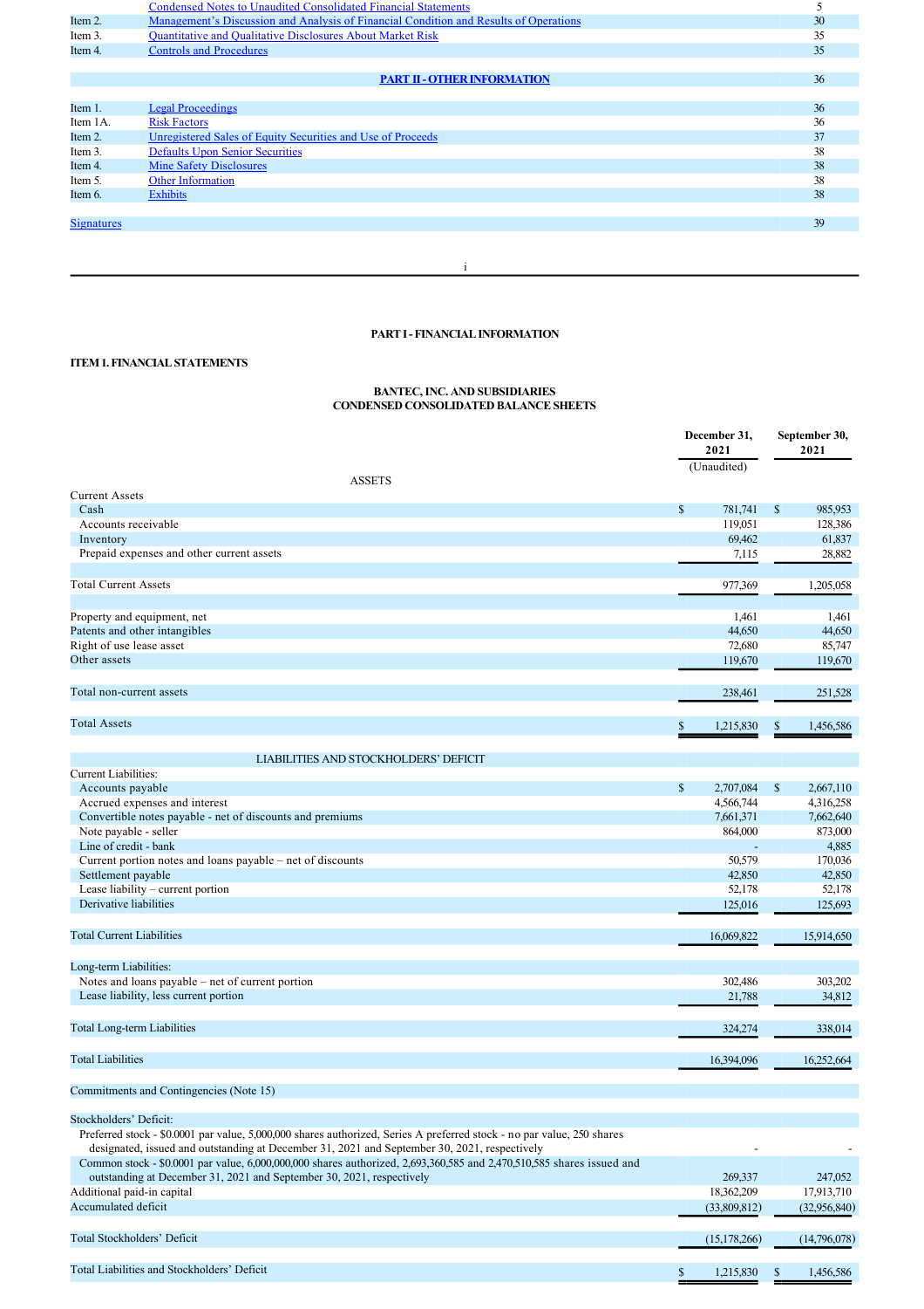| | | |
|---|---|---|
| | Condensed Notes to Unaudited Consolidated Financial Statements | 5 |
| Item 2. | Management's Discussion and Analysis of Financial Condition and Results of Operations | 30 |
| Item 3. | Quantitative and Qualitative Disclosures About Market Risk | 35 |
| Item 4. | Controls and Procedures | 35 |

| | PART II - OTHER INFORMATION | 36 |
|---|---|---|
| Item 1. | Legal Proceedings | 36 |
| Item 1A. | Risk Factors | 36 |
| Item 2. | Unregistered Sales of Equity Securities and Use of Proceeds | 37 |
| Item 3. | Defaults Upon Senior Securities | 38 |
| Item 4. | Mine Safety Disclosures | 38 |
| Item 5. | Other Information | 38 |
| Item 6. | Exhibits | 38 |
| Signatures | | 39 |

## PART I - FINANCIAL INFORMATION

### ITEM 1. FINANCIAL STATEMENTS

**BANTEC, INC. AND SUBSIDIARIES**
**CONDENSED CONSOLIDATED BALANCE SHEETS**

| | December 31, 2021 (Unaudited) | September 30, 2021 |
|---|---|---|
| **ASSETS** | | |
| Current Assets | | |
| Cash | $ 781,741 | $ 985,953 |
| Accounts receivable | 119,051 | 128,386 |
| Inventory | 69,462 | 61,837 |
| Prepaid expenses and other current assets | 7,115 | 28,882 |
| Total Current Assets | 977,369 | 1,205,058 |
| Property and equipment, net | 1,461 | 1,461 |
| Patents and other intangibles | 44,650 | 44,650 |
| Right of use lease asset | 72,680 | 85,747 |
| Other assets | 119,670 | 119,670 |
| Total non-current assets | 238,461 | 251,528 |
| Total Assets | $ 1,215,830 | $ 1,456,586 |
| **LIABILITIES AND STOCKHOLDERS' DEFICIT** | | |
| Current Liabilities: | | |
| Accounts payable | $ 2,707,084 | $ 2,667,110 |
| Accrued expenses and interest | 4,566,744 | 4,316,258 |
| Convertible notes payable - net of discounts and premiums | 7,661,371 | 7,662,640 |
| Note payable - seller | 864,000 | 873,000 |
| Line of credit - bank | - | 4,885 |
| Current portion notes and loans payable – net of discounts | 50,579 | 170,036 |
| Settlement payable | 42,850 | 42,850 |
| Lease liability – current portion | 52,178 | 52,178 |
| Derivative liabilities | 125,016 | 125,693 |
| Total Current Liabilities | 16,069,822 | 15,914,650 |
| Long-term Liabilities: | | |
| Notes and loans payable – net of current portion | 302,486 | 303,202 |
| Lease liability, less current portion | 21,788 | 34,812 |
| Total Long-term Liabilities | 324,274 | 338,014 |
| Total Liabilities | 16,394,096 | 16,252,664 |
| Commitments and Contingencies (Note 15) | | |
| Stockholders' Deficit: | | |
| Preferred stock - $0.0001 par value, 5,000,000 shares authorized, Series A preferred stock - no par value, 250 shares designated, issued and outstanding at December 31, 2021 and September 30, 2021, respectively | - | - |
| Common stock - $0.0001 par value, 6,000,000,000 shares authorized, 2,693,360,585 and 2,470,510,585 shares issued and outstanding at December 31, 2021 and September 30, 2021, respectively | 269,337 | 247,052 |
| Additional paid-in capital | 18,362,209 | 17,913,710 |
| Accumulated deficit | (33,809,812) | (32,956,840) |
| Total Stockholders' Deficit | (15,178,266) | (14,796,078) |
| Total Liabilities and Stockholders' Deficit | $ 1,215,830 | $ 1,456,586 |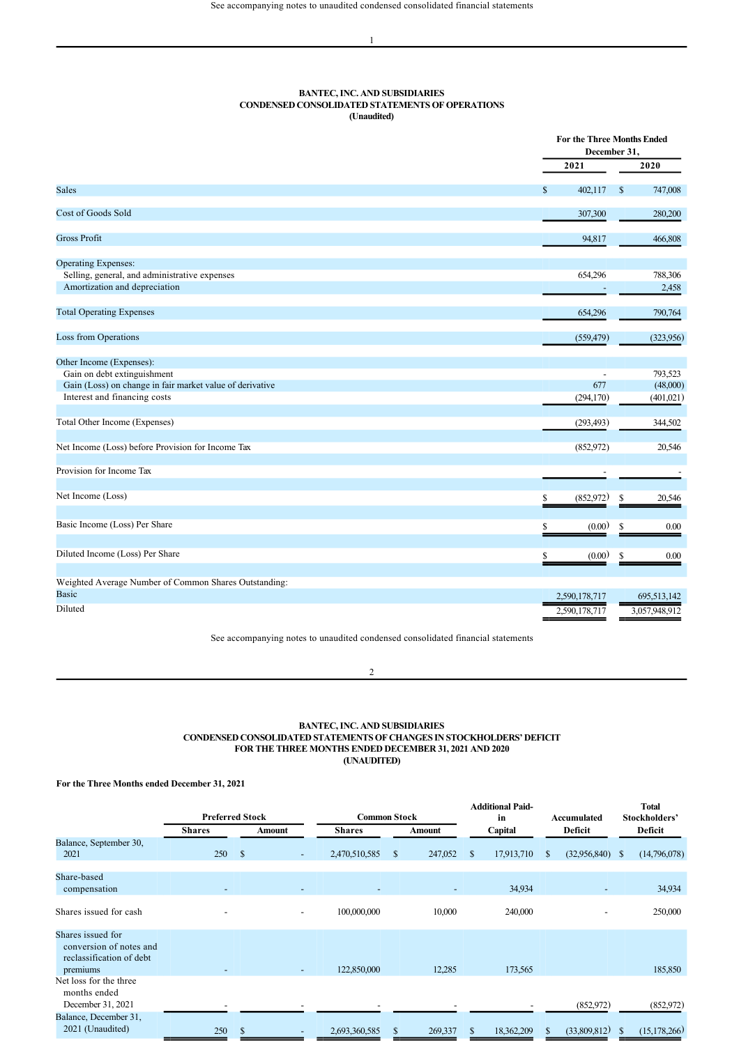See accompanying notes to unaudited condensed consolidated financial statements

## BANTEC, INC. AND SUBSIDIARIES
## CONDENSED CONSOLIDATED STATEMENTS OF OPERATIONS
### (Unaudited)

| | For the Three Months Ended December 31, 2021 | For the Three Months Ended December 31, 2020 |
|---|---|---|
| Sales | $ 402,117 | $ 747,008 |
| Cost of Goods Sold | 307,300 | 280,200 |
| Gross Profit | 94,817 | 466,808 |
| Operating Expenses: | | |
| Selling, general, and administrative expenses | 654,296 | 788,306 |
| Amortization and depreciation | - | 2,458 |
| Total Operating Expenses | 654,296 | 790,764 |
| Loss from Operations | (559,479) | (323,956) |
| Other Income (Expenses): | | |
| Gain on debt extinguishment | - | 793,523 |
| Gain (Loss) on change in fair market value of derivative | 677 | (48,000) |
| Interest and financing costs | (294,170) | (401,021) |
| Total Other Income (Expenses) | (293,493) | 344,502 |
| Net Income (Loss) before Provision for Income Tax | (852,972) | 20,546 |
| Provision for Income Tax | - | - |
| Net Income (Loss) | $ (852,972) | $ 20,546 |
| Basic Income (Loss) Per Share | $ (0.00) | $ 0.00 |
| Diluted Income (Loss) Per Share | $ (0.00) | $ 0.00 |
| Weighted Average Number of Common Shares Outstanding: | | |
| Basic | 2,590,178,717 | 695,513,142 |
| Diluted | 2,590,178,717 | 3,057,948,912 |

See accompanying notes to unaudited condensed consolidated financial statements

## BANTEC, INC. AND SUBSIDIARIES
## CONDENSED CONSOLIDATED STATEMENTS OF CHANGES IN STOCKHOLDERS' DEFICIT
## FOR THE THREE MONTHS ENDED DECEMBER 31, 2021 AND 2020
### (UNAUDITED)

**For the Three Months ended December 31, 2021**

| | Preferred Stock | | Common Stock | | Additional Paid-in | Accumulated | Total Stockholders' |
|---|---|---|---|---|---|---|---|
| | Shares | Amount | Shares | Amount | Capital | Deficit | Deficit |
| Balance, September 30, 2021 | 250 | $ - | 2,470,510,585 | $ 247,052 | $ 17,913,710 | $ (32,956,840) | $ (14,796,078) |
| Share-based compensation | - | - | - | - | 34,934 | - | 34,934 |
| Shares issued for cash | - | - | 100,000,000 | 10,000 | 240,000 | - | 250,000 |
| Shares issued for conversion of notes and reclassification of debt premiums | - | - | 122,850,000 | 12,285 | 173,565 | | 185,850 |
| Net loss for the three months ended December 31, 2021 | - | - | - | - | - | (852,972) | (852,972) |
| Balance, December 31, 2021 (Unaudited) | 250 | $ - | 2,693,360,585 | $ 269,337 | $ 18,362,209 | $ (33,809,812) | $ (15,178,266) |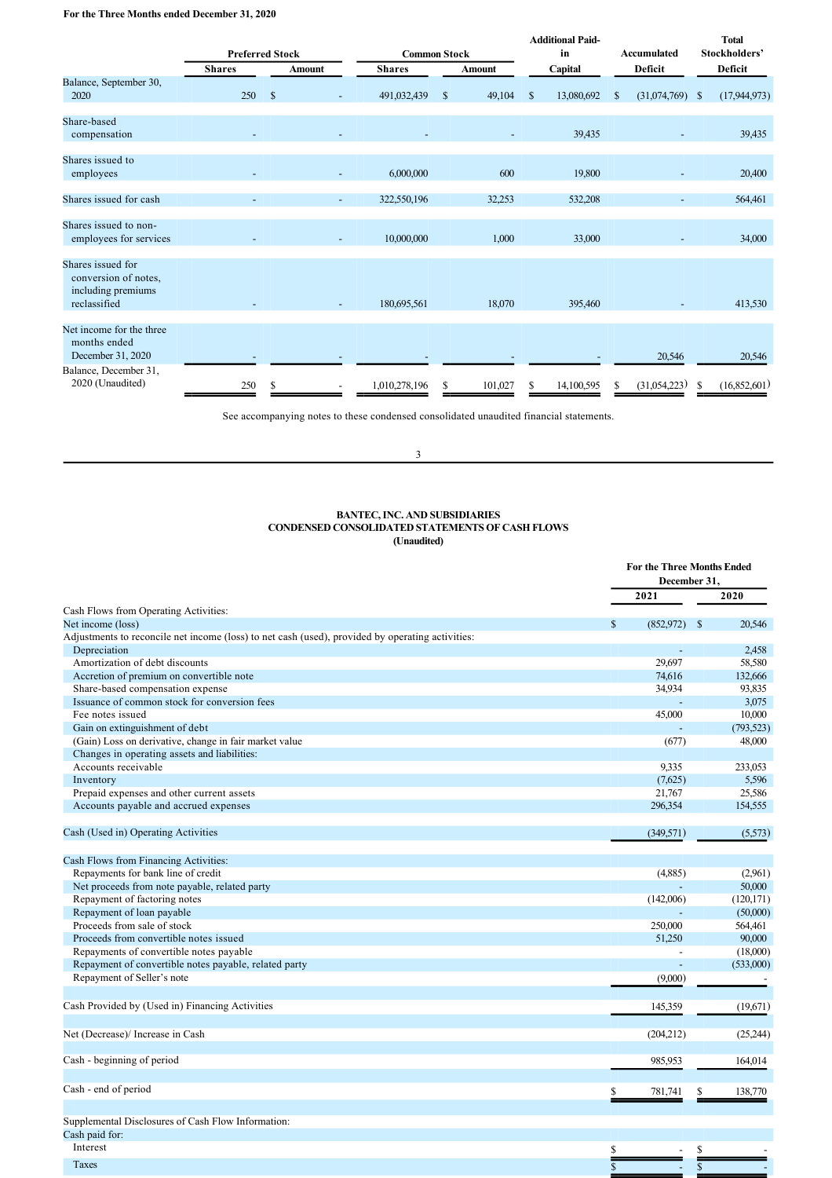**For the Three Months ended December 31, 2020**

| | Preferred Stock | | Common Stock | | Additional Paid-in Capital | Accumulated Deficit | Total Stockholders' Deficit |
|---|---|---|---|---|---|---|---|
| | Shares | Amount | Shares | Amount | | | |
| Balance, September 30, 2020 | 250 | $ - | 491,032,439 | $ 49,104 | $ 13,080,692 | $ (31,074,769) | $ (17,944,973) |
| Share-based compensation | - | - | - | - | 39,435 | - | 39,435 |
| Shares issued to employees | - | - | 6,000,000 | 600 | 19,800 | - | 20,400 |
| Shares issued for cash | - | - | 322,550,196 | 32,253 | 532,208 | - | 564,461 |
| Shares issued to non-employees for services | - | - | 10,000,000 | 1,000 | 33,000 | - | 34,000 |
| Shares issued for conversion of notes, including premiums reclassified | - | - | 180,695,561 | 18,070 | 395,460 | - | 413,530 |
| Net income for the three months ended December 31, 2020 | - | - | - | - | - | 20,546 | 20,546 |
| Balance, December 31, 2020 (Unaudited) | 250 | $ - | 1,010,278,196 | $ 101,027 | $ 14,100,595 | $ (31,054,223) | $ (16,852,601) |

See accompanying notes to these condensed consolidated unaudited financial statements.

**BANTEC, INC. AND SUBSIDIARIES**
**CONDENSED CONSOLIDATED STATEMENTS OF CASH FLOWS**
**(Unaudited)**

| | For the Three Months Ended December 31, | |
|---|---|---|
| | 2021 | 2020 |
| Cash Flows from Operating Activities: | | |
| Net income (loss) | $ (852,972) | $ 20,546 |
| Adjustments to reconcile net income (loss) to net cash (used), provided by operating activities: | | |
| Depreciation | - | 2,458 |
| Amortization of debt discounts | 29,697 | 58,580 |
| Accretion of premium on convertible note | 74,616 | 132,666 |
| Share-based compensation expense | 34,934 | 93,835 |
| Issuance of common stock for conversion fees | - | 3,075 |
| Fee notes issued | 45,000 | 10,000 |
| Gain on extinguishment of debt | - | (793,523) |
| (Gain) Loss on derivative, change in fair market value | (677) | 48,000 |
| Changes in operating assets and liabilities: | | |
| Accounts receivable | 9,335 | 233,053 |
| Inventory | (7,625) | 5,596 |
| Prepaid expenses and other current assets | 21,767 | 25,586 |
| Accounts payable and accrued expenses | 296,354 | 154,555 |
| Cash (Used in) Operating Activities | (349,571) | (5,573) |
| Cash Flows from Financing Activities: | | |
| Repayments for bank line of credit | (4,885) | (2,961) |
| Net proceeds from note payable, related party | - | 50,000 |
| Repayment of factoring notes | (142,006) | (120,171) |
| Repayment of loan payable | - | (50,000) |
| Proceeds from sale of stock | 250,000 | 564,461 |
| Proceeds from convertible notes issued | 51,250 | 90,000 |
| Repayments of convertible notes payable | - | (18,000) |
| Repayment of convertible notes payable, related party | - | (533,000) |
| Repayment of Seller's note | (9,000) | - |
| Cash Provided by (Used in) Financing Activities | 145,359 | (19,671) |
| Net (Decrease)/ Increase in Cash | (204,212) | (25,244) |
| Cash - beginning of period | 985,953 | 164,014 |
| Cash - end of period | $ 781,741 | $ 138,770 |
| Supplemental Disclosures of Cash Flow Information: | | |
| Cash paid for: | | |
| Interest | $ - | $ - |
| Taxes | $ - | $ - |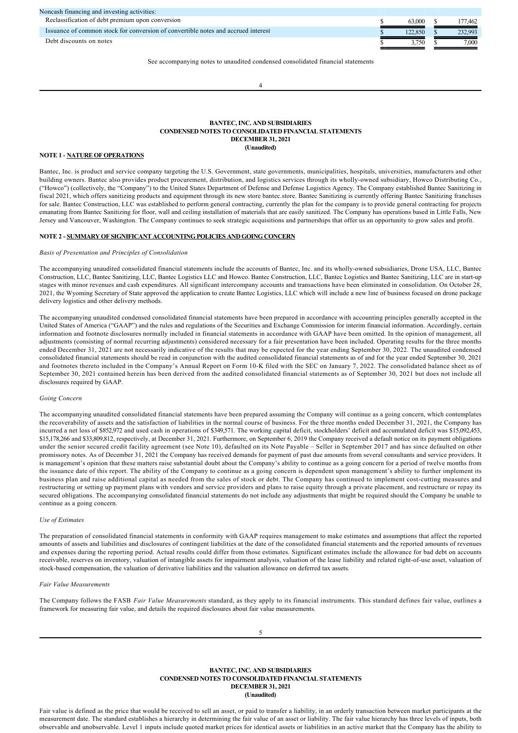| Noncash financing and investing activities: | | |
|---|---|---|
| Reclassification of debt premium upon conversion | $ 63,000 | $ 177,462 |
| Issuance of common stock for conversion of convertible notes and accrued interest | $ 122,850 | $ 232,993 |
| Debt discounts on notes | $ 3,750 | $ 7,000 |

See accompanying notes to unaudited condensed consolidated financial statements

**BANTEC, INC. AND SUBSIDIARIES**
**CONDENSED NOTES TO CONSOLIDATED FINANCIAL STATEMENTS**
**DECEMBER 31, 2021**
**(Unaudited)**

## NOTE 1 - NATURE OF OPERATIONS

Bantec, Inc. is product and service company targeting the U.S. Government, state governments, municipalities, hospitals, universities, manufacturers and other building owners. Bantec also provides product procurement, distribution, and logistics services through its wholly-owned subsidiary, Howco Distributing Co., ("Howco") (collectively, the "Company") to the United States Department of Defense and Defense Logistics Agency. The Company established Bantec Sanitizing in fiscal 2021, which offers sanitizing products and equipment through its new store bantec.store. Bantec Sanitizing is currently offering Bantec Sanitizing franchises for sale. Bantec Construction, LLC was established to perform general contracting, currently the plan for the company is to provide general contracting for projects emanating from Bantec Sanitizing for floor, wall and ceiling installation of materials that are easily sanitized. The Company has operations based in Little Falls, New Jersey and Vancouver, Washington. The Company continues to seek strategic acquisitions and partnerships that offer us an opportunity to grow sales and profit.

## NOTE 2 - SUMMARY OF SIGNIFICANT ACCOUNTING POLICIES AND GOING CONCERN

*Basis of Presentation and Principles of Consolidation*

The accompanying unaudited consolidated financial statements include the accounts of Bantec, Inc. and its wholly-owned subsidiaries, Drone USA, LLC, Bantec Construction, LLC, Bantec Sanitizing, LLC, Bantec Logistics LLC and Howco. Bantec Construction, LLC, Bantec Logistics and Bantec Sanitizing, LLC are in start-up stages with minor revenues and cash expenditures. All significant intercompany accounts and transactions have been eliminated in consolidation. On October 28, 2021, the Wyoming Secretary of State approved the application to create Bantec Logistics, LLC which will include a new line of business focused on drone package delivery logistics and other delivery methods.

The accompanying unaudited condensed consolidated financial statements have been prepared in accordance with accounting principles generally accepted in the United States of America ("GAAP") and the rules and regulations of the Securities and Exchange Commission for interim financial information. Accordingly, certain information and footnote disclosures normally included in financial statements in accordance with GAAP have been omitted. In the opinion of management, all adjustments (consisting of normal recurring adjustments) considered necessary for a fair presentation have been included. Operating results for the three months ended December 31, 2021 are not necessarily indicative of the results that may be expected for the year ending September 30, 2022. The unaudited condensed consolidated financial statements should be read in conjunction with the audited consolidated financial statements as of and for the year ended September 30, 2021 and footnotes thereto included in the Company's Annual Report on Form 10-K filed with the SEC on January 7, 2022. The consolidated balance sheet as of September 30, 2021 contained herein has been derived from the audited consolidated financial statements as of September 30, 2021 but does not include all disclosures required by GAAP.

*Going Concern*

The accompanying unaudited consolidated financial statements have been prepared assuming the Company will continue as a going concern, which contemplates the recoverability of assets and the satisfaction of liabilities in the normal course of business. For the three months ended December 31, 2021, the Company has incurred a net loss of $852,972 and used cash in operations of $349,571. The working capital deficit, stockholders' deficit and accumulated deficit was $15,092,453, $15,178,266 and $33,809,812, respectively, at December 31, 2021. Furthermore, on September 6, 2019 the Company received a default notice on its payment obligations under the senior secured credit facility agreement (see Note 10), defaulted on its Note Payable – Seller in September 2017 and has since defaulted on other promissory notes. As of December 31, 2021 the Company has received demands for payment of past due amounts from several consultants and service providers. It is management's opinion that these matters raise substantial doubt about the Company's ability to continue as a going concern for a period of twelve months from the issuance date of this report. The ability of the Company to continue as a going concern is dependent upon management's ability to further implement its business plan and raise additional capital as needed from the sales of stock or debt. The Company has continued to implement cost-cutting measures and restructuring or setting up payment plans with vendors and service providers and plans to raise equity through a private placement, and restructure or repay its secured obligations. The accompanying consolidated financial statements do not include any adjustments that might be required should the Company be unable to continue as a going concern.

*Use of Estimates*

The preparation of consolidated financial statements in conformity with GAAP requires management to make estimates and assumptions that affect the reported amounts of assets and liabilities and disclosures of contingent liabilities at the date of the consolidated financial statements and the reported amounts of revenues and expenses during the reporting period. Actual results could differ from those estimates. Significant estimates include the allowance for bad debt on accounts receivable, reserves on inventory, valuation of intangible assets for impairment analysis, valuation of the lease liability and related right-of-use asset, valuation of stock-based compensation, the valuation of derivative liabilities and the valuation allowance on deferred tax assets.

*Fair Value Measurements*

The Company follows the FASB *Fair Value Measurements* standard, as they apply to its financial instruments. This standard defines fair value, outlines a framework for measuring fair value, and details the required disclosures about fair value measurements.

**BANTEC, INC. AND SUBSIDIARIES**
**CONDENSED NOTES TO CONSOLIDATED FINANCIAL STATEMENTS**
**DECEMBER 31, 2021**
**(Unaudited)**

Fair value is defined as the price that would be received to sell an asset, or paid to transfer a liability, in an orderly transaction between market participants at the measurement date. The standard establishes a hierarchy in determining the fair value of an asset or liability. The fair value hierarchy has three levels of inputs, both observable and unobservable. Level 1 inputs include quoted market prices for identical assets or liabilities in an active market that the Company has the ability to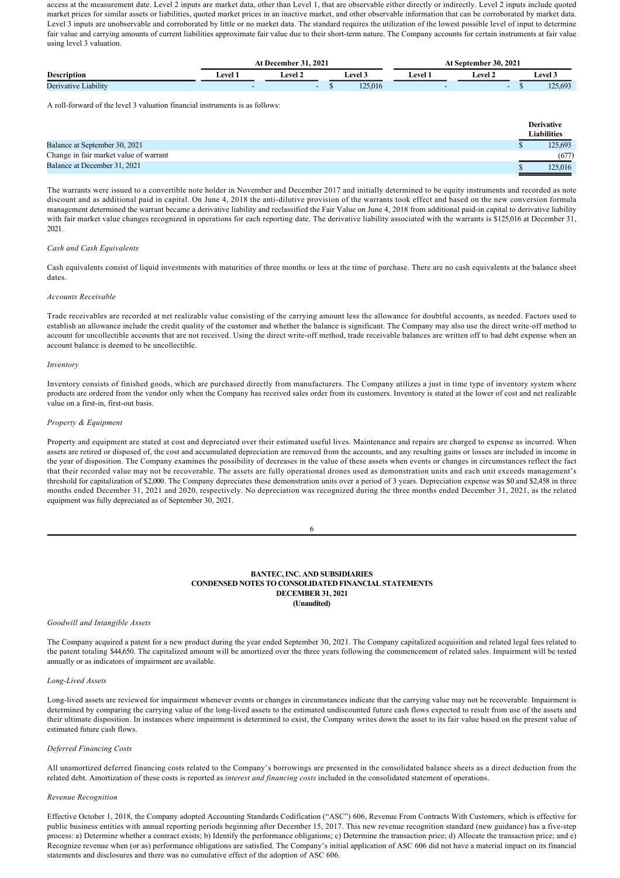access at the measurement date. Level 2 inputs are market data, other than Level 1, that are observable either directly or indirectly. Level 2 inputs include quoted market prices for similar assets or liabilities, quoted market prices in an inactive market, and other observable information that can be corroborated by market data. Level 3 inputs are unobservable and corroborated by little or no market data. The standard requires the utilization of the lowest possible level of input to determine fair value and carrying amounts of current liabilities approximate fair value due to their short-term nature. The Company accounts for certain instruments at fair value using level 3 valuation.

| | At December 31, 2021 | | | At September 30, 2021 | | |
|---|---|---|---|---|---|---|
| **Description** | **Level 1** | **Level 2** | **Level 3** | **Level 1** | **Level 2** | **Level 3** |
| Derivative Liability | - | - | $ 125,016 | - | - | $ 125,693 |

A roll-forward of the level 3 valuation financial instruments is as follows:

| | Derivative Liabilities |
|---|---|
| Balance at September 30, 2021 | $ 125,693 |
| Change in fair market value of warrant | (677) |
| Balance at December 31, 2021 | $ 125,016 |

The warrants were issued to a convertible note holder in November and December 2017 and initially determined to be equity instruments and recorded as note discount and as additional paid in capital. On June 4, 2018 the anti-dilutive provision of the warrants took effect and based on the new conversion formula management determined the warrant became a derivative liability and reclassified the Fair Value on June 4, 2018 from additional paid-in capital to derivative liability with fair market value changes recognized in operations for each reporting date. The derivative liability associated with the warrants is $125,016 at December 31, 2021.

*Cash and Cash Equivalents*

Cash equivalents consist of liquid investments with maturities of three months or less at the time of purchase. There are no cash equivalents at the balance sheet dates.

*Accounts Receivable*

Trade receivables are recorded at net realizable value consisting of the carrying amount less the allowance for doubtful accounts, as needed. Factors used to establish an allowance include the credit quality of the customer and whether the balance is significant. The Company may also use the direct write-off method to account for uncollectible accounts that are not received. Using the direct write-off method, trade receivable balances are written off to bad debt expense when an account balance is deemed to be uncollectible.

*Inventory*

Inventory consists of finished goods, which are purchased directly from manufacturers. The Company utilizes a just in time type of inventory system where products are ordered from the vendor only when the Company has received sales order from its customers. Inventory is stated at the lower of cost and net realizable value on a first-in, first-out basis.

*Property & Equipment*

Property and equipment are stated at cost and depreciated over their estimated useful lives. Maintenance and repairs are charged to expense as incurred. When assets are retired or disposed of, the cost and accumulated depreciation are removed from the accounts, and any resulting gains or losses are included in income in the year of disposition. The Company examines the possibility of decreases in the value of these assets when events or changes in circumstances reflect the fact that their recorded value may not be recoverable. The assets are fully operational drones used as demonstration units and each unit exceeds management's threshold for capitalization of $2,000. The Company depreciates these demonstration units over a period of 3 years. Depreciation expense was $0 and $2,458 in three months ended December 31, 2021 and 2020, respectively. No depreciation was recognized during the three months ended December 31, 2021, as the related equipment was fully depreciated as of September 30, 2021.

**BANTEC, INC. AND SUBSIDIARIES**
**CONDENSED NOTES TO CONSOLIDATED FINANCIAL STATEMENTS**
**DECEMBER 31, 2021**
**(Unaudited)**

*Goodwill and Intangible Assets*

The Company acquired a patent for a new product during the year ended September 30, 2021. The Company capitalized acquisition and related legal fees related to the patent totaling $44,650. The capitalized amount will be amortized over the three years following the commencement of related sales. Impairment will be tested annually or as indicators of impairment are available.

*Long-Lived Assets*

Long-lived assets are reviewed for impairment whenever events or changes in circumstances indicate that the carrying value may not be recoverable. Impairment is determined by comparing the carrying value of the long-lived assets to the estimated undiscounted future cash flows expected to result from use of the assets and their ultimate disposition. In instances where impairment is determined to exist, the Company writes down the asset to its fair value based on the present value of estimated future cash flows.

*Deferred Financing Costs*

All unamortized deferred financing costs related to the Company's borrowings are presented in the consolidated balance sheets as a direct deduction from the related debt. Amortization of these costs is reported as *interest and financing costs* included in the consolidated statement of operations.

*Revenue Recognition*

Effective October 1, 2018, the Company adopted Accounting Standards Codification ("ASC") 606, Revenue From Contracts With Customers, which is effective for public business entities with annual reporting periods beginning after December 15, 2017. This new revenue recognition standard (new guidance) has a five-step process: a) Determine whether a contract exists; b) Identify the performance obligations; c) Determine the transaction price; d) Allocate the transaction price; and e) Recognize revenue when (or as) performance obligations are satisfied. The Company's initial application of ASC 606 did not have a material impact on its financial statements and disclosures and there was no cumulative effect of the adoption of ASC 606.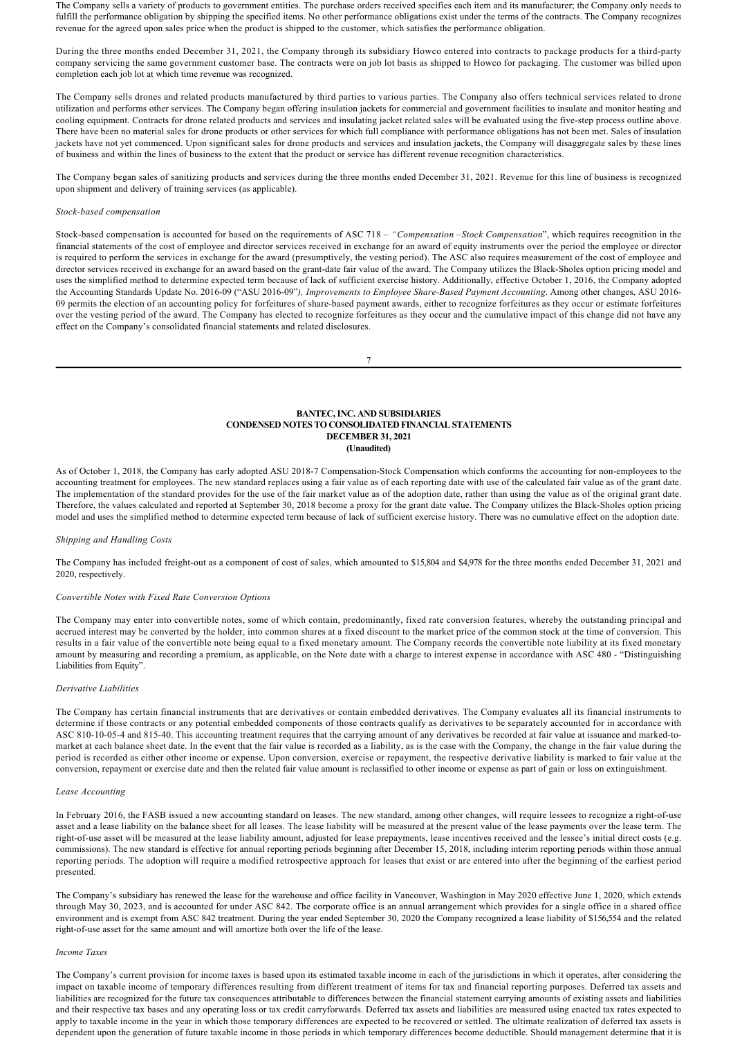The Company sells a variety of products to government entities. The purchase orders received specifies each item and its manufacturer; the Company only needs to fulfill the performance obligation by shipping the specified items. No other performance obligations exist under the terms of the contracts. The Company recognizes revenue for the agreed upon sales price when the product is shipped to the customer, which satisfies the performance obligation.

During the three months ended December 31, 2021, the Company through its subsidiary Howco entered into contracts to package products for a third-party company servicing the same government customer base. The contracts were on job lot basis as shipped to Howco for packaging. The customer was billed upon completion each job lot at which time revenue was recognized.

The Company sells drones and related products manufactured by third parties to various parties. The Company also offers technical services related to drone utilization and performs other services. The Company began offering insulation jackets for commercial and government facilities to insulate and monitor heating and cooling equipment. Contracts for drone related products and services and insulating jacket related sales will be evaluated using the five-step process outline above. There have been no material sales for drone products or other services for which full compliance with performance obligations has not been met. Sales of insulation jackets have not yet commenced. Upon significant sales for drone products and services and insulation jackets, the Company will disaggregate sales by these lines of business and within the lines of business to the extent that the product or service has different revenue recognition characteristics.

The Company began sales of sanitizing products and services during the three months ended December 31, 2021. Revenue for this line of business is recognized upon shipment and delivery of training services (as applicable).

*Stock-based compensation*

Stock-based compensation is accounted for based on the requirements of ASC 718 – *"Compensation –Stock Compensation*", which requires recognition in the financial statements of the cost of employee and director services received in exchange for an award of equity instruments over the period the employee or director is required to perform the services in exchange for the award (presumptively, the vesting period). The ASC also requires measurement of the cost of employee and director services received in exchange for an award based on the grant-date fair value of the award. The Company utilizes the Black-Sholes option pricing model and uses the simplified method to determine expected term because of lack of sufficient exercise history. Additionally, effective October 1, 2016, the Company adopted the Accounting Standards Update No. 2016-09 ("ASU 2016-09"*), Improvements to Employee Share-Based Payment Accounting.* Among other changes, ASU 2016-09 permits the election of an accounting policy for forfeitures of share-based payment awards, either to recognize forfeitures as they occur or estimate forfeitures over the vesting period of the award. The Company has elected to recognize forfeitures as they occur and the cumulative impact of this change did not have any effect on the Company's consolidated financial statements and related disclosures.

**BANTEC, INC. AND SUBSIDIARIES**
**CONDENSED NOTES TO CONSOLIDATED FINANCIAL STATEMENTS**
**DECEMBER 31, 2021**
**(Unaudited)**

As of October 1, 2018, the Company has early adopted ASU 2018-7 Compensation-Stock Compensation which conforms the accounting for non-employees to the accounting treatment for employees. The new standard replaces using a fair value as of each reporting date with use of the calculated fair value as of the grant date. The implementation of the standard provides for the use of the fair market value as of the adoption date, rather than using the value as of the original grant date. Therefore, the values calculated and reported at September 30, 2018 become a proxy for the grant date value. The Company utilizes the Black-Sholes option pricing model and uses the simplified method to determine expected term because of lack of sufficient exercise history. There was no cumulative effect on the adoption date.

*Shipping and Handling Costs*

The Company has included freight-out as a component of cost of sales, which amounted to $15,804 and $4,978 for the three months ended December 31, 2021 and 2020, respectively.

*Convertible Notes with Fixed Rate Conversion Options*

The Company may enter into convertible notes, some of which contain, predominantly, fixed rate conversion features, whereby the outstanding principal and accrued interest may be converted by the holder, into common shares at a fixed discount to the market price of the common stock at the time of conversion. This results in a fair value of the convertible note being equal to a fixed monetary amount. The Company records the convertible note liability at its fixed monetary amount by measuring and recording a premium, as applicable, on the Note date with a charge to interest expense in accordance with ASC 480 - "Distinguishing Liabilities from Equity".

*Derivative Liabilities*

The Company has certain financial instruments that are derivatives or contain embedded derivatives. The Company evaluates all its financial instruments to determine if those contracts or any potential embedded components of those contracts qualify as derivatives to be separately accounted for in accordance with ASC 810-10-05-4 and 815-40. This accounting treatment requires that the carrying amount of any derivatives be recorded at fair value at issuance and marked-to-market at each balance sheet date. In the event that the fair value is recorded as a liability, as is the case with the Company, the change in the fair value during the period is recorded as either other income or expense. Upon conversion, exercise or repayment, the respective derivative liability is marked to fair value at the conversion, repayment or exercise date and then the related fair value amount is reclassified to other income or expense as part of gain or loss on extinguishment.

*Lease Accounting*

In February 2016, the FASB issued a new accounting standard on leases. The new standard, among other changes, will require lessees to recognize a right-of-use asset and a lease liability on the balance sheet for all leases. The lease liability will be measured at the present value of the lease payments over the lease term. The right-of-use asset will be measured at the lease liability amount, adjusted for lease prepayments, lease incentives received and the lessee's initial direct costs (e.g. commissions). The new standard is effective for annual reporting periods beginning after December 15, 2018, including interim reporting periods within those annual reporting periods. The adoption will require a modified retrospective approach for leases that exist or are entered into after the beginning of the earliest period presented.

The Company's subsidiary has renewed the lease for the warehouse and office facility in Vancouver, Washington in May 2020 effective June 1, 2020, which extends through May 30, 2023, and is accounted for under ASC 842. The corporate office is an annual arrangement which provides for a single office in a shared office environment and is exempt from ASC 842 treatment. During the year ended September 30, 2020 the Company recognized a lease liability of $156,554 and the related right-of-use asset for the same amount and will amortize both over the life of the lease.

*Income Taxes*

The Company's current provision for income taxes is based upon its estimated taxable income in each of the jurisdictions in which it operates, after considering the impact on taxable income of temporary differences resulting from different treatment of items for tax and financial reporting purposes. Deferred tax assets and liabilities are recognized for the future tax consequences attributable to differences between the financial statement carrying amounts of existing assets and liabilities and their respective tax bases and any operating loss or tax credit carryforwards. Deferred tax assets and liabilities are measured using enacted tax rates expected to apply to taxable income in the year in which those temporary differences are expected to be recovered or settled. The ultimate realization of deferred tax assets is dependent upon the generation of future taxable income in those periods in which temporary differences become deductible. Should management determine that it is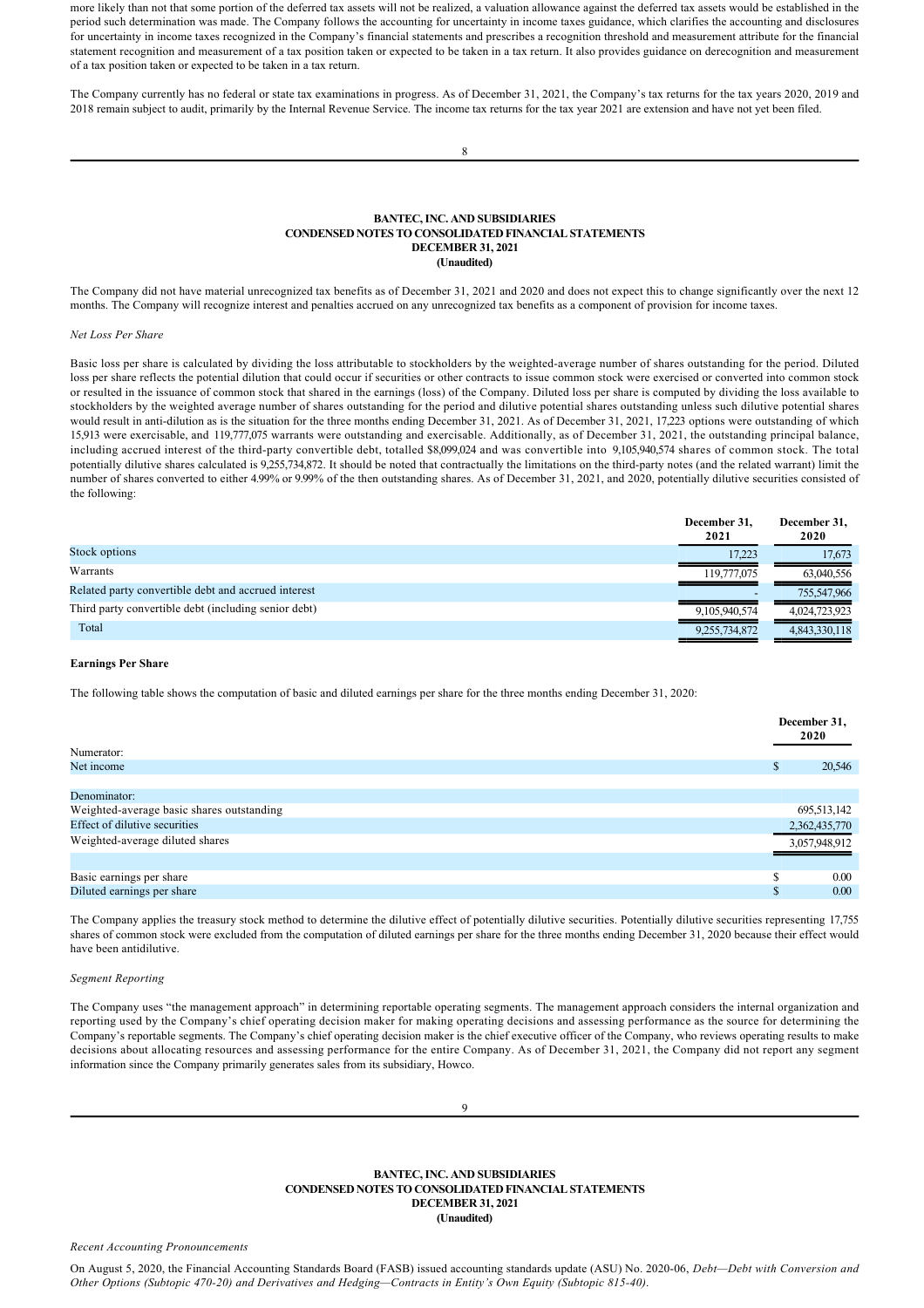more likely than not that some portion of the deferred tax assets will not be realized, a valuation allowance against the deferred tax assets would be established in the period such determination was made. The Company follows the accounting for uncertainty in income taxes guidance, which clarifies the accounting and disclosures for uncertainty in income taxes recognized in the Company's financial statements and prescribes a recognition threshold and measurement attribute for the financial statement recognition and measurement of a tax position taken or expected to be taken in a tax return. It also provides guidance on derecognition and measurement of a tax position taken or expected to be taken in a tax return.

The Company currently has no federal or state tax examinations in progress. As of December 31, 2021, the Company's tax returns for the tax years 2020, 2019 and 2018 remain subject to audit, primarily by the Internal Revenue Service. The income tax returns for the tax year 2021 are extension and have not yet been filed.

**BANTEC, INC. AND SUBSIDIARIES**
**CONDENSED NOTES TO CONSOLIDATED FINANCIAL STATEMENTS**
**DECEMBER 31, 2021**
**(Unaudited)**

The Company did not have material unrecognized tax benefits as of December 31, 2021 and 2020 and does not expect this to change significantly over the next 12 months. The Company will recognize interest and penalties accrued on any unrecognized tax benefits as a component of provision for income taxes.

*Net Loss Per Share*

Basic loss per share is calculated by dividing the loss attributable to stockholders by the weighted-average number of shares outstanding for the period. Diluted loss per share reflects the potential dilution that could occur if securities or other contracts to issue common stock were exercised or converted into common stock or resulted in the issuance of common stock that shared in the earnings (loss) of the Company. Diluted loss per share is computed by dividing the loss available to stockholders by the weighted average number of shares outstanding for the period and dilutive potential shares outstanding unless such dilutive potential shares would result in anti-dilution as is the situation for the three months ending December 31, 2021. As of December 31, 2021, 17,223 options were outstanding of which 15,913 were exercisable, and 119,777,075 warrants were outstanding and exercisable. Additionally, as of December 31, 2021, the outstanding principal balance, including accrued interest of the third-party convertible debt, totalled $8,099,024 and was convertible into 9,105,940,574 shares of common stock. The total potentially dilutive shares calculated is 9,255,734,872. It should be noted that contractually the limitations on the third-party notes (and the related warrant) limit the number of shares converted to either 4.99% or 9.99% of the then outstanding shares. As of December 31, 2021, and 2020, potentially dilutive securities consisted of the following:

| | December 31, 2021 | December 31, 2020 |
|---|---|---|
| Stock options | 17,223 | 17,673 |
| Warrants | 119,777,075 | 63,040,556 |
| Related party convertible debt and accrued interest | - | 755,547,966 |
| Third party convertible debt (including senior debt) | 9,105,940,574 | 4,024,723,923 |
| Total | 9,255,734,872 | 4,843,330,118 |

**Earnings Per Share**

The following table shows the computation of basic and diluted earnings per share for the three months ending December 31, 2020:

| | December 31, 2020 |
|---|---|
| Numerator: | |
| Net income | $ 20,546 |
| | |
| Denominator: | |
| Weighted-average basic shares outstanding | 695,513,142 |
| Effect of dilutive securities | 2,362,435,770 |
| Weighted-average diluted shares | 3,057,948,912 |
| | |
| Basic earnings per share | $ 0.00 |
| Diluted earnings per share | $ 0.00 |

The Company applies the treasury stock method to determine the dilutive effect of potentially dilutive securities. Potentially dilutive securities representing 17,755 shares of common stock were excluded from the computation of diluted earnings per share for the three months ending December 31, 2020 because their effect would have been antidilutive.

*Segment Reporting*

The Company uses "the management approach" in determining reportable operating segments. The management approach considers the internal organization and reporting used by the Company's chief operating decision maker for making operating decisions and assessing performance as the source for determining the Company's reportable segments. The Company's chief operating decision maker is the chief executive officer of the Company, who reviews operating results to make decisions about allocating resources and assessing performance for the entire Company. As of December 31, 2021, the Company did not report any segment information since the Company primarily generates sales from its subsidiary, Howco.

**BANTEC, INC. AND SUBSIDIARIES**
**CONDENSED NOTES TO CONSOLIDATED FINANCIAL STATEMENTS**
**DECEMBER 31, 2021**
**(Unaudited)**

*Recent Accounting Pronouncements*

On August 5, 2020, the Financial Accounting Standards Board (FASB) issued accounting standards update (ASU) No. 2020-06, *Debt—Debt with Conversion and Other Options (Subtopic 470-20) and Derivatives and Hedging—Contracts in Entity's Own Equity (Subtopic 815-40)*.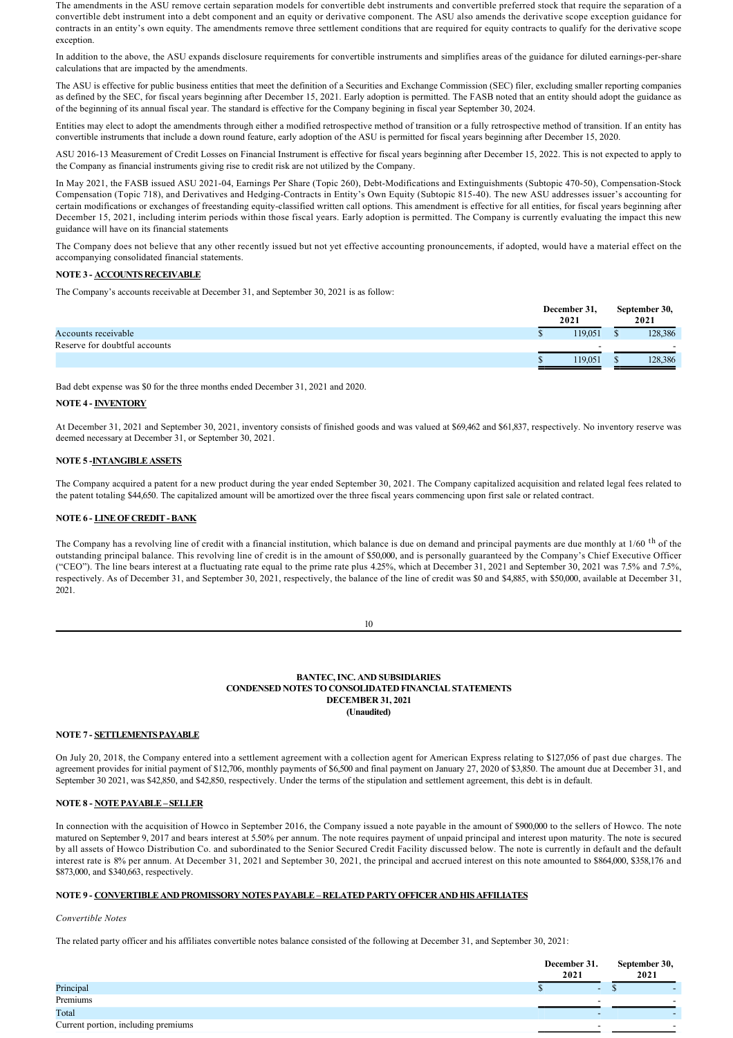The amendments in the ASU remove certain separation models for convertible debt instruments and convertible preferred stock that require the separation of a convertible debt instrument into a debt component and an equity or derivative component. The ASU also amends the derivative scope exception guidance for contracts in an entity's own equity. The amendments remove three settlement conditions that are required for equity contracts to qualify for the derivative scope exception.

In addition to the above, the ASU expands disclosure requirements for convertible instruments and simplifies areas of the guidance for diluted earnings-per-share calculations that are impacted by the amendments.

The ASU is effective for public business entities that meet the definition of a Securities and Exchange Commission (SEC) filer, excluding smaller reporting companies as defined by the SEC, for fiscal years beginning after December 15, 2021. Early adoption is permitted. The FASB noted that an entity should adopt the guidance as of the beginning of its annual fiscal year. The standard is effective for the Company begining in fiscal year September 30, 2024.

Entities may elect to adopt the amendments through either a modified retrospective method of transition or a fully retrospective method of transition. If an entity has convertible instruments that include a down round feature, early adoption of the ASU is permitted for fiscal years beginning after December 15, 2020.

ASU 2016-13 Measurement of Credit Losses on Financial Instrument is effective for fiscal years beginning after December 15, 2022. This is not expected to apply to the Company as financial instruments giving rise to credit risk are not utilized by the Company.

In May 2021, the FASB issued ASU 2021-04, Earnings Per Share (Topic 260), Debt-Modifications and Extinguishments (Subtopic 470-50), Compensation-Stock Compensation (Topic 718), and Derivatives and Hedging-Contracts in Entity's Own Equity (Subtopic 815-40). The new ASU addresses issuer's accounting for certain modifications or exchanges of freestanding equity-classified written call options. This amendment is effective for all entities, for fiscal years beginning after December 15, 2021, including interim periods within those fiscal years. Early adoption is permitted. The Company is currently evaluating the impact this new guidance will have on its financial statements

The Company does not believe that any other recently issued but not yet effective accounting pronouncements, if adopted, would have a material effect on the accompanying consolidated financial statements.

**NOTE 3 - ACCOUNTS RECEIVABLE**

The Company's accounts receivable at December 31, and September 30, 2021 is as follow:

| | December 31, 2021 | September 30, 2021 |
|---|---|---|
| Accounts receivable | $ 119,051 | $ 128,386 |
| Reserve for doubtful accounts | - | - |
| | $ 119,051 | $ 128,386 |

Bad debt expense was $0 for the three months ended December 31, 2021 and 2020.

**NOTE 4 - INVENTORY**

At December 31, 2021 and September 30, 2021, inventory consists of finished goods and was valued at $69,462 and $61,837, respectively. No inventory reserve was deemed necessary at December 31, or September 30, 2021.

**NOTE 5 -INTANGIBLE ASSETS**

The Company acquired a patent for a new product during the year ended September 30, 2021. The Company capitalized acquisition and related legal fees related to the patent totaling $44,650. The capitalized amount will be amortized over the three fiscal years commencing upon first sale or related contract.

**NOTE 6 - LINE OF CREDIT - BANK**

The Company has a revolving line of credit with a financial institution, which balance is due on demand and principal payments are due monthly at 1/60 th of the outstanding principal balance. This revolving line of credit is in the amount of $50,000, and is personally guaranteed by the Company's Chief Executive Officer ("CEO"). The line bears interest at a fluctuating rate equal to the prime rate plus 4.25%, which at December 31, 2021 and September 30, 2021 was 7.5% and 7.5%, respectively. As of December 31, and September 30, 2021, respectively, the balance of the line of credit was $0 and $4,885, with $50,000, available at December 31, 2021.

**BANTEC, INC. AND SUBSIDIARIES**
**CONDENSED NOTES TO CONSOLIDATED FINANCIAL STATEMENTS**
**DECEMBER 31, 2021**
**(Unaudited)**

**NOTE 7 - SETTLEMENTS PAYABLE**

On July 20, 2018, the Company entered into a settlement agreement with a collection agent for American Express relating to $127,056 of past due charges. The agreement provides for initial payment of $12,706, monthly payments of $6,500 and final payment on January 27, 2020 of $3,850. The amount due at December 31, and September 30 2021, was $42,850, and $42,850, respectively. Under the terms of the stipulation and settlement agreement, this debt is in default.

**NOTE 8 - NOTE PAYABLE – SELLER**

In connection with the acquisition of Howco in September 2016, the Company issued a note payable in the amount of $900,000 to the sellers of Howco. The note matured on September 9, 2017 and bears interest at 5.50% per annum. The note requires payment of unpaid principal and interest upon maturity. The note is secured by all assets of Howco Distribution Co. and subordinated to the Senior Secured Credit Facility discussed below. The note is currently in default and the default interest rate is 8% per annum. At December 31, 2021 and September 30, 2021, the principal and accrued interest on this note amounted to $864,000, $358,176 and $873,000, and $340,663, respectively.

**NOTE 9 - CONVERTIBLE AND PROMISSORY NOTES PAYABLE – RELATED PARTY OFFICER AND HIS AFFILIATES**

*Convertible Notes*

The related party officer and his affiliates convertible notes balance consisted of the following at December 31, and September 30, 2021:

| | December 31. 2021 | September 30, 2021 |
|---|---|---|
| Principal | $ - | $ - |
| Premiums | - | - |
| Total | - | - |
| Current portion, including premiums | - | - |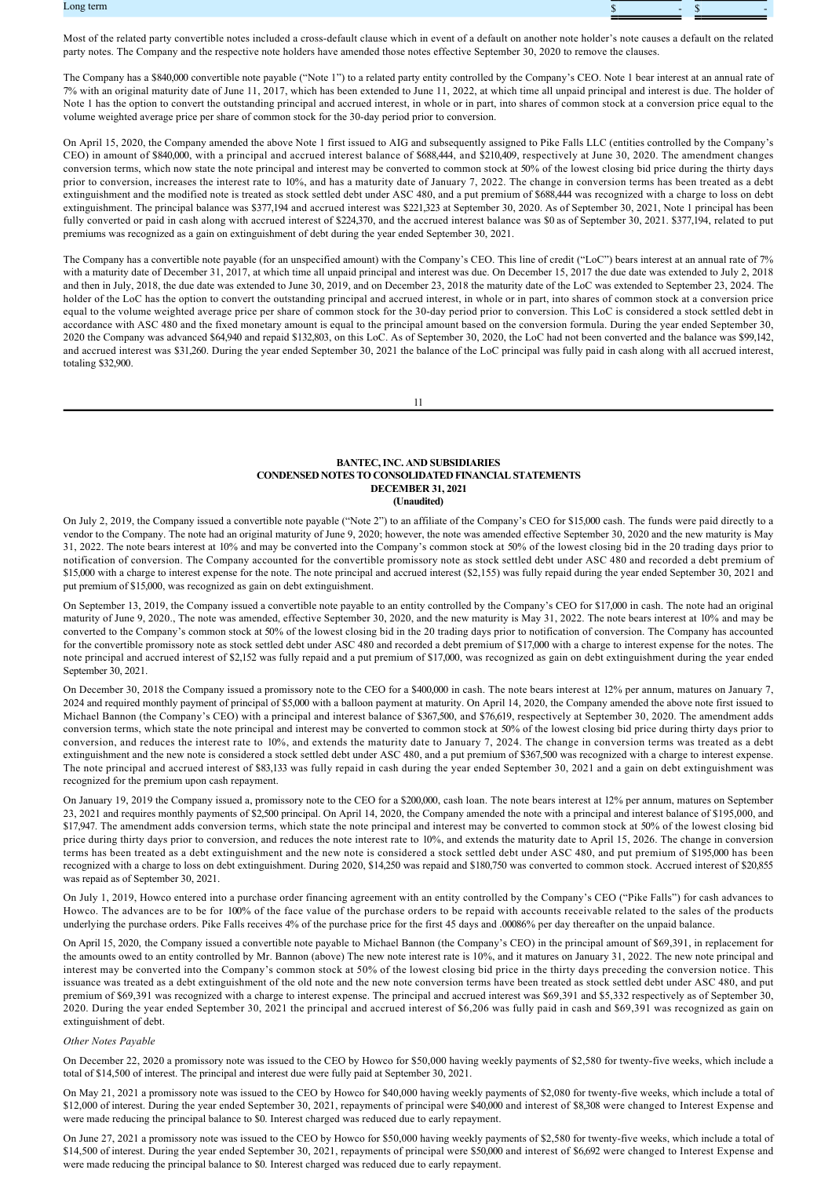| Long term | $ | - | $ | - |
|---|---|---|---|---|

Most of the related party convertible notes included a cross-default clause which in event of a default on another note holder's note causes a default on the related party notes. The Company and the respective note holders have amended those notes effective September 30, 2020 to remove the clauses.

The Company has a $840,000 convertible note payable ("Note 1") to a related party entity controlled by the Company's CEO. Note 1 bear interest at an annual rate of 7% with an original maturity date of June 11, 2017, which has been extended to June 11, 2022, at which time all unpaid principal and interest is due. The holder of Note 1 has the option to convert the outstanding principal and accrued interest, in whole or in part, into shares of common stock at a conversion price equal to the volume weighted average price per share of common stock for the 30-day period prior to conversion.

On April 15, 2020, the Company amended the above Note 1 first issued to AIG and subsequently assigned to Pike Falls LLC (entities controlled by the Company's CEO) in amount of $840,000, with a principal and accrued interest balance of $688,444, and $210,409, respectively at June 30, 2020. The amendment changes conversion terms, which now state the note principal and interest may be converted to common stock at 50% of the lowest closing bid price during the thirty days prior to conversion, increases the interest rate to 10%, and has a maturity date of January 7, 2022. The change in conversion terms has been treated as a debt extinguishment and the modified note is treated as stock settled debt under ASC 480, and a put premium of $688,444 was recognized with a charge to loss on debt extinguishment. The principal balance was $377,194 and accrued interest was $221,323 at September 30, 2020. As of September 30, 2021, Note 1 principal has been fully converted or paid in cash along with accrued interest of $224,370, and the accrued interest balance was $0 as of September 30, 2021. $377,194, related to put premiums was recognized as a gain on extinguishment of debt during the year ended September 30, 2021.

The Company has a convertible note payable (for an unspecified amount) with the Company's CEO. This line of credit ("LoC") bears interest at an annual rate of 7% with a maturity date of December 31, 2017, at which time all unpaid principal and interest was due. On December 15, 2017 the due date was extended to July 2, 2018 and then in July, 2018, the due date was extended to June 30, 2019, and on December 23, 2018 the maturity date of the LoC was extended to September 23, 2024. The holder of the LoC has the option to convert the outstanding principal and accrued interest, in whole or in part, into shares of common stock at a conversion price equal to the volume weighted average price per share of common stock for the 30-day period prior to conversion. This LoC is considered a stock settled debt in accordance with ASC 480 and the fixed monetary amount is equal to the principal amount based on the conversion formula. During the year ended September 30, 2020 the Company was advanced $64,940 and repaid $132,803, on this LoC. As of September 30, 2020, the LoC had not been converted and the balance was $99,142, and accrued interest was $31,260. During the year ended September 30, 2021 the balance of the LoC principal was fully paid in cash along with all accrued interest, totaling $32,900.

**BANTEC, INC. AND SUBSIDIARIES**
**CONDENSED NOTES TO CONSOLIDATED FINANCIAL STATEMENTS**
**DECEMBER 31, 2021**
**(Unaudited)**

On July 2, 2019, the Company issued a convertible note payable ("Note 2") to an affiliate of the Company's CEO for $15,000 cash. The funds were paid directly to a vendor to the Company. The note had an original maturity of June 9, 2020; however, the note was amended effective September 30, 2020 and the new maturity is May 31, 2022. The note bears interest at 10% and may be converted into the Company's common stock at 50% of the lowest closing bid in the 20 trading days prior to notification of conversion. The Company accounted for the convertible promissory note as stock settled debt under ASC 480 and recorded a debt premium of $15,000 with a charge to interest expense for the note. The note principal and accrued interest ($2,155) was fully repaid during the year ended September 30, 2021 and put premium of $15,000, was recognized as gain on debt extinguishment.

On September 13, 2019, the Company issued a convertible note payable to an entity controlled by the Company's CEO for $17,000 in cash. The note had an original maturity of June 9, 2020., The note was amended, effective September 30, 2020, and the new maturity is May 31, 2022. The note bears interest at 10% and may be converted to the Company's common stock at 50% of the lowest closing bid in the 20 trading days prior to notification of conversion. The Company has accounted for the convertible promissory note as stock settled debt under ASC 480 and recorded a debt premium of $17,000 with a charge to interest expense for the notes. The note principal and accrued interest of $2,152 was fully repaid and a put premium of $17,000, was recognized as gain on debt extinguishment during the year ended September 30, 2021.

On December 30, 2018 the Company issued a promissory note to the CEO for a $400,000 in cash. The note bears interest at 12% per annum, matures on January 7, 2024 and required monthly payment of principal of $5,000 with a balloon payment at maturity. On April 14, 2020, the Company amended the above note first issued to Michael Bannon (the Company's CEO) with a principal and interest balance of $367,500, and $76,619, respectively at September 30, 2020. The amendment adds conversion terms, which state the note principal and interest may be converted to common stock at 50% of the lowest closing bid price during thirty days prior to conversion, and reduces the interest rate to 10%, and extends the maturity date to January 7, 2024. The change in conversion terms was treated as a debt extinguishment and the new note is considered a stock settled debt under ASC 480, and a put premium of $367,500 was recognized with a charge to interest expense. The note principal and accrued interest of $83,133 was fully repaid in cash during the year ended September 30, 2021 and a gain on debt extinguishment was recognized for the premium upon cash repayment.

On January 19, 2019 the Company issued a, promissory note to the CEO for a $200,000, cash loan. The note bears interest at 12% per annum, matures on September 23, 2021 and requires monthly payments of $2,500 principal. On April 14, 2020, the Company amended the note with a principal and interest balance of $195,000, and $17,947. The amendment adds conversion terms, which state the note principal and interest may be converted to common stock at 50% of the lowest closing bid price during thirty days prior to conversion, and reduces the note interest rate to 10%, and extends the maturity date to April 15, 2026. The change in conversion terms has been treated as a debt extinguishment and the new note is considered a stock settled debt under ASC 480, and put premium of $195,000 has been recognized with a charge to loss on debt extinguishment. During 2020, $14,250 was repaid and $180,750 was converted to common stock. Accrued interest of $20,855 was repaid as of September 30, 2021.

On July 1, 2019, Howco entered into a purchase order financing agreement with an entity controlled by the Company's CEO ("Pike Falls") for cash advances to Howco. The advances are to be for 100% of the face value of the purchase orders to be repaid with accounts receivable related to the sales of the products underlying the purchase orders. Pike Falls receives 4% of the purchase price for the first 45 days and .00086% per day thereafter on the unpaid balance.

On April 15, 2020, the Company issued a convertible note payable to Michael Bannon (the Company's CEO) in the principal amount of $69,391, in replacement for the amounts owed to an entity controlled by Mr. Bannon (above) The new note interest rate is 10%, and it matures on January 31, 2022. The new note principal and interest may be converted into the Company's common stock at 50% of the lowest closing bid price in the thirty days preceding the conversion notice. This issuance was treated as a debt extinguishment of the old note and the new note conversion terms have been treated as stock settled debt under ASC 480, and put premium of $69,391 was recognized with a charge to interest expense. The principal and accrued interest was $69,391 and $5,332 respectively as of September 30, 2020. During the year ended September 30, 2021 the principal and accrued interest of $6,206 was fully paid in cash and $69,391 was recognized as gain on extinguishment of debt.

*Other Notes Payable*

On December 22, 2020 a promissory note was issued to the CEO by Howco for $50,000 having weekly payments of $2,580 for twenty-five weeks, which include a total of $14,500 of interest. The principal and interest due were fully paid at September 30, 2021.

On May 21, 2021 a promissory note was issued to the CEO by Howco for $40,000 having weekly payments of $2,080 for twenty-five weeks, which include a total of $12,000 of interest. During the year ended September 30, 2021, repayments of principal were $40,000 and interest of $8,308 were changed to Interest Expense and were made reducing the principal balance to $0. Interest charged was reduced due to early repayment.

On June 27, 2021 a promissory note was issued to the CEO by Howco for $50,000 having weekly payments of $2,580 for twenty-five weeks, which include a total of $14,500 of interest. During the year ended September 30, 2021, repayments of principal were $50,000 and interest of $6,692 were changed to Interest Expense and were made reducing the principal balance to $0. Interest charged was reduced due to early repayment.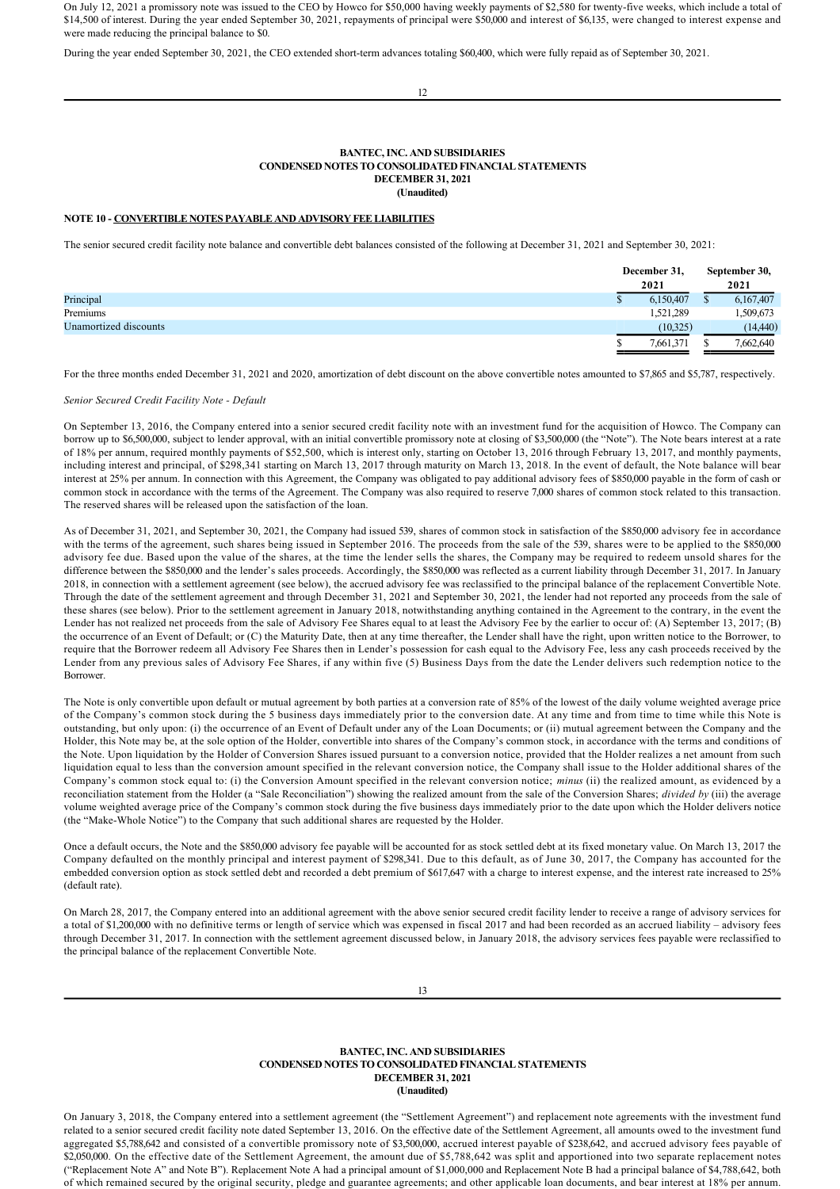On July 12, 2021 a promissory note was issued to the CEO by Howco for $50,000 having weekly payments of $2,580 for twenty-five weeks, which include a total of $14,500 of interest. During the year ended September 30, 2021, repayments of principal were $50,000 and interest of $6,135, were changed to interest expense and were made reducing the principal balance to $0.

During the year ended September 30, 2021, the CEO extended short-term advances totaling $60,400, which were fully repaid as of September 30, 2021.

**BANTEC, INC. AND SUBSIDIARIES**
**CONDENSED NOTES TO CONSOLIDATED FINANCIAL STATEMENTS**
**DECEMBER 31, 2021**
**(Unaudited)**

**NOTE 10 - CONVERTIBLE NOTES PAYABLE AND ADVISORY FEE LIABILITIES**

The senior secured credit facility note balance and convertible debt balances consisted of the following at December 31, 2021 and September 30, 2021:

| | December 31, 2021 | September 30, 2021 |
|---|---|---|
| Principal | $ 6,150,407 | $ 6,167,407 |
| Premiums | 1,521,289 | 1,509,673 |
| Unamortized discounts | (10,325) | (14,440) |
| | $ 7,661,371 | $ 7,662,640 |

For the three months ended December 31, 2021 and 2020, amortization of debt discount on the above convertible notes amounted to $7,865 and $5,787, respectively.

*Senior Secured Credit Facility Note - Default*

On September 13, 2016, the Company entered into a senior secured credit facility note with an investment fund for the acquisition of Howco. The Company can borrow up to $6,500,000, subject to lender approval, with an initial convertible promissory note at closing of $3,500,000 (the "Note"). The Note bears interest at a rate of 18% per annum, required monthly payments of $52,500, which is interest only, starting on October 13, 2016 through February 13, 2017, and monthly payments, including interest and principal, of $298,341 starting on March 13, 2017 through maturity on March 13, 2018. In the event of default, the Note balance will bear interest at 25% per annum. In connection with this Agreement, the Company was obligated to pay additional advisory fees of $850,000 payable in the form of cash or common stock in accordance with the terms of the Agreement. The Company was also required to reserve 7,000 shares of common stock related to this transaction. The reserved shares will be released upon the satisfaction of the loan.

As of December 31, 2021, and September 30, 2021, the Company had issued 539, shares of common stock in satisfaction of the $850,000 advisory fee in accordance with the terms of the agreement, such shares being issued in September 2016. The proceeds from the sale of the 539, shares were to be applied to the $850,000 advisory fee due. Based upon the value of the shares, at the time the lender sells the shares, the Company may be required to redeem unsold shares for the difference between the $850,000 and the lender's sales proceeds. Accordingly, the $850,000 was reflected as a current liability through December 31, 2017. In January 2018, in connection with a settlement agreement (see below), the accrued advisory fee was reclassified to the principal balance of the replacement Convertible Note. Through the date of the settlement agreement and through December 31, 2021 and September 30, 2021, the lender had not reported any proceeds from the sale of these shares (see below). Prior to the settlement agreement in January 2018, notwithstanding anything contained in the Agreement to the contrary, in the event the Lender has not realized net proceeds from the sale of Advisory Fee Shares equal to at least the Advisory Fee by the earlier to occur of: (A) September 13, 2017; (B) the occurrence of an Event of Default; or (C) the Maturity Date, then at any time thereafter, the Lender shall have the right, upon written notice to the Borrower, to require that the Borrower redeem all Advisory Fee Shares then in Lender's possession for cash equal to the Advisory Fee, less any cash proceeds received by the Lender from any previous sales of Advisory Fee Shares, if any within five (5) Business Days from the date the Lender delivers such redemption notice to the Borrower.

The Note is only convertible upon default or mutual agreement by both parties at a conversion rate of 85% of the lowest of the daily volume weighted average price of the Company's common stock during the 5 business days immediately prior to the conversion date. At any time and from time to time while this Note is outstanding, but only upon: (i) the occurrence of an Event of Default under any of the Loan Documents; or (ii) mutual agreement between the Company and the Holder, this Note may be, at the sole option of the Holder, convertible into shares of the Company's common stock, in accordance with the terms and conditions of the Note. Upon liquidation by the Holder of Conversion Shares issued pursuant to a conversion notice, provided that the Holder realizes a net amount from such liquidation equal to less than the conversion amount specified in the relevant conversion notice, the Company shall issue to the Holder additional shares of the Company's common stock equal to: (i) the Conversion Amount specified in the relevant conversion notice; *minus* (ii) the realized amount, as evidenced by a reconciliation statement from the Holder (a "Sale Reconciliation") showing the realized amount from the sale of the Conversion Shares; *divided by* (iii) the average volume weighted average price of the Company's common stock during the five business days immediately prior to the date upon which the Holder delivers notice (the "Make-Whole Notice") to the Company that such additional shares are requested by the Holder.

Once a default occurs, the Note and the $850,000 advisory fee payable will be accounted for as stock settled debt at its fixed monetary value. On March 13, 2017 the Company defaulted on the monthly principal and interest payment of $298,341. Due to this default, as of June 30, 2017, the Company has accounted for the embedded conversion option as stock settled debt and recorded a debt premium of $617,647 with a charge to interest expense, and the interest rate increased to 25% (default rate).

On March 28, 2017, the Company entered into an additional agreement with the above senior secured credit facility lender to receive a range of advisory services for a total of $1,200,000 with no definitive terms or length of service which was expensed in fiscal 2017 and had been recorded as an accrued liability – advisory fees through December 31, 2017. In connection with the settlement agreement discussed below, in January 2018, the advisory services fees payable were reclassified to the principal balance of the replacement Convertible Note.

**BANTEC, INC. AND SUBSIDIARIES**
**CONDENSED NOTES TO CONSOLIDATED FINANCIAL STATEMENTS**
**DECEMBER 31, 2021**
**(Unaudited)**

On January 3, 2018, the Company entered into a settlement agreement (the "Settlement Agreement") and replacement note agreements with the investment fund related to a senior secured credit facility note dated September 13, 2016. On the effective date of the Settlement Agreement, all amounts owed to the investment fund aggregated $5,788,642 and consisted of a convertible promissory note of $3,500,000, accrued interest payable of $238,642, and accrued advisory fees payable of $2,050,000. On the effective date of the Settlement Agreement, the amount due of $5,788,642 was split and apportioned into two separate replacement notes ("Replacement Note A" and Note B"). Replacement Note A had a principal amount of $1,000,000 and Replacement Note B had a principal balance of $4,788,642, both of which remained secured by the original security, pledge and guarantee agreements; and other applicable loan documents, and bear interest at 18% per annum.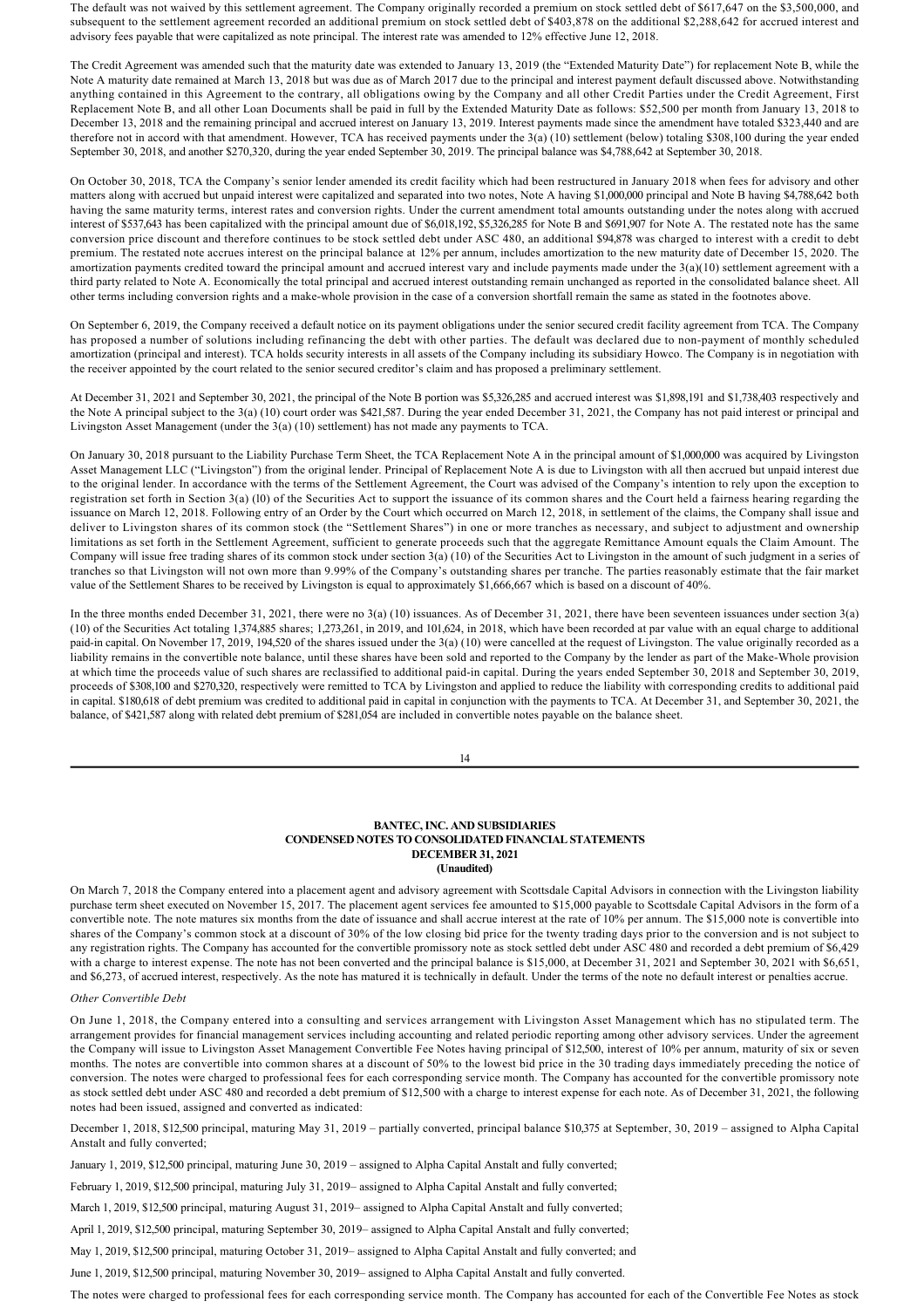The default was not waived by this settlement agreement. The Company originally recorded a premium on stock settled debt of $617,647 on the $3,500,000, and subsequent to the settlement agreement recorded an additional premium on stock settled debt of $403,878 on the additional $2,288,642 for accrued interest and advisory fees payable that were capitalized as note principal. The interest rate was amended to 12% effective June 12, 2018.

The Credit Agreement was amended such that the maturity date was extended to January 13, 2019 (the "Extended Maturity Date") for replacement Note B, while the Note A maturity date remained at March 13, 2018 but was due as of March 2017 due to the principal and interest payment default discussed above. Notwithstanding anything contained in this Agreement to the contrary, all obligations owing by the Company and all other Credit Parties under the Credit Agreement, First Replacement Note B, and all other Loan Documents shall be paid in full by the Extended Maturity Date as follows: $52,500 per month from January 13, 2018 to December 13, 2018 and the remaining principal and accrued interest on January 13, 2019. Interest payments made since the amendment have totaled $323,440 and are therefore not in accord with that amendment. However, TCA has received payments under the 3(a) (10) settlement (below) totaling $308,100 during the year ended September 30, 2018, and another $270,320, during the year ended September 30, 2019. The principal balance was $4,788,642 at September 30, 2018.

On October 30, 2018, TCA the Company's senior lender amended its credit facility which had been restructured in January 2018 when fees for advisory and other matters along with accrued but unpaid interest were capitalized and separated into two notes, Note A having $1,000,000 principal and Note B having $4,788,642 both having the same maturity terms, interest rates and conversion rights. Under the current amendment total amounts outstanding under the notes along with accrued interest of $537,643 has been capitalized with the principal amount due of $6,018,192, $5,326,285 for Note B and $691,907 for Note A. The restated note has the same conversion price discount and therefore continues to be stock settled debt under ASC 480, an additional $94,878 was charged to interest with a credit to debt premium. The restated note accrues interest on the principal balance at 12% per annum, includes amortization to the new maturity date of December 15, 2020. The amortization payments credited toward the principal amount and accrued interest vary and include payments made under the 3(a)(10) settlement agreement with a third party related to Note A. Economically the total principal and accrued interest outstanding remain unchanged as reported in the consolidated balance sheet. All other terms including conversion rights and a make-whole provision in the case of a conversion shortfall remain the same as stated in the footnotes above.

On September 6, 2019, the Company received a default notice on its payment obligations under the senior secured credit facility agreement from TCA. The Company has proposed a number of solutions including refinancing the debt with other parties. The default was declared due to non-payment of monthly scheduled amortization (principal and interest). TCA holds security interests in all assets of the Company including its subsidiary Howco. The Company is in negotiation with the receiver appointed by the court related to the senior secured creditor's claim and has proposed a preliminary settlement.

At December 31, 2021 and September 30, 2021, the principal of the Note B portion was $5,326,285 and accrued interest was $1,898,191 and $1,738,403 respectively and the Note A principal subject to the 3(a) (10) court order was $421,587. During the year ended December 31, 2021, the Company has not paid interest or principal and Livingston Asset Management (under the 3(a) (10) settlement) has not made any payments to TCA.

On January 30, 2018 pursuant to the Liability Purchase Term Sheet, the TCA Replacement Note A in the principal amount of $1,000,000 was acquired by Livingston Asset Management LLC ("Livingston") from the original lender. Principal of Replacement Note A is due to Livingston with all then accrued but unpaid interest due to the original lender. In accordance with the terms of the Settlement Agreement, the Court was advised of the Company's intention to rely upon the exception to registration set forth in Section 3(a) (10) of the Securities Act to support the issuance of its common shares and the Court held a fairness hearing regarding the issuance on March 12, 2018. Following entry of an Order by the Court which occurred on March 12, 2018, in settlement of the claims, the Company shall issue and deliver to Livingston shares of its common stock (the "Settlement Shares") in one or more tranches as necessary, and subject to adjustment and ownership limitations as set forth in the Settlement Agreement, sufficient to generate proceeds such that the aggregate Remittance Amount equals the Claim Amount. The Company will issue free trading shares of its common stock under section 3(a) (10) of the Securities Act to Livingston in the amount of such judgment in a series of tranches so that Livingston will not own more than 9.99% of the Company's outstanding shares per tranche. The parties reasonably estimate that the fair market value of the Settlement Shares to be received by Livingston is equal to approximately $1,666,667 which is based on a discount of 40%.

In the three months ended December 31, 2021, there were no 3(a) (10) issuances. As of December 31, 2021, there have been seventeen issuances under section 3(a) (10) of the Securities Act totaling 1,374,885 shares; 1,273,261, in 2019, and 101,624, in 2018, which have been recorded at par value with an equal charge to additional paid-in capital. On November 17, 2019, 194,520 of the shares issued under the 3(a) (10) were cancelled at the request of Livingston. The value originally recorded as a liability remains in the convertible note balance, until these shares have been sold and reported to the Company by the lender as part of the Make-Whole provision at which time the proceeds value of such shares are reclassified to additional paid-in capital. During the years ended September 30, 2018 and September 30, 2019, proceeds of $308,100 and $270,320, respectively were remitted to TCA by Livingston and applied to reduce the liability with corresponding credits to additional paid in capital. $180,618 of debt premium was credited to additional paid in capital in conjunction with the payments to TCA. At December 31, and September 30, 2021, the balance, of $421,587 along with related debt premium of $281,054 are included in convertible notes payable on the balance sheet.

On March 7, 2018 the Company entered into a placement agent and advisory agreement with Scottsdale Capital Advisors in connection with the Livingston liability purchase term sheet executed on November 15, 2017. The placement agent services fee amounted to $15,000 payable to Scottsdale Capital Advisors in the form of a convertible note. The note matures six months from the date of issuance and shall accrue interest at the rate of 10% per annum. The $15,000 note is convertible into shares of the Company's common stock at a discount of 30% of the low closing bid price for the twenty trading days prior to the conversion and is not subject to any registration rights. The Company has accounted for the convertible promissory note as stock settled debt under ASC 480 and recorded a debt premium of $6,429 with a charge to interest expense. The note has not been converted and the principal balance is $15,000, at December 31, 2021 and September 30, 2021 with $6,651, and $6,273, of accrued interest, respectively. As the note has matured it is technically in default. Under the terms of the note no default interest or penalties accrue.

*Other Convertible Debt*

On June 1, 2018, the Company entered into a consulting and services arrangement with Livingston Asset Management which has no stipulated term. The arrangement provides for financial management services including accounting and related periodic reporting among other advisory services. Under the agreement the Company will issue to Livingston Asset Management Convertible Fee Notes having principal of $12,500, interest of 10% per annum, maturity of six or seven months. The notes are convertible into common shares at a discount of 50% to the lowest bid price in the 30 trading days immediately preceding the notice of conversion. The notes were charged to professional fees for each corresponding service month. The Company has accounted for the convertible promissory note as stock settled debt under ASC 480 and recorded a debt premium of $12,500 with a charge to interest expense for each note. As of December 31, 2021, the following notes had been issued, assigned and converted as indicated:

December 1, 2018, $12,500 principal, maturing May 31, 2019 – partially converted, principal balance $10,375 at September, 30, 2019 – assigned to Alpha Capital Anstalt and fully converted;

January 1, 2019, $12,500 principal, maturing June 30, 2019 – assigned to Alpha Capital Anstalt and fully converted;

February 1, 2019, $12,500 principal, maturing July 31, 2019– assigned to Alpha Capital Anstalt and fully converted;

March 1, 2019, $12,500 principal, maturing August 31, 2019– assigned to Alpha Capital Anstalt and fully converted;

April 1, 2019, $12,500 principal, maturing September 30, 2019– assigned to Alpha Capital Anstalt and fully converted;

May 1, 2019, $12,500 principal, maturing October 31, 2019– assigned to Alpha Capital Anstalt and fully converted; and

June 1, 2019, $12,500 principal, maturing November 30, 2019– assigned to Alpha Capital Anstalt and fully converted.

The notes were charged to professional fees for each corresponding service month. The Company has accounted for each of the Convertible Fee Notes as stock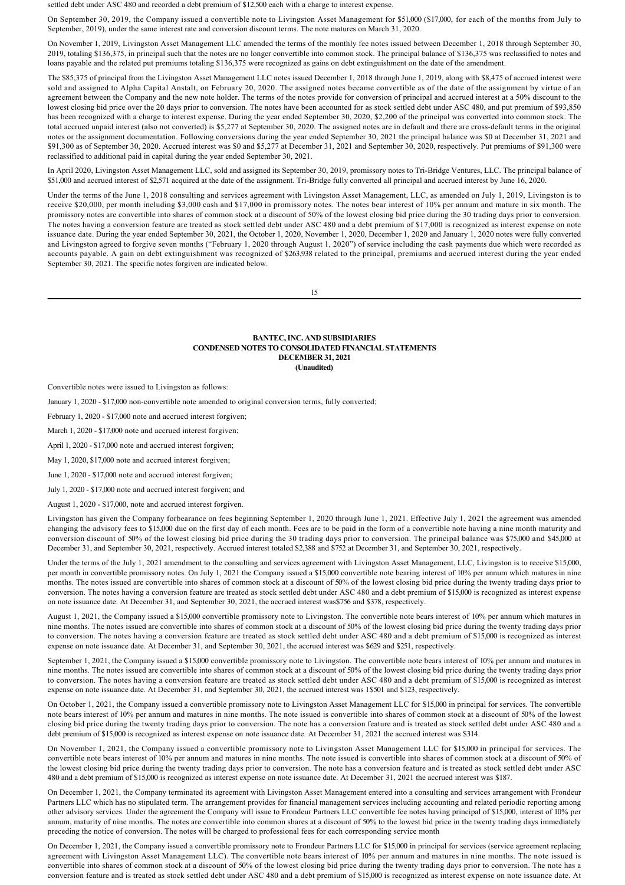settled debt under ASC 480 and recorded a debt premium of $12,500 each with a charge to interest expense.

On September 30, 2019, the Company issued a convertible note to Livingston Asset Management for $51,000 ($17,000, for each of the months from July to September, 2019), under the same interest rate and conversion discount terms. The note matures on March 31, 2020.

On November 1, 2019, Livingston Asset Management LLC amended the terms of the monthly fee notes issued between December 1, 2018 through September 30, 2019, totaling $136,375, in principal such that the notes are no longer convertible into common stock. The principal balance of $136,375 was reclassified to notes and loans payable and the related put premiums totaling $136,375 were recognized as gains on debt extinguishment on the date of the amendment.

The $85,375 of principal from the Livingston Asset Management LLC notes issued December 1, 2018 through June 1, 2019, along with $8,475 of accrued interest were sold and assigned to Alpha Capital Anstalt, on February 20, 2020. The assigned notes became convertible as of the date of the assignment by virtue of an agreement between the Company and the new note holder. The terms of the notes provide for conversion of principal and accrued interest at a 50% discount to the lowest closing bid price over the 20 days prior to conversion. The notes have been accounted for as stock settled debt under ASC 480, and put premium of $93,850 has been recognized with a charge to interest expense. During the year ended September 30, 2020, $2,200 of the principal was converted into common stock. The total accrued unpaid interest (also not converted) is $5,277 at September 30, 2020. The assigned notes are in default and there are cross-default terms in the original notes or the assignment documentation. Following conversions during the year ended September 30, 2021 the principal balance was $0 at December 31, 2021 and $91,300 as of September 30, 2020. Accrued interest was $0 and $5,277 at December 31, 2021 and September 30, 2020, respectively. Put premiums of $91,300 were reclassified to additional paid in capital during the year ended September 30, 2021.

In April 2020, Livingston Asset Management LLC, sold and assigned its September 30, 2019, promissory notes to Tri-Bridge Ventures, LLC. The principal balance of $51,000 and accrued interest of $2,571 acquired at the date of the assignment. Tri-Bridge fully converted all principal and accrued interest by June 16, 2020.

Under the terms of the June 1, 2018 consulting and services agreement with Livingston Asset Management, LLC, as amended on July 1, 2019, Livingston is to receive $20,000, per month including $3,000 cash and $17,000 in promissory notes. The notes bear interest of 10% per annum and mature in six month. The promissory notes are convertible into shares of common stock at a discount of 50% of the lowest closing bid price during the 30 trading days prior to conversion. The notes having a conversion feature are treated as stock settled debt under ASC 480 and a debt premium of $17,000 is recognized as interest expense on note issuance date. During the year ended September 30, 2021, the October 1, 2020, November 1, 2020, December 1, 2020 and January 1, 2020 notes were fully converted and Livingston agreed to forgive seven months ("February 1, 2020 through August 1, 2020") of service including the cash payments due which were recorded as accounts payable. A gain on debt extinguishment was recognized of $263,938 related to the principal, premiums and accrued interest during the year ended September 30, 2021. The specific notes forgiven are indicated below.

Convertible notes were issued to Livingston as follows:

January 1, 2020 - $17,000 non-convertible note amended to original conversion terms, fully converted;

February 1, 2020 - $17,000 note and accrued interest forgiven;

March 1, 2020 - $17,000 note and accrued interest forgiven;

April 1, 2020 - $17,000 note and accrued interest forgiven;

May 1, 2020, $17,000 note and accrued interest forgiven;

June 1, 2020 - $17,000 note and accrued interest forgiven;

July 1, 2020 - $17,000 note and accrued interest forgiven; and

August 1, 2020 - $17,000, note and accrued interest forgiven.

Livingston has given the Company forbearance on fees beginning September 1, 2020 through June 1, 2021. Effective July 1, 2021 the agreement was amended changing the advisory fees to $15,000 due on the first day of each month. Fees are to be paid in the form of a convertible note having a nine month maturity and conversion discount of 50% of the lowest closing bid price during the 30 trading days prior to conversion. The principal balance was $75,000 and $45,000 at December 31, and September 30, 2021, respectively. Accrued interest totaled $2,388 and $752 at December 31 and September 30, 2021, respectively.

Under the terms of the July 1, 2021 amendment to the consulting and services agreement with Livingston Asset Management, LLC, Livingston is to receive $15,000, per month in convertible promissory notes. On July 1, 2021 the Company issued a $15,000 convertible note bearing interest of 10% per annum which matures in nine months. The notes issued are convertible into shares of common stock at a discount of 50% of the lowest closing bid price during the twenty trading days prior to conversion. The notes having a conversion feature are treated as stock settled debt under ASC 480 and a debt premium of $15,000 is recognized as interest expense on note issuance date. At December 31, and September 30, 2021, the accrued interest was$756 and $378, respectively.

August 1, 2021, the Company issued a $15,000 convertible promissory note to Livingston. The convertible note bears interest of 10% per annum which matures in nine months. The notes issued are convertible into shares of common stock at a discount of 50% of the lowest closing bid price during the twenty trading days prior to conversion. The notes having a conversion feature are treated as stock settled debt under ASC 480 and a debt premium of $15,000 is recognized as interest expense on note issuance date. At December 31, and September 30, 2021, the accrued interest was $629 and $251, respectively.

September 1, 2021, the Company issued a $15,000 convertible promissory note to Livingston. The convertible note bears interest of 10% per annum and matures in nine months. The notes issued are convertible into shares of common stock at a discount of 50% of the lowest closing bid price during the twenty trading days prior to conversion. The notes having a conversion feature are treated as stock settled debt under ASC 480 and a debt premium of $15,000 is recognized as interest expense on note issuance date. At December 31, and September 30, 2021, the accrued interest was 1$501 and $123, respectively.

On October 1, 2021, the Company issued a convertible promissory note to Livingston Asset Management LLC for $15,000 in principal for services. The convertible note bears interest of 10% per annum and matures in nine months. The note issued is convertible into shares of common stock at a discount of 50% of the lowest closing bid price during the twenty trading days prior to conversion. The note has a conversion feature and is treated as stock settled debt under ASC 480 and a debt premium of $15,000 is recognized as interest expense on note issuance date. At December 31, 2021 the accrued interest was $314.

On November 1, 2021, the Company issued a convertible promissory note to Livingston Asset Management LLC for $15,000 in principal for services. The convertible note bears interest of 10% per annum and matures in nine months. The note issued is convertible into shares of common stock at a discount of 50% of the lowest closing bid price during the twenty trading days prior to conversion. The note has a conversion feature and is treated as stock settled debt under ASC 480 and a debt premium of $15,000 is recognized as interest expense on note issuance date. At December 31, 2021 the accrued interest was $187.

On December 1, 2021, the Company terminated its agreement with Livingston Asset Management entered into a consulting and services arrangement with Frondeur Partners LLC which has no stipulated term. The arrangement provides for financial management services including accounting and related periodic reporting among other advisory services. Under the agreement the Company will issue to Frondeur Partners LLC convertible fee notes having principal of $15,000, interest of 10% per annum, maturity of nine months. The notes are convertible into common shares at a discount of 50% to the lowest bid price in the twenty trading days immediately preceding the notice of conversion. The notes will be charged to professional fees for each corresponding service month

On December 1, 2021, the Company issued a convertible promissory note to Frondeur Partners LLC for $15,000 in principal for services (service agreement replacing agreement with Livingston Asset Management LLC). The convertible note bears interest of 10% per annum and matures in nine months. The note issued is convertible into shares of common stock at a discount of 50% of the lowest closing bid price during the twenty trading days prior to conversion. The note has a conversion feature and is treated as stock settled debt under ASC 480 and a debt premium of $15,000 is recognized as interest expense on note issuance date. At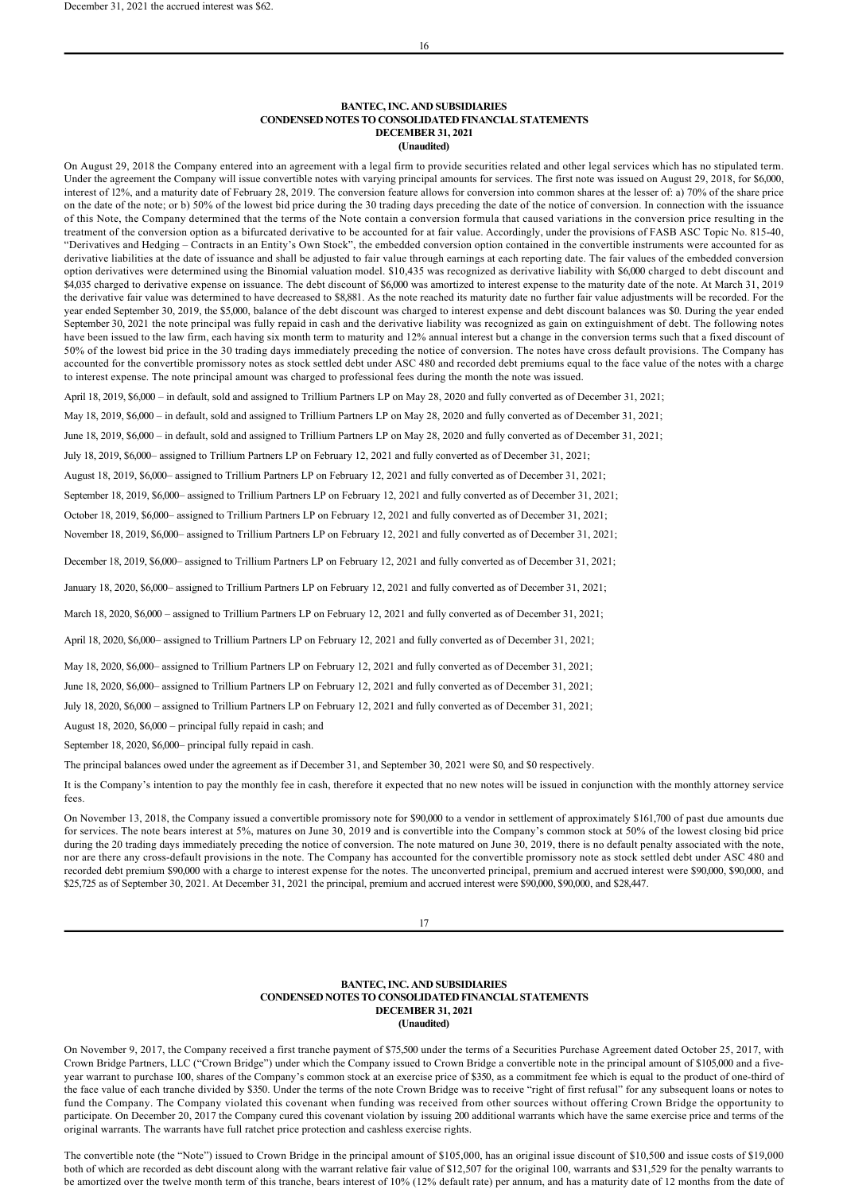December 31, 2021 the accrued interest was $62.

On August 29, 2018 the Company entered into an agreement with a legal firm to provide securities related and other legal services which has no stipulated term. Under the agreement the Company will issue convertible notes with varying principal amounts for services. The first note was issued on August 29, 2018, for $6,000, interest of 12%, and a maturity date of February 28, 2019. The conversion feature allows for conversion into common shares at the lesser of: a) 70% of the share price on the date of the note; or b) 50% of the lowest bid price during the 30 trading days preceding the date of the notice of conversion. In connection with the issuance of this Note, the Company determined that the terms of the Note contain a conversion formula that caused variations in the conversion price resulting in the treatment of the conversion option as a bifurcated derivative to be accounted for at fair value. Accordingly, under the provisions of FASB ASC Topic No. 815-40, "Derivatives and Hedging – Contracts in an Entity's Own Stock", the embedded conversion option contained in the convertible instruments were accounted for as derivative liabilities at the date of issuance and shall be adjusted to fair value through earnings at each reporting date. The fair values of the embedded conversion option derivatives were determined using the Binomial valuation model. $10,435 was recognized as derivative liability with $6,000 charged to debt discount and $4,035 charged to derivative expense on issuance. The debt discount of $6,000 was amortized to interest expense to the maturity date of the note. At March 31, 2019 the derivative fair value was determined to have decreased to $8,881. As the note reached its maturity date no further fair value adjustments will be recorded. For the year ended September 30, 2019, the $5,000, balance of the debt discount was charged to interest expense and debt discount balances was $0. During the year ended September 30, 2021 the note principal was fully repaid in cash and the derivative liability was recognized as gain on extinguishment of debt. The following notes have been issued to the law firm, each having six month term to maturity and 12% annual interest but a change in the conversion terms such that a fixed discount of 50% of the lowest bid price in the 30 trading days immediately preceding the notice of conversion. The notes have cross default provisions. The Company has accounted for the convertible promissory notes as stock settled debt under ASC 480 and recorded debt premiums equal to the face value of the notes with a charge to interest expense. The note principal amount was charged to professional fees during the month the note was issued.

April 18, 2019, $6,000 – in default, sold and assigned to Trillium Partners LP on May 28, 2020 and fully converted as of December 31, 2021;

May 18, 2019, $6,000 – in default, sold and assigned to Trillium Partners LP on May 28, 2020 and fully converted as of December 31, 2021;

June 18, 2019, $6,000 – in default, sold and assigned to Trillium Partners LP on May 28, 2020 and fully converted as of December 31, 2021;

July 18, 2019, $6,000– assigned to Trillium Partners LP on February 12, 2021 and fully converted as of December 31, 2021;

August 18, 2019, $6,000– assigned to Trillium Partners LP on February 12, 2021 and fully converted as of December 31, 2021;

September 18, 2019, $6,000– assigned to Trillium Partners LP on February 12, 2021 and fully converted as of December 31, 2021;

October 18, 2019, $6,000– assigned to Trillium Partners LP on February 12, 2021 and fully converted as of December 31, 2021;

November 18, 2019, $6,000– assigned to Trillium Partners LP on February 12, 2021 and fully converted as of December 31, 2021;

December 18, 2019, $6,000– assigned to Trillium Partners LP on February 12, 2021 and fully converted as of December 31, 2021;

January 18, 2020, $6,000– assigned to Trillium Partners LP on February 12, 2021 and fully converted as of December 31, 2021;

March 18, 2020, $6,000 – assigned to Trillium Partners LP on February 12, 2021 and fully converted as of December 31, 2021;

April 18, 2020, $6,000– assigned to Trillium Partners LP on February 12, 2021 and fully converted as of December 31, 2021;

May 18, 2020, $6,000– assigned to Trillium Partners LP on February 12, 2021 and fully converted as of December 31, 2021;

June 18, 2020, $6,000– assigned to Trillium Partners LP on February 12, 2021 and fully converted as of December 31, 2021;

July 18, 2020, $6,000 – assigned to Trillium Partners LP on February 12, 2021 and fully converted as of December 31, 2021;

August 18, 2020, $6,000 – principal fully repaid in cash; and

September 18, 2020, $6,000– principal fully repaid in cash.

The principal balances owed under the agreement as if December 31, and September 30, 2021 were $0, and $0 respectively.

It is the Company's intention to pay the monthly fee in cash, therefore it expected that no new notes will be issued in conjunction with the monthly attorney service fees.

On November 13, 2018, the Company issued a convertible promissory note for $90,000 to a vendor in settlement of approximately $161,700 of past due amounts due for services. The note bears interest at 5%, matures on June 30, 2019 and is convertible into the Company's common stock at 50% of the lowest closing bid price during the 20 trading days immediately preceding the notice of conversion. The note matured on June 30, 2019, there is no default penalty associated with the note, nor are there any cross-default provisions in the note. The Company has accounted for the convertible promissory note as stock settled debt under ASC 480 and recorded debt premium $90,000 with a charge to interest expense for the notes. The unconverted principal, premium and accrued interest were $90,000, $90,000, and $25,725 as of September 30, 2021. At December 31, 2021 the principal, premium and accrued interest were $90,000, $90,000, and $28,447.

On November 9, 2017, the Company received a first tranche payment of $75,500 under the terms of a Securities Purchase Agreement dated October 25, 2017, with Crown Bridge Partners, LLC ("Crown Bridge") under which the Company issued to Crown Bridge a convertible note in the principal amount of $105,000 and a five-year warrant to purchase 100, shares of the Company's common stock at an exercise price of $350, as a commitment fee which is equal to the product of one-third of the face value of each tranche divided by $350. Under the terms of the note Crown Bridge was to receive "right of first refusal" for any subsequent loans or notes to fund the Company. The Company violated this covenant when funding was received from other sources without offering Crown Bridge the opportunity to participate. On December 20, 2017 the Company cured this covenant violation by issuing 200 additional warrants which have the same exercise price and terms of the original warrants. The warrants have full ratchet price protection and cashless exercise rights.

The convertible note (the "Note") issued to Crown Bridge in the principal amount of $105,000, has an original issue discount of $10,500 and issue costs of $19,000 both of which are recorded as debt discount along with the warrant relative fair value of $12,507 for the original 100, warrants and $31,529 for the penalty warrants to be amortized over the twelve month term of this tranche, bears interest of 10% (12% default rate) per annum, and has a maturity date of 12 months from the date of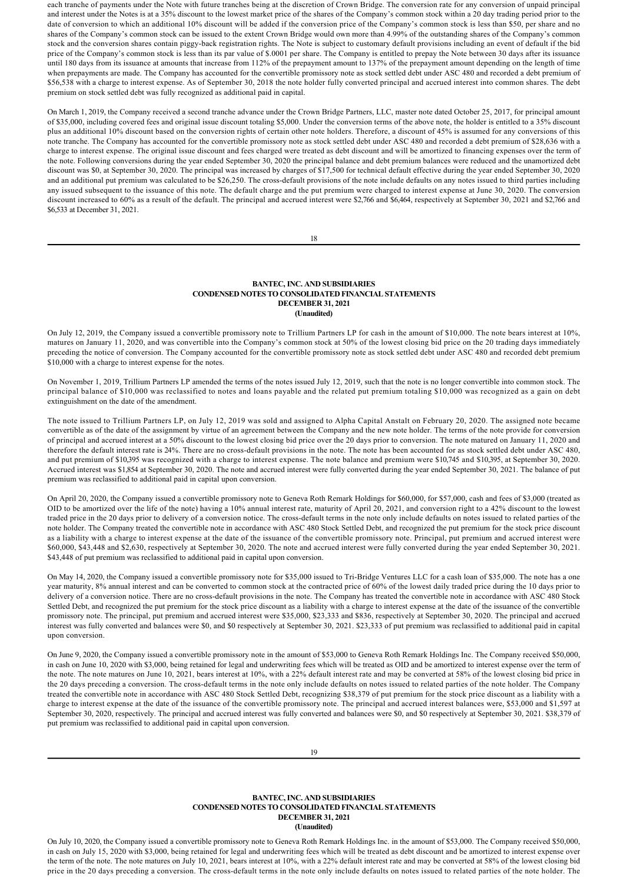each tranche of payments under the Note with future tranches being at the discretion of Crown Bridge. The conversion rate for any conversion of unpaid principal and interest under the Notes is at a 35% discount to the lowest market price of the shares of the Company's common stock within a 20 day trading period prior to the date of conversion to which an additional 10% discount will be added if the conversion price of the Company's common stock is less than $50, per share and no shares of the Company's common stock can be issued to the extent Crown Bridge would own more than 4.99% of the outstanding shares of the Company's common stock and the conversion shares contain piggy-back registration rights. The Note is subject to customary default provisions including an event of default if the bid price of the Company's common stock is less than its par value of $.0001 per share. The Company is entitled to prepay the Note between 30 days after its issuance until 180 days from its issuance at amounts that increase from 112% of the prepayment amount to 137% of the prepayment amount depending on the length of time when prepayments are made. The Company has accounted for the convertible promissory note as stock settled debt under ASC 480 and recorded a debt premium of $56,538 with a charge to interest expense. As of September 30, 2018 the note holder fully converted principal and accrued interest into common shares. The debt premium on stock settled debt was fully recognized as additional paid in capital.

On March 1, 2019, the Company received a second tranche advance under the Crown Bridge Partners, LLC, master note dated October 25, 2017, for principal amount of $35,000, including covered fees and original issue discount totaling $5,000. Under the conversion terms of the above note, the holder is entitled to a 35% discount plus an additional 10% discount based on the conversion rights of certain other note holders. Therefore, a discount of 45% is assumed for any conversions of this note tranche. The Company has accounted for the convertible promissory note as stock settled debt under ASC 480 and recorded a debt premium of $28,636 with a charge to interest expense. The original issue discount and fees charged were treated as debt discount and will be amortized to financing expenses over the term of the note. Following conversions during the year ended September 30, 2020 the principal balance and debt premium balances were reduced and the unamortized debt discount was $0, at September 30, 2020. The principal was increased by charges of $17,500 for technical default effective during the year ended September 30, 2020 and an additional put premium was calculated to be $26,250. The cross-default provisions of the note include defaults on any notes issued to third parties including any issued subsequent to the issuance of this note. The default charge and the put premium were charged to interest expense at June 30, 2020. The conversion discount increased to 60% as a result of the default. The principal and accrued interest were $2,766 and $6,464, respectively at September 30, 2021 and $2,766 and $6,533 at December 31, 2021.

## BANTEC, INC. AND SUBSIDIARIES
## CONDENSED NOTES TO CONSOLIDATED FINANCIAL STATEMENTS
## DECEMBER 31, 2021
## (Unaudited)

On July 12, 2019, the Company issued a convertible promissory note to Trillium Partners LP for cash in the amount of $10,000. The note bears interest at 10%, matures on January 11, 2020, and was convertible into the Company's common stock at 50% of the lowest closing bid price on the 20 trading days immediately preceding the notice of conversion. The Company accounted for the convertible promissory note as stock settled debt under ASC 480 and recorded debt premium $10,000 with a charge to interest expense for the notes.

On November 1, 2019, Trillium Partners LP amended the terms of the notes issued July 12, 2019, such that the note is no longer convertible into common stock. The principal balance of $10,000 was reclassified to notes and loans payable and the related put premium totaling $10,000 was recognized as a gain on debt extinguishment on the date of the amendment.

The note issued to Trillium Partners LP, on July 12, 2019 was sold and assigned to Alpha Capital Anstalt on February 20, 2020. The assigned note became convertible as of the date of the assignment by virtue of an agreement between the Company and the new note holder. The terms of the note provide for conversion of principal and accrued interest at a 50% discount to the lowest closing bid price over the 20 days prior to conversion. The note matured on January 11, 2020 and therefore the default interest rate is 24%. There are no cross-default provisions in the note. The note has been accounted for as stock settled debt under ASC 480, and put premium of $10,395 was recognized with a charge to interest expense. The note balance and premium were $10,745 and $10,395, at September 30, 2020. Accrued interest was $1,854 at September 30, 2020. The note and accrued interest were fully converted during the year ended September 30, 2021. The balance of put premium was reclassified to additional paid in capital upon conversion.

On April 20, 2020, the Company issued a convertible promissory note to Geneva Roth Remark Holdings for $60,000, for $57,000, cash and fees of $3,000 (treated as OID to be amortized over the life of the note) having a 10% annual interest rate, maturity of April 20, 2021, and conversion right to a 42% discount to the lowest traded price in the 20 days prior to delivery of a conversion notice. The cross-default terms in the note only include defaults on notes issued to related parties of the note holder. The Company treated the convertible note in accordance with ASC 480 Stock Settled Debt, and recognized the put premium for the stock price discount as a liability with a charge to interest expense at the date of the issuance of the convertible promissory note. Principal, put premium and accrued interest were $60,000, $43,448 and $2,630, respectively at September 30, 2020. The note and accrued interest were fully converted during the year ended September 30, 2021. $43,448 of put premium was reclassified to additional paid in capital upon conversion.

On May 14, 2020, the Company issued a convertible promissory note for $35,000 issued to Tri-Bridge Ventures LLC for a cash loan of $35,000. The note has a one year maturity, 8% annual interest and can be converted to common stock at the contracted price of 60% of the lowest daily traded price during the 10 days prior to delivery of a conversion notice. There are no cross-default provisions in the note. The Company has treated the convertible note in accordance with ASC 480 Stock Settled Debt, and recognized the put premium for the stock price discount as a liability with a charge to interest expense at the date of the issuance of the convertible promissory note. The principal, put premium and accrued interest were $35,000, $23,333 and $836, respectively at September 30, 2020. The principal and accrued interest was fully converted and balances were $0, and $0 respectively at September 30, 2021. $23,333 of put premium was reclassified to additional paid in capital upon conversion.

On June 9, 2020, the Company issued a convertible promissory note in the amount of $53,000 to Geneva Roth Remark Holdings Inc. The Company received $50,000, in cash on June 10, 2020 with $3,000, being retained for legal and underwriting fees which will be treated as OID and be amortized to interest expense over the term of the note. The note matures on June 10, 2021, bears interest at 10%, with a 22% default interest rate and may be converted at 58% of the lowest closing bid price in the 20 days preceding a conversion. The cross-default terms in the note only include defaults on notes issued to related parties of the note holder. The Company treated the convertible note in accordance with ASC 480 Stock Settled Debt, recognizing $38,379 of put premium for the stock price discount as a liability with a charge to interest expense at the date of the issuance of the convertible promissory note. The principal and accrued interest balances were, $53,000 and $1,597 at September 30, 2020, respectively. The principal and accrued interest was fully converted and balances were $0, and $0 respectively at September 30, 2021. $38,379 of put premium was reclassified to additional paid in capital upon conversion.

## BANTEC, INC. AND SUBSIDIARIES
## CONDENSED NOTES TO CONSOLIDATED FINANCIAL STATEMENTS
## DECEMBER 31, 2021
## (Unaudited)

On July 10, 2020, the Company issued a convertible promissory note to Geneva Roth Remark Holdings Inc. in the amount of $53,000. The Company received $50,000, in cash on July 15, 2020 with $3,000, being retained for legal and underwriting fees which will be treated as debt discount and be amortized to interest expense over the term of the note. The note matures on July 10, 2021, bears interest at 10%, with a 22% default interest rate and may be converted at 58% of the lowest closing bid price in the 20 days preceding a conversion. The cross-default terms in the note only include defaults on notes issued to related parties of the note holder. The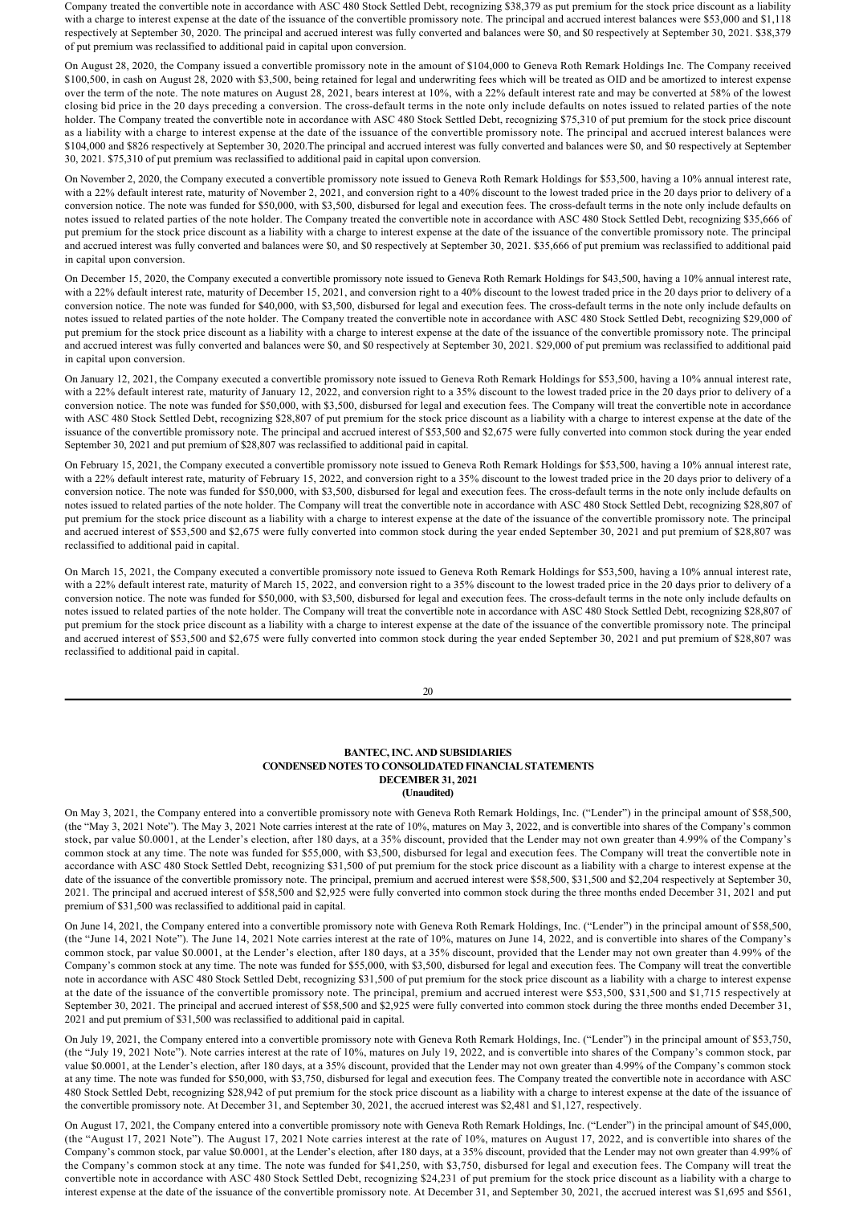Company treated the convertible note in accordance with ASC 480 Stock Settled Debt, recognizing $38,379 as put premium for the stock price discount as a liability with a charge to interest expense at the date of the issuance of the convertible promissory note. The principal and accrued interest balances were $53,000 and $1,118 respectively at September 30, 2020. The principal and accrued interest was fully converted and balances were $0, and $0 respectively at September 30, 2021. $38,379 of put premium was reclassified to additional paid in capital upon conversion.

On August 28, 2020, the Company issued a convertible promissory note in the amount of $104,000 to Geneva Roth Remark Holdings Inc. The Company received $100,500, in cash on August 28, 2020 with $3,500, being retained for legal and underwriting fees which will be treated as OID and be amortized to interest expense over the term of the note. The note matures on August 28, 2021, bears interest at 10%, with a 22% default interest rate and may be converted at 58% of the lowest closing bid price in the 20 days preceding a conversion. The cross-default terms in the note only include defaults on notes issued to related parties of the note holder. The Company treated the convertible note in accordance with ASC 480 Stock Settled Debt, recognizing $75,310 of put premium for the stock price discount as a liability with a charge to interest expense at the date of the issuance of the convertible promissory note. The principal and accrued interest balances were $104,000 and $826 respectively at September 30, 2020.The principal and accrued interest was fully converted and balances were $0, and $0 respectively at September 30, 2021. $75,310 of put premium was reclassified to additional paid in capital upon conversion.

On November 2, 2020, the Company executed a convertible promissory note issued to Geneva Roth Remark Holdings for $53,500, having a 10% annual interest rate, with a 22% default interest rate, maturity of November 2, 2021, and conversion right to a 40% discount to the lowest traded price in the 20 days prior to delivery of a conversion notice. The note was funded for $50,000, with $3,500, disbursed for legal and execution fees. The cross-default terms in the note only include defaults on notes issued to related parties of the note holder. The Company treated the convertible note in accordance with ASC 480 Stock Settled Debt, recognizing $35,666 of put premium for the stock price discount as a liability with a charge to interest expense at the date of the issuance of the convertible promissory note. The principal and accrued interest was fully converted and balances were $0, and $0 respectively at September 30, 2021. $35,666 of put premium was reclassified to additional paid in capital upon conversion.

On December 15, 2020, the Company executed a convertible promissory note issued to Geneva Roth Remark Holdings for $43,500, having a 10% annual interest rate, with a 22% default interest rate, maturity of December 15, 2021, and conversion right to a 40% discount to the lowest traded price in the 20 days prior to delivery of a conversion notice. The note was funded for $40,000, with $3,500, disbursed for legal and execution fees. The cross-default terms in the note only include defaults on notes issued to related parties of the note holder. The Company treated the convertible note in accordance with ASC 480 Stock Settled Debt, recognizing $29,000 of put premium for the stock price discount as a liability with a charge to interest expense at the date of the issuance of the convertible promissory note. The principal and accrued interest was fully converted and balances were $0, and $0 respectively at September 30, 2021. $29,000 of put premium was reclassified to additional paid in capital upon conversion.

On January 12, 2021, the Company executed a convertible promissory note issued to Geneva Roth Remark Holdings for $53,500, having a 10% annual interest rate, with a 22% default interest rate, maturity of January 12, 2022, and conversion right to a 35% discount to the lowest traded price in the 20 days prior to delivery of a conversion notice. The note was funded for $50,000, with $3,500, disbursed for legal and execution fees. The Company will treat the convertible note in accordance with ASC 480 Stock Settled Debt, recognizing $28,807 of put premium for the stock price discount as a liability with a charge to interest expense at the date of the issuance of the convertible promissory note. The principal and accrued interest of $53,500 and $2,675 were fully converted into common stock during the year ended September 30, 2021 and put premium of $28,807 was reclassified to additional paid in capital.

On February 15, 2021, the Company executed a convertible promissory note issued to Geneva Roth Remark Holdings for $53,500, having a 10% annual interest rate, with a 22% default interest rate, maturity of February 15, 2022, and conversion right to a 35% discount to the lowest traded price in the 20 days prior to delivery of a conversion notice. The note was funded for $50,000, with $3,500, disbursed for legal and execution fees. The cross-default terms in the note only include defaults on notes issued to related parties of the note holder. The Company will treat the convertible note in accordance with ASC 480 Stock Settled Debt, recognizing $28,807 of put premium for the stock price discount as a liability with a charge to interest expense at the date of the issuance of the convertible promissory note. The principal and accrued interest of $53,500 and $2,675 were fully converted into common stock during the year ended September 30, 2021 and put premium of $28,807 was reclassified to additional paid in capital.

On March 15, 2021, the Company executed a convertible promissory note issued to Geneva Roth Remark Holdings for $53,500, having a 10% annual interest rate, with a 22% default interest rate, maturity of March 15, 2022, and conversion right to a 35% discount to the lowest traded price in the 20 days prior to delivery of a conversion notice. The note was funded for $50,000, with $3,500, disbursed for legal and execution fees. The cross-default terms in the note only include defaults on notes issued to related parties of the note holder. The Company will treat the convertible note in accordance with ASC 480 Stock Settled Debt, recognizing $28,807 of put premium for the stock price discount as a liability with a charge to interest expense at the date of the issuance of the convertible promissory note. The principal and accrued interest of $53,500 and $2,675 were fully converted into common stock during the year ended September 30, 2021 and put premium of $28,807 was reclassified to additional paid in capital.

**BANTEC, INC. AND SUBSIDIARIES**
**CONDENSED NOTES TO CONSOLIDATED FINANCIAL STATEMENTS**
**DECEMBER 31, 2021**
**(Unaudited)**

On May 3, 2021, the Company entered into a convertible promissory note with Geneva Roth Remark Holdings, Inc. ("Lender") in the principal amount of $58,500, (the "May 3, 2021 Note"). The May 3, 2021 Note carries interest at the rate of 10%, matures on May 3, 2022, and is convertible into shares of the Company's common stock, par value $0.0001, at the Lender's election, after 180 days, at a 35% discount, provided that the Lender may not own greater than 4.99% of the Company's common stock at any time. The note was funded for $55,000, with $3,500, disbursed for legal and execution fees. The Company will treat the convertible note in accordance with ASC 480 Stock Settled Debt, recognizing $31,500 of put premium for the stock price discount as a liability with a charge to interest expense at the date of the issuance of the convertible promissory note. The principal, premium and accrued interest were $58,500, $31,500 and $2,204 respectively at September 30, 2021. The principal and accrued interest of $58,500 and $2,925 were fully converted into common stock during the three months ended December 31, 2021 and put premium of $31,500 was reclassified to additional paid in capital.

On June 14, 2021, the Company entered into a convertible promissory note with Geneva Roth Remark Holdings, Inc. ("Lender") in the principal amount of $58,500, (the "June 14, 2021 Note"). The June 14, 2021 Note carries interest at the rate of 10%, matures on June 14, 2022, and is convertible into shares of the Company's common stock, par value $0.0001, at the Lender's election, after 180 days, at a 35% discount, provided that the Lender may not own greater than 4.99% of the Company's common stock at any time. The note was funded for $55,000, with $3,500, disbursed for legal and execution fees. The Company will treat the convertible note in accordance with ASC 480 Stock Settled Debt, recognizing $31,500 of put premium for the stock price discount as a liability with a charge to interest expense at the date of the issuance of the convertible promissory note. The principal, premium and accrued interest were $53,500, $31,500 and $1,715 respectively at September 30, 2021. The principal and accrued interest of $58,500 and $2,925 were fully converted into common stock during the three months ended December 31, 2021 and put premium of $31,500 was reclassified to additional paid in capital.

On July 19, 2021, the Company entered into a convertible promissory note with Geneva Roth Remark Holdings, Inc. ("Lender") in the principal amount of $53,750, (the "July 19, 2021 Note"). Note carries interest at the rate of 10%, matures on July 19, 2022, and is convertible into shares of the Company's common stock, par value $0.0001, at the Lender's election, after 180 days, at a 35% discount, provided that the Lender may not own greater than 4.99% of the Company's common stock at any time. The note was funded for $50,000, with $3,750, disbursed for legal and execution fees. The Company treated the convertible note in accordance with ASC 480 Stock Settled Debt, recognizing $28,942 of put premium for the stock price discount as a liability with a charge to interest expense at the date of the issuance of the convertible promissory note. At December 31, and September 30, 2021, the accrued interest was $2,481 and $1,127, respectively.

On August 17, 2021, the Company entered into a convertible promissory note with Geneva Roth Remark Holdings, Inc. ("Lender") in the principal amount of $45,000, (the "August 17, 2021 Note"). The August 17, 2021 Note carries interest at the rate of 10%, matures on August 17, 2022, and is convertible into shares of the Company's common stock, par value $0.0001, at the Lender's election, after 180 days, at a 35% discount, provided that the Lender may not own greater than 4.99% of the Company's common stock at any time. The note was funded for $41,250, with $3,750, disbursed for legal and execution fees. The Company will treat the convertible note in accordance with ASC 480 Stock Settled Debt, recognizing $24,231 of put premium for the stock price discount as a liability with a charge to interest expense at the date of the issuance of the convertible promissory note. At December 31, and September 30, 2021, the accrued interest was $1,695 and $561,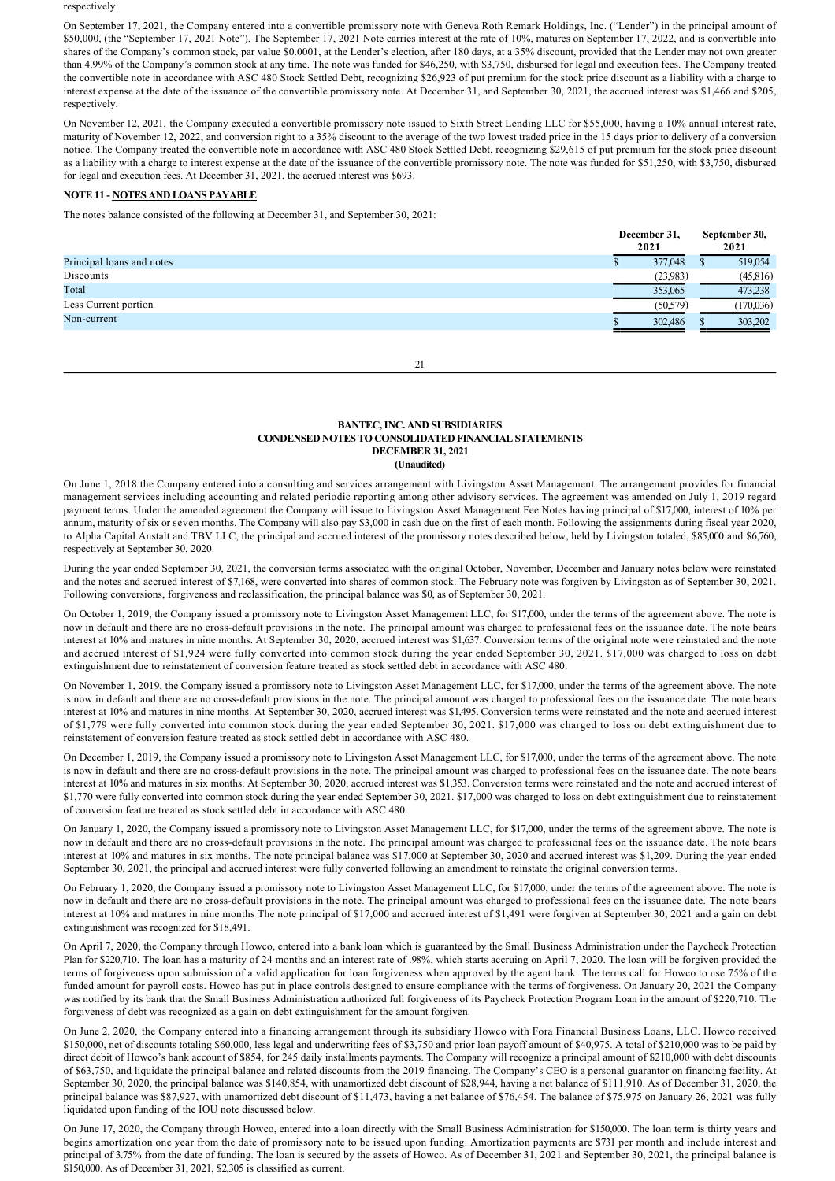respectively.

On September 17, 2021, the Company entered into a convertible promissory note with Geneva Roth Remark Holdings, Inc. ("Lender") in the principal amount of $50,000, (the "September 17, 2021 Note"). The September 17, 2021 Note carries interest at the rate of 10%, matures on September 17, 2022, and is convertible into shares of the Company's common stock, par value $0.0001, at the Lender's election, after 180 days, at a 35% discount, provided that the Lender may not own greater than 4.99% of the Company's common stock at any time. The note was funded for $46,250, with $3,750, disbursed for legal and execution fees. The Company treated the convertible note in accordance with ASC 480 Stock Settled Debt, recognizing $26,923 of put premium for the stock price discount as a liability with a charge to interest expense at the date of the issuance of the convertible promissory note. At December 31, and September 30, 2021, the accrued interest was $1,466 and $205, respectively.

On November 12, 2021, the Company executed a convertible promissory note issued to Sixth Street Lending LLC for $55,000, having a 10% annual interest rate, maturity of November 12, 2022, and conversion right to a 35% discount to the average of the two lowest traded price in the 15 days prior to delivery of a conversion notice. The Company treated the convertible note in accordance with ASC 480 Stock Settled Debt, recognizing $29,615 of put premium for the stock price discount as a liability with a charge to interest expense at the date of the issuance of the convertible promissory note. The note was funded for $51,250, with $3,750, disbursed for legal and execution fees. At December 31, 2021, the accrued interest was $693.

**NOTE 11 - NOTES AND LOANS PAYABLE**

The notes balance consisted of the following at December 31, and September 30, 2021:

| | December 31, 2021 | September 30, 2021 |
|---|---|---|
| Principal loans and notes | $ 377,048 | $ 519,054 |
| Discounts | (23,983) | (45,816) |
| Total | 353,065 | 473,238 |
| Less Current portion | (50,579) | (170,036) |
| Non-current | $ 302,486 | $ 303,202 |

**BANTEC, INC. AND SUBSIDIARIES**
**CONDENSED NOTES TO CONSOLIDATED FINANCIAL STATEMENTS**
**DECEMBER 31, 2021**
**(Unaudited)**

On June 1, 2018 the Company entered into a consulting and services arrangement with Livingston Asset Management. The arrangement provides for financial management services including accounting and related periodic reporting among other advisory services. The agreement was amended on July 1, 2019 regard payment terms. Under the amended agreement the Company will issue to Livingston Asset Management Fee Notes having principal of $17,000, interest of 10% per annum, maturity of six or seven months. The Company will also pay $3,000 in cash due on the first of each month. Following the assignments during fiscal year 2020, to Alpha Capital Anstalt and TBV LLC, the principal and accrued interest of the promissory notes described below, held by Livingston totaled, $85,000 and $6,760, respectively at September 30, 2020.

During the year ended September 30, 2021, the conversion terms associated with the original October, November, December and January notes below were reinstated and the notes and accrued interest of $7,168, were converted into shares of common stock. The February note was forgiven by Livingston as of September 30, 2021. Following conversions, forgiveness and reclassification, the principal balance was $0, as of September 30, 2021.

On October 1, 2019, the Company issued a promissory note to Livingston Asset Management LLC, for $17,000, under the terms of the agreement above. The note is now in default and there are no cross-default provisions in the note. The principal amount was charged to professional fees on the issuance date. The note bears interest at 10% and matures in nine months. At September 30, 2020, accrued interest was $1,637. Conversion terms of the original note were reinstated and the note and accrued interest of $1,924 were fully converted into common stock during the year ended September 30, 2021. $17,000 was charged to loss on debt extinguishment due to reinstatement of conversion feature treated as stock settled debt in accordance with ASC 480.

On November 1, 2019, the Company issued a promissory note to Livingston Asset Management LLC, for $17,000, under the terms of the agreement above. The note is now in default and there are no cross-default provisions in the note. The principal amount was charged to professional fees on the issuance date. The note bears interest at 10% and matures in nine months. At September 30, 2020, accrued interest was $1,495. Conversion terms were reinstated and the note and accrued interest of $1,779 were fully converted into common stock during the year ended September 30, 2021. $17,000 was charged to loss on debt extinguishment due to reinstatement of conversion feature treated as stock settled debt in accordance with ASC 480.

On December 1, 2019, the Company issued a promissory note to Livingston Asset Management LLC, for $17,000, under the terms of the agreement above. The note is now in default and there are no cross-default provisions in the note. The principal amount was charged to professional fees on the issuance date. The note bears interest at 10% and matures in six months. At September 30, 2020, accrued interest was $1,353. Conversion terms were reinstated and the note and accrued interest of $1,770 were fully converted into common stock during the year ended September 30, 2021. $17,000 was charged to loss on debt extinguishment due to reinstatement of conversion feature treated as stock settled debt in accordance with ASC 480.

On January 1, 2020, the Company issued a promissory note to Livingston Asset Management LLC, for $17,000, under the terms of the agreement above. The note is now in default and there are no cross-default provisions in the note. The principal amount was charged to professional fees on the issuance date. The note bears interest at 10% and matures in six months. The note principal balance was $17,000 at September 30, 2020 and accrued interest was $1,209. During the year ended September 30, 2021, the principal and accrued interest were fully converted following an amendment to reinstate the original conversion terms.

On February 1, 2020, the Company issued a promissory note to Livingston Asset Management LLC, for $17,000, under the terms of the agreement above. The note is now in default and there are no cross-default provisions in the note. The principal amount was charged to professional fees on the issuance date. The note bears interest at 10% and matures in nine months The note principal of $17,000 and accrued interest of $1,491 were forgiven at September 30, 2021 and a gain on debt extinguishment was recognized for $18,491.

On April 7, 2020, the Company through Howco, entered into a bank loan which is guaranteed by the Small Business Administration under the Paycheck Protection Plan for $220,710. The loan has a maturity of 24 months and an interest rate of .98%, which starts accruing on April 7, 2020. The loan will be forgiven provided the terms of forgiveness upon submission of a valid application for loan forgiveness when approved by the agent bank. The terms call for Howco to use 75% of the funded amount for payroll costs. Howco has put in place controls designed to ensure compliance with the terms of forgiveness. On January 20, 2021 the Company was notified by its bank that the Small Business Administration authorized full forgiveness of its Paycheck Protection Program Loan in the amount of $220,710. The forgiveness of debt was recognized as a gain on debt extinguishment for the amount forgiven.

On June 2, 2020, the Company entered into a financing arrangement through its subsidiary Howco with Fora Financial Business Loans, LLC. Howco received $150,000, net of discounts totaling $60,000, less legal and underwriting fees of $3,750 and prior loan payoff amount of $40,975. A total of $210,000 was to be paid by direct debit of Howco's bank account of $854, for 245 daily installments payments. The Company will recognize a principal amount of $210,000 with debt discounts of $63,750, and liquidate the principal balance and related discounts from the 2019 financing. The Company's CEO is a personal guarantor on financing facility. At September 30, 2020, the principal balance was $140,854, with unamortized debt discount of $28,944, having a net balance of $111,910. As of December 31, 2020, the principal balance was $87,927, with unamortized debt discount of $11,473, having a net balance of $76,454. The balance of $75,975 on January 26, 2021 was fully liquidated upon funding of the IOU note discussed below.

On June 17, 2020, the Company through Howco, entered into a loan directly with the Small Business Administration for $150,000. The loan term is thirty years and begins amortization one year from the date of promissory note to be issued upon funding. Amortization payments are $731 per month and include interest and principal of 3.75% from the date of funding. The loan is secured by the assets of Howco. As of December 31, 2021 and September 30, 2021, the principal balance is $150,000. As of December 31, 2021, $2,305 is classified as current.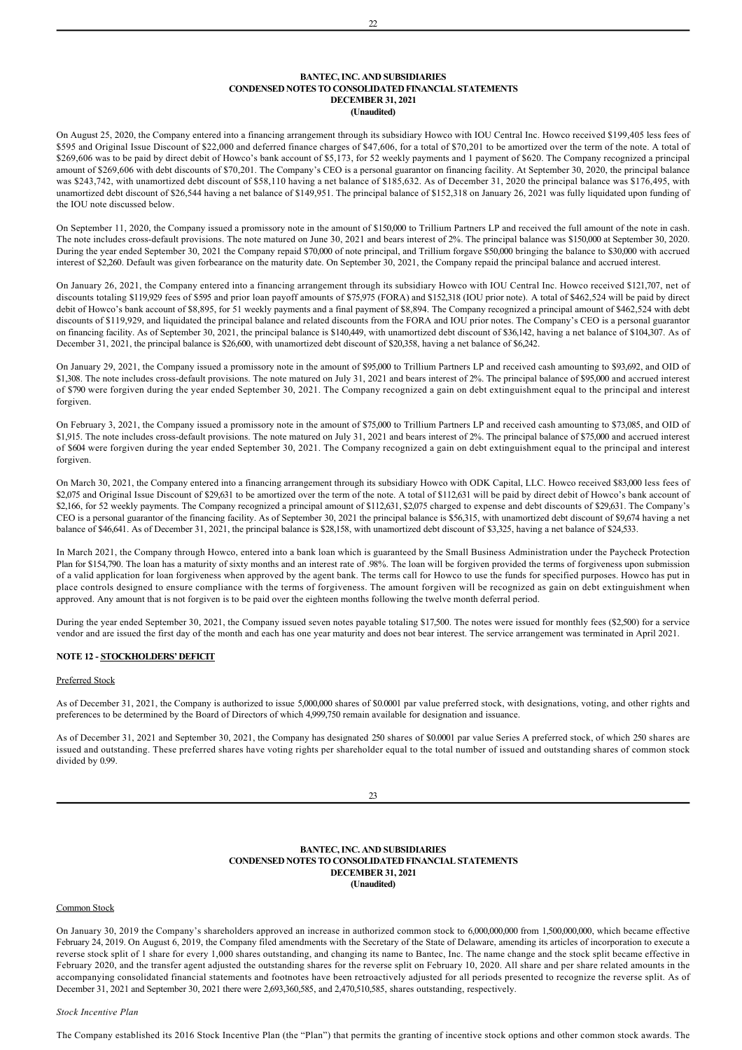**BANTEC, INC. AND SUBSIDIARIES**
**CONDENSED NOTES TO CONSOLIDATED FINANCIAL STATEMENTS**
**DECEMBER 31, 2021**
**(Unaudited)**

On August 25, 2020, the Company entered into a financing arrangement through its subsidiary Howco with IOU Central Inc. Howco received $199,405 less fees of $595 and Original Issue Discount of $22,000 and deferred finance charges of $47,606, for a total of $70,201 to be amortized over the term of the note. A total of $269,606 was to be paid by direct debit of Howco's bank account of $5,173, for 52 weekly payments and 1 payment of $620. The Company recognized a principal amount of $269,606 with debt discounts of $70,201. The Company's CEO is a personal guarantor on financing facility. At September 30, 2020, the principal balance was $243,742, with unamortized debt discount of $58,110 having a net balance of $185,632. As of December 31, 2020 the principal balance was $176,495, with unamortized debt discount of $26,544 having a net balance of $149,951. The principal balance of $152,318 on January 26, 2021 was fully liquidated upon funding of the IOU note discussed below.

On September 11, 2020, the Company issued a promissory note in the amount of $150,000 to Trillium Partners LP and received the full amount of the note in cash. The note includes cross-default provisions. The note matured on June 30, 2021 and bears interest of 2%. The principal balance was $150,000 at September 30, 2020. During the year ended September 30, 2021 the Company repaid $70,000 of note principal, and Trillium forgave $50,000 bringing the balance to $30,000 with accrued interest of $2,260. Default was given forbearance on the maturity date. On September 30, 2021, the Company repaid the principal balance and accrued interest.

On January 26, 2021, the Company entered into a financing arrangement through its subsidiary Howco with IOU Central Inc. Howco received $121,707, net of discounts totaling $119,929 fees of $595 and prior loan payoff amounts of $75,975 (FORA) and $152,318 (IOU prior note). A total of $462,524 will be paid by direct debit of Howco's bank account of $8,895, for 51 weekly payments and a final payment of $8,894. The Company recognized a principal amount of $462,524 with debt discounts of $119,929, and liquidated the principal balance and related discounts from the FORA and IOU prior notes. The Company's CEO is a personal guarantor on financing facility. As of September 30, 2021, the principal balance is $140,449, with unamortized debt discount of $36,142, having a net balance of $104,307. As of December 31, 2021, the principal balance is $26,600, with unamortized debt discount of $20,358, having a net balance of $6,242.

On January 29, 2021, the Company issued a promissory note in the amount of $95,000 to Trillium Partners LP and received cash amounting to $93,692, and OID of $1,308. The note includes cross-default provisions. The note matured on July 31, 2021 and bears interest of 2%. The principal balance of $95,000 and accrued interest of $790 were forgiven during the year ended September 30, 2021. The Company recognized a gain on debt extinguishment equal to the principal and interest forgiven.

On February 3, 2021, the Company issued a promissory note in the amount of $75,000 to Trillium Partners LP and received cash amounting to $73,085, and OID of $1,915. The note includes cross-default provisions. The note matured on July 31, 2021 and bears interest of 2%. The principal balance of $75,000 and accrued interest of $604 were forgiven during the year ended September 30, 2021. The Company recognized a gain on debt extinguishment equal to the principal and interest forgiven.

On March 30, 2021, the Company entered into a financing arrangement through its subsidiary Howco with ODK Capital, LLC. Howco received $83,000 less fees of $2,075 and Original Issue Discount of $29,631 to be amortized over the term of the note. A total of $112,631 will be paid by direct debit of Howco's bank account of $2,166, for 52 weekly payments. The Company recognized a principal amount of $112,631, $2,075 charged to expense and debt discounts of $29,631. The Company's CEO is a personal guarantor of the financing facility. As of September 30, 2021 the principal balance is $56,315, with unamortized debt discount of $9,674 having a net balance of $46,641. As of December 31, 2021, the principal balance is $28,158, with unamortized debt discount of $3,325, having a net balance of $24,533.

In March 2021, the Company through Howco, entered into a bank loan which is guaranteed by the Small Business Administration under the Paycheck Protection Plan for $154,790. The loan has a maturity of sixty months and an interest rate of .98%. The loan will be forgiven provided the terms of forgiveness upon submission of a valid application for loan forgiveness when approved by the agent bank. The terms call for Howco to use the funds for specified purposes. Howco has put in place controls designed to ensure compliance with the terms of forgiveness. The amount forgiven will be recognized as gain on debt extinguishment when approved. Any amount that is not forgiven is to be paid over the eighteen months following the twelve month deferral period.

During the year ended September 30, 2021, the Company issued seven notes payable totaling $17,500. The notes were issued for monthly fees ($2,500) for a service vendor and are issued the first day of the month and each has one year maturity and does not bear interest. The service arrangement was terminated in April 2021.

## NOTE 12 - STOCKHOLDERS' DEFICIT

Preferred Stock

As of December 31, 2021, the Company is authorized to issue 5,000,000 shares of $0.0001 par value preferred stock, with designations, voting, and other rights and preferences to be determined by the Board of Directors of which 4,999,750 remain available for designation and issuance.

As of December 31, 2021 and September 30, 2021, the Company has designated 250 shares of $0.0001 par value Series A preferred stock, of which 250 shares are issued and outstanding. These preferred shares have voting rights per shareholder equal to the total number of issued and outstanding shares of common stock divided by 0.99.

**BANTEC, INC. AND SUBSIDIARIES**
**CONDENSED NOTES TO CONSOLIDATED FINANCIAL STATEMENTS**
**DECEMBER 31, 2021**
**(Unaudited)**

Common Stock

On January 30, 2019 the Company's shareholders approved an increase in authorized common stock to 6,000,000,000 from 1,500,000,000, which became effective February 24, 2019. On August 6, 2019, the Company filed amendments with the Secretary of the State of Delaware, amending its articles of incorporation to execute a reverse stock split of 1 share for every 1,000 shares outstanding, and changing its name to Bantec, Inc. The name change and the stock split became effective in February 2020, and the transfer agent adjusted the outstanding shares for the reverse split on February 10, 2020. All share and per share related amounts in the accompanying consolidated financial statements and footnotes have been retroactively adjusted for all periods presented to recognize the reverse split. As of December 31, 2021 and September 30, 2021 there were 2,693,360,585, and 2,470,510,585, shares outstanding, respectively.

*Stock Incentive Plan*

The Company established its 2016 Stock Incentive Plan (the "Plan") that permits the granting of incentive stock options and other common stock awards. The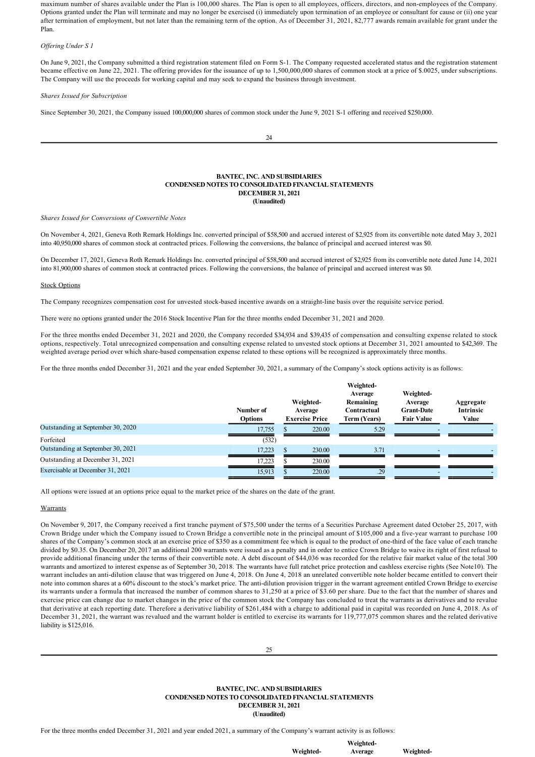maximum number of shares available under the Plan is 100,000 shares. The Plan is open to all employees, officers, directors, and non-employees of the Company. Options granted under the Plan will terminate and may no longer be exercised (i) immediately upon termination of an employee or consultant for cause or (ii) one year after termination of employment, but not later than the remaining term of the option. As of December 31, 2021, 82,777 awards remain available for grant under the Plan.

*Offering Under S 1*

On June 9, 2021, the Company submitted a third registration statement filed on Form S-1. The Company requested accelerated status and the registration statement became effective on June 22, 2021. The offering provides for the issuance of up to 1,500,000,000 shares of common stock at a price of $.0025, under subscriptions. The Company will use the proceeds for working capital and may seek to expand the business through investment.

*Shares Issued for Subscription*

Since September 30, 2021, the Company issued 100,000,000 shares of common stock under the June 9, 2021 S-1 offering and received $250,000.

**BANTEC, INC. AND SUBSIDIARIES**
**CONDENSED NOTES TO CONSOLIDATED FINANCIAL STATEMENTS**
**DECEMBER 31, 2021**
**(Unaudited)**

*Shares Issued for Conversions of Convertible Notes*

On November 4, 2021, Geneva Roth Remark Holdings Inc. converted principal of $58,500 and accrued interest of $2,925 from its convertible note dated May 3, 2021 into 40,950,000 shares of common stock at contracted prices. Following the conversions, the balance of principal and accrued interest was $0.

On December 17, 2021, Geneva Roth Remark Holdings Inc. converted principal of $58,500 and accrued interest of $2,925 from its convertible note dated June 14, 2021 into 81,900,000 shares of common stock at contracted prices. Following the conversions, the balance of principal and accrued interest was $0.

Stock Options

The Company recognizes compensation cost for unvested stock-based incentive awards on a straight-line basis over the requisite service period.

There were no options granted under the 2016 Stock Incentive Plan for the three months ended December 31, 2021 and 2020.

For the three months ended December 31, 2021 and 2020, the Company recorded $34,934 and $39,435 of compensation and consulting expense related to stock options, respectively. Total unrecognized compensation and consulting expense related to unvested stock options at December 31, 2021 amounted to $42,369. The weighted average period over which share-based compensation expense related to these options will be recognized is approximately three months.

For the three months ended December 31, 2021 and the year ended September 30, 2021, a summary of the Company's stock options activity is as follows:

| | Number of Options | Weighted-Average Exercise Price | Weighted-Average Remaining Contractual Term (Years) | Weighted-Average Grant-Date Fair Value | Aggregate Intrinsic Value |
|---|---|---|---|---|---|
| Outstanding at September 30, 2020 | 17,755 | $ 220.00 | 5.29 | - | - |
| Forfeited | (532) | | | | |
| Outstanding at September 30, 2021 | 17,223 | $ 230.00 | 3.71 | - | - |
| Outstanding at December 31, 2021 | 17,223 | $ 230.00 | | | |
| Exercisable at December 31, 2021 | 15,913 | $ 220.00 | .29 | - | - |

All options were issued at an options price equal to the market price of the shares on the date of the grant.

Warrants

On November 9, 2017, the Company received a first tranche payment of $75,500 under the terms of a Securities Purchase Agreement dated October 25, 2017, with Crown Bridge under which the Company issued to Crown Bridge a convertible note in the principal amount of $105,000 and a five-year warrant to purchase 100 shares of the Company's common stock at an exercise price of $350 as a commitment fee which is equal to the product of one-third of the face value of each tranche divided by $0.35. On December 20, 2017 an additional 200 warrants were issued as a penalty and in order to entice Crown Bridge to waive its right of first refusal to provide additional financing under the terms of their convertible note. A debt discount of $44,036 was recorded for the relative fair market value of the total 300 warrants and amortized to interest expense as of September 30, 2018. The warrants have full ratchet price protection and cashless exercise rights (See Note10). The warrant includes an anti-dilution clause that was triggered on June 4, 2018. On June 4, 2018 an unrelated convertible note holder became entitled to convert their note into common shares at a 60% discount to the stock's market price. The anti-dilution provision trigger in the warrant agreement entitled Crown Bridge to exercise its warrants under a formula that increased the number of common shares to 31,250 at a price of $3.60 per share. Due to the fact that the number of shares and exercise price can change due to market changes in the price of the common stock the Company has concluded to treat the warrants as derivatives and to revalue that derivative at each reporting date. Therefore a derivative liability of $261,484 with a charge to additional paid in capital was recorded on June 4, 2018. As of December 31, 2021, the warrant was revalued and the warrant holder is entitled to exercise its warrants for 119,777,075 common shares and the related derivative liability is $125,016.

**BANTEC, INC. AND SUBSIDIARIES**
**CONDENSED NOTES TO CONSOLIDATED FINANCIAL STATEMENTS**
**DECEMBER 31, 2021**
**(Unaudited)**

For the three months ended December 31, 2021 and year ended 2021, a summary of the Company's warrant activity is as follows: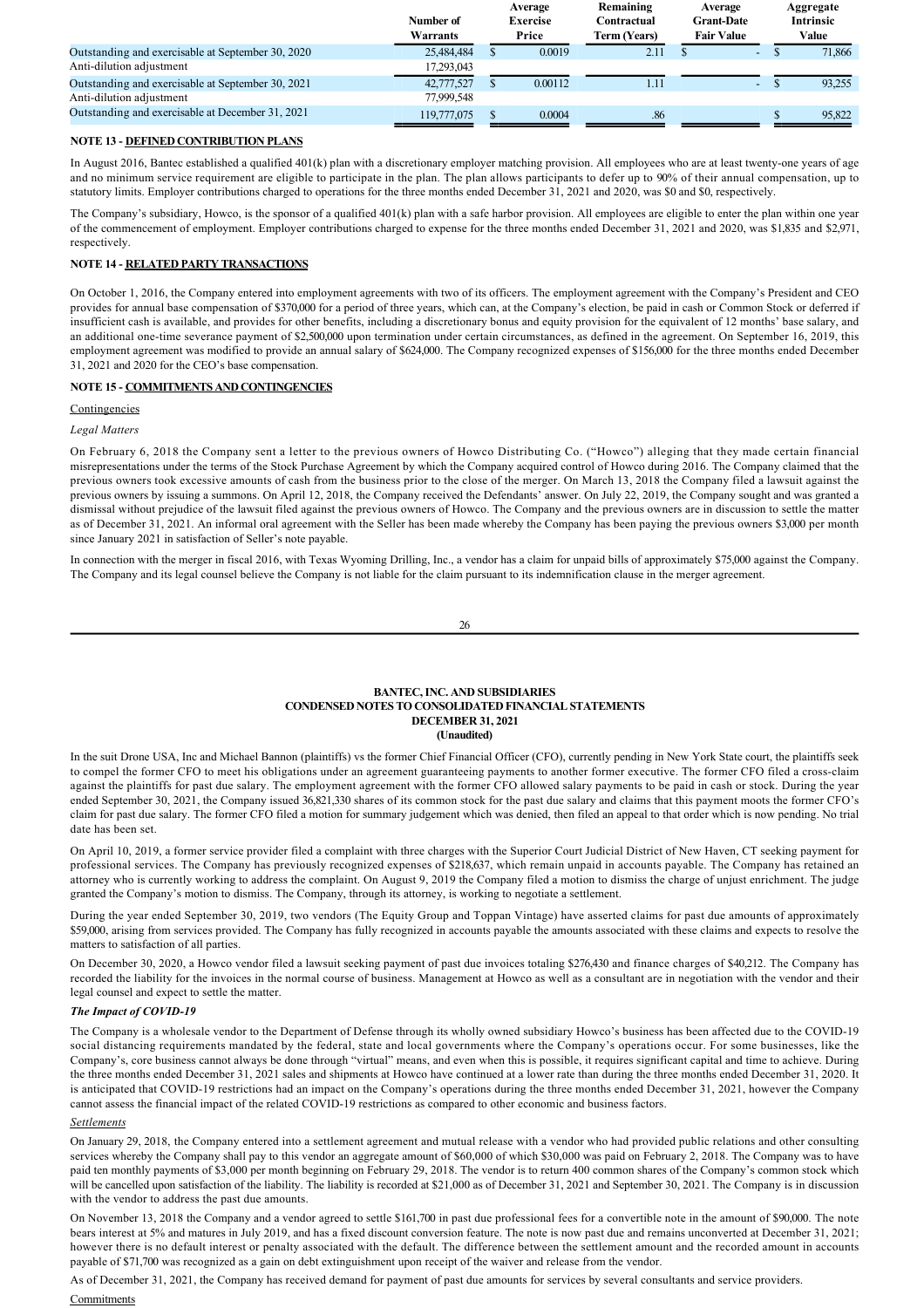| | Number of Warrants | Average Exercise Price | Remaining Contractual Term (Years) | Average Grant-Date Fair Value | Aggregate Intrinsic Value |
|---|---|---|---|---|---|
| Outstanding and exercisable at September 30, 2020 | 25,484,484 | $ 0.0019 | 2.11 | $ - | $ 71,866 |
| Anti-dilution adjustment | 17,293,043 | | | | |
| Outstanding and exercisable at September 30, 2021 | 42,777,527 | $ 0.00112 | 1.11 | - | $ 93,255 |
| Anti-dilution adjustment | 77,999,548 | | | | |
| Outstanding and exercisable at December 31, 2021 | 119,777,075 | $ 0.0004 | .86 | | $ 95,822 |

### NOTE 13 - DEFINED CONTRIBUTION PLANS

In August 2016, Bantec established a qualified 401(k) plan with a discretionary employer matching provision. All employees who are at least twenty-one years of age and no minimum service requirement are eligible to participate in the plan. The plan allows participants to defer up to 90% of their annual compensation, up to statutory limits. Employer contributions charged to operations for the three months ended December 31, 2021 and 2020, was $0 and $0, respectively.

The Company's subsidiary, Howco, is the sponsor of a qualified 401(k) plan with a safe harbor provision. All employees are eligible to enter the plan within one year of the commencement of employment. Employer contributions charged to expense for the three months ended December 31, 2021 and 2020, was $1,835 and $2,971, respectively.

### NOTE 14 - RELATED PARTY TRANSACTIONS

On October 1, 2016, the Company entered into employment agreements with two of its officers. The employment agreement with the Company's President and CEO provides for annual base compensation of $370,000 for a period of three years, which can, at the Company's election, be paid in cash or Common Stock or deferred if insufficient cash is available, and provides for other benefits, including a discretionary bonus and equity provision for the equivalent of 12 months' base salary, and an additional one-time severance payment of $2,500,000 upon termination under certain circumstances, as defined in the agreement. On September 16, 2019, this employment agreement was modified to provide an annual salary of $624,000. The Company recognized expenses of $156,000 for the three months ended December 31, 2021 and 2020 for the CEO's base compensation.

### NOTE 15 - COMMITMENTS AND CONTINGENCIES

Contingencies

*Legal Matters*

On February 6, 2018 the Company sent a letter to the previous owners of Howco Distributing Co. ("Howco") alleging that they made certain financial misrepresentations under the terms of the Stock Purchase Agreement by which the Company acquired control of Howco during 2016. The Company claimed that the previous owners took excessive amounts of cash from the business prior to the close of the merger. On March 13, 2018 the Company filed a lawsuit against the previous owners by issuing a summons. On April 12, 2018, the Company received the Defendants' answer. On July 22, 2019, the Company sought and was granted a dismissal without prejudice of the lawsuit filed against the previous owners of Howco. The Company and the previous owners are in discussion to settle the matter as of December 31, 2021. An informal oral agreement with the Seller has been made whereby the Company has been paying the previous owners $3,000 per month since January 2021 in satisfaction of Seller's note payable.

In connection with the merger in fiscal 2016, with Texas Wyoming Drilling, Inc., a vendor has a claim for unpaid bills of approximately $75,000 against the Company. The Company and its legal counsel believe the Company is not liable for the claim pursuant to its indemnification clause in the merger agreement.

In the suit Drone USA, Inc and Michael Bannon (plaintiffs) vs the former Chief Financial Officer (CFO), currently pending in New York State court, the plaintiffs seek to compel the former CFO to meet his obligations under an agreement guaranteeing payments to another former executive. The former CFO filed a cross-claim against the plaintiffs for past due salary. The employment agreement with the former CFO allowed salary payments to be paid in cash or stock. During the year ended September 30, 2021, the Company issued 36,821,330 shares of its common stock for the past due salary and claims that this payment moots the former CFO's claim for past due salary. The former CFO filed a motion for summary judgement which was denied, then filed an appeal to that order which is now pending. No trial date has been set.

On April 10, 2019, a former service provider filed a complaint with three charges with the Superior Court Judicial District of New Haven, CT seeking payment for professional services. The Company has previously recognized expenses of $218,637, which remain unpaid in accounts payable. The Company has retained an attorney who is currently working to address the complaint. On August 9, 2019 the Company filed a motion to dismiss the charge of unjust enrichment. The judge granted the Company's motion to dismiss. The Company, through its attorney, is working to negotiate a settlement.

During the year ended September 30, 2019, two vendors (The Equity Group and Toppan Vintage) have asserted claims for past due amounts of approximately $59,000, arising from services provided. The Company has fully recognized in accounts payable the amounts associated with these claims and expects to resolve the matters to satisfaction of all parties.

On December 30, 2020, a Howco vendor filed a lawsuit seeking payment of past due invoices totaling $276,430 and finance charges of $40,212. The Company has recorded the liability for the invoices in the normal course of business. Management at Howco as well as a consultant are in negotiation with the vendor and their legal counsel and expect to settle the matter.

***The Impact of COVID-19***

The Company is a wholesale vendor to the Department of Defense through its wholly owned subsidiary Howco's business has been affected due to the COVID-19 social distancing requirements mandated by the federal, state and local governments where the Company's operations occur. For some businesses, like the Company's, core business cannot always be done through "virtual" means, and even when this is possible, it requires significant capital and time to achieve. During the three months ended December 31, 2021 sales and shipments at Howco have continued at a lower rate than during the three months ended December 31, 2020. It is anticipated that COVID-19 restrictions had an impact on the Company's operations during the three months ended December 31, 2021, however the Company cannot assess the financial impact of the related COVID-19 restrictions as compared to other economic and business factors.

Settlements

On January 29, 2018, the Company entered into a settlement agreement and mutual release with a vendor who had provided public relations and other consulting services whereby the Company shall pay to this vendor an aggregate amount of $60,000 of which $30,000 was paid on February 2, 2018. The Company was to have paid ten monthly payments of $3,000 per month beginning on February 29, 2018. The vendor is to return 400 common shares of the Company's common stock which will be cancelled upon satisfaction of the liability. The liability is recorded at $21,000 as of December 31, 2021 and September 30, 2021. The Company is in discussion with the vendor to address the past due amounts.

On November 13, 2018 the Company and a vendor agreed to settle $161,700 in past due professional fees for a convertible note in the amount of $90,000. The note bears interest at 5% and matures in July 2019, and has a fixed discount conversion feature. The note is now past due and remains unconverted at December 31, 2021; however there is no default interest or penalty associated with the default. The difference between the settlement amount and the recorded amount in accounts payable of $71,700 was recognized as a gain on debt extinguishment upon receipt of the waiver and release from the vendor.

As of December 31, 2021, the Company has received demand for payment of past due amounts for services by several consultants and service providers.

Commitments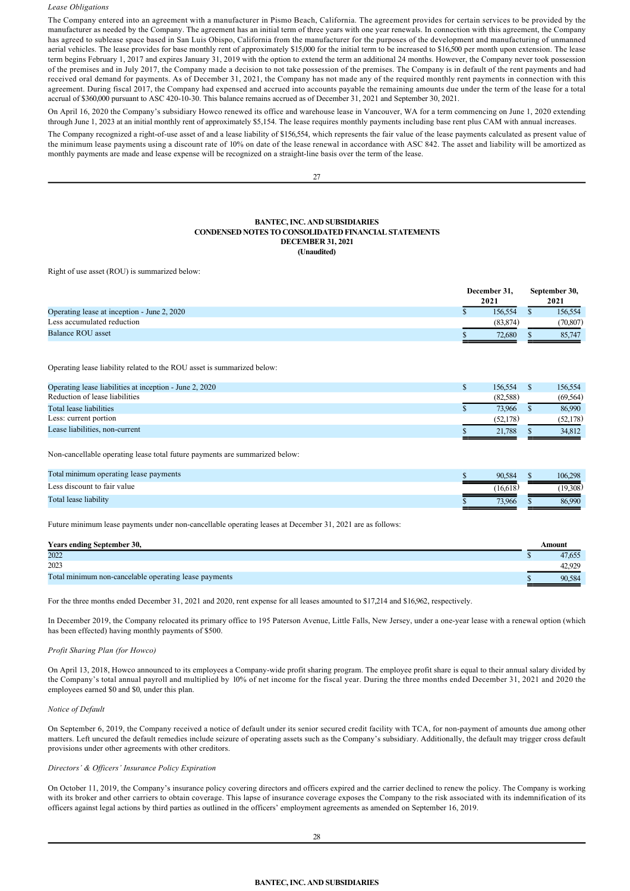*Lease Obligations*

The Company entered into an agreement with a manufacturer in Pismo Beach, California. The agreement provides for certain services to be provided by the manufacturer as needed by the Company. The agreement has an initial term of three years with one year renewals. In connection with this agreement, the Company has agreed to sublease space based in San Luis Obispo, California from the manufacturer for the purposes of the development and manufacturing of unmanned aerial vehicles. The lease provides for base monthly rent of approximately $15,000 for the initial term to be increased to $16,500 per month upon extension. The lease term begins February 1, 2017 and expires January 31, 2019 with the option to extend the term an additional 24 months. However, the Company never took possession of the premises and in July 2017, the Company made a decision to not take possession of the premises. The Company is in default of the rent payments and had received oral demand for payments. As of December 31, 2021, the Company has not made any of the required monthly rent payments in connection with this agreement. During fiscal 2017, the Company had expensed and accrued into accounts payable the remaining amounts due under the term of the lease for a total accrual of $360,000 pursuant to ASC 420-10-30. This balance remains accrued as of December 31, 2021 and September 30, 2021.

On April 16, 2020 the Company's subsidiary Howco renewed its office and warehouse lease in Vancouver, WA for a term commencing on June 1, 2020 extending through June 1, 2023 at an initial monthly rent of approximately $5,154. The lease requires monthly payments including base rent plus CAM with annual increases.

The Company recognized a right-of-use asset of and a lease liability of $156,554, which represents the fair value of the lease payments calculated as present value of the minimum lease payments using a discount rate of 10% on date of the lease renewal in accordance with ASC 842. The asset and liability will be amortized as monthly payments are made and lease expense will be recognized on a straight-line basis over the term of the lease.

**BANTEC, INC. AND SUBSIDIARIES**
**CONDENSED NOTES TO CONSOLIDATED FINANCIAL STATEMENTS**
**DECEMBER 31, 2021**
**(Unaudited)**

Right of use asset (ROU) is summarized below:

| | December 31, 2021 | September 30, 2021 |
|---|---|---|
| Operating lease at inception - June 2, 2020 | $ 156,554 | $ 156,554 |
| Less accumulated reduction | (83,874) | (70,807) |
| Balance ROU asset | $ 72,680 | $ 85,747 |

Operating lease liability related to the ROU asset is summarized below:

| | December 31, 2021 | September 30, 2021 |
|---|---|---|
| Operating lease liabilities at inception - June 2, 2020 | $ 156,554 | $ 156,554 |
| Reduction of lease liabilities | (82,588) | (69,564) |
| Total lease liabilities | $ 73,966 | $ 86,990 |
| Less: current portion | (52,178) | (52,178) |
| Lease liabilities, non-current | $ 21,788 | $ 34,812 |

Non-cancellable operating lease total future payments are summarized below:

| | December 31, 2021 | September 30, 2021 |
|---|---|---|
| Total minimum operating lease payments | $ 90,584 | $ 106,298 |
| Less discount to fair value | (16,618) | (19,308) |
| Total lease liability | $ 73,966 | $ 86,990 |

Future minimum lease payments under non-cancellable operating leases at December 31, 2021 are as follows:

| Years ending September 30, | Amount |
|---|---|
| 2022 | $ 47,655 |
| 2023 | 42,929 |
| Total minimum non-cancelable operating lease payments | $ 90,584 |

For the three months ended December 31, 2021 and 2020, rent expense for all leases amounted to $17,214 and $16,962, respectively.

In December 2019, the Company relocated its primary office to 195 Paterson Avenue, Little Falls, New Jersey, under a one-year lease with a renewal option (which has been effected) having monthly payments of $500.

*Profit Sharing Plan (for Howco)*

On April 13, 2018, Howco announced to its employees a Company-wide profit sharing program. The employee profit share is equal to their annual salary divided by the Company's total annual payroll and multiplied by 10% of net income for the fiscal year. During the three months ended December 31, 2021 and 2020 the employees earned $0 and $0, under this plan.

*Notice of Default*

On September 6, 2019, the Company received a notice of default under its senior secured credit facility with TCA, for non-payment of amounts due among other matters. Left uncured the default remedies include seizure of operating assets such as the Company's subsidiary. Additionally, the default may trigger cross default provisions under other agreements with other creditors.

*Directors' & Officers' Insurance Policy Expiration*

On October 11, 2019, the Company's insurance policy covering directors and officers expired and the carrier declined to renew the policy. The Company is working with its broker and other carriers to obtain coverage. This lapse of insurance coverage exposes the Company to the risk associated with its indemnification of its officers against legal actions by third parties as outlined in the officers' employment agreements as amended on September 16, 2019.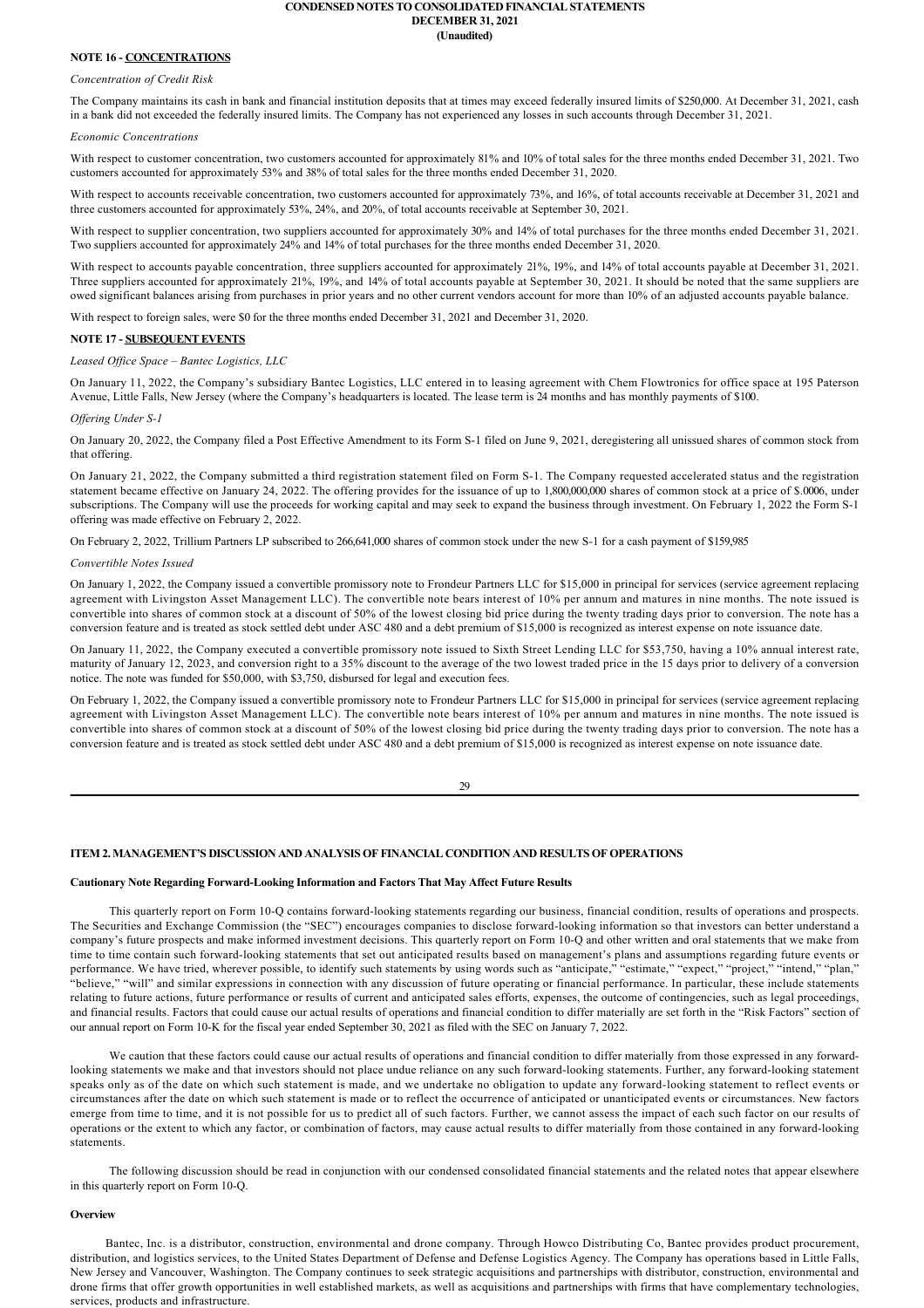**NOTE 16 - CONCENTRATIONS**

*Concentration of Credit Risk*

The Company maintains its cash in bank and financial institution deposits that at times may exceed federally insured limits of $250,000. At December 31, 2021, cash in a bank did not exceeded the federally insured limits. The Company has not experienced any losses in such accounts through December 31, 2021.

*Economic Concentrations*

With respect to customer concentration, two customers accounted for approximately 81% and 10% of total sales for the three months ended December 31, 2021. Two customers accounted for approximately 53% and 38% of total sales for the three months ended December 31, 2020.

With respect to accounts receivable concentration, two customers accounted for approximately 73%, and 16%, of total accounts receivable at December 31, 2021 and three customers accounted for approximately 53%, 24%, and 20%, of total accounts receivable at September 30, 2021.

With respect to supplier concentration, two suppliers accounted for approximately 30% and 14% of total purchases for the three months ended December 31, 2021. Two suppliers accounted for approximately 24% and 14% of total purchases for the three months ended December 31, 2020.

With respect to accounts payable concentration, three suppliers accounted for approximately 21%, 19%, and 14% of total accounts payable at December 31, 2021. Three suppliers accounted for approximately 21%, 19%, and 14% of total accounts payable at September 30, 2021. It should be noted that the same suppliers are owed significant balances arising from purchases in prior years and no other current vendors account for more than 10% of an adjusted accounts payable balance.

With respect to foreign sales, were $0 for the three months ended December 31, 2021 and December 31, 2020.

**NOTE 17 - SUBSEQUENT EVENTS**

*Leased Office Space – Bantec Logistics, LLC*

On January 11, 2022, the Company's subsidiary Bantec Logistics, LLC entered in to leasing agreement with Chem Flowtronics for office space at 195 Paterson Avenue, Little Falls, New Jersey (where the Company's headquarters is located. The lease term is 24 months and has monthly payments of $100.

*Offering Under S-1*

On January 20, 2022, the Company filed a Post Effective Amendment to its Form S-1 filed on June 9, 2021, deregistering all unissued shares of common stock from that offering.

On January 21, 2022, the Company submitted a third registration statement filed on Form S-1. The Company requested accelerated status and the registration statement became effective on January 24, 2022. The offering provides for the issuance of up to 1,800,000,000 shares of common stock at a price of $.0006, under subscriptions. The Company will use the proceeds for working capital and may seek to expand the business through investment. On February 1, 2022 the Form S-1 offering was made effective on February 2, 2022.

On February 2, 2022, Trillium Partners LP subscribed to 266,641,000 shares of common stock under the new S-1 for a cash payment of $159,985

*Convertible Notes Issued*

On January 1, 2022, the Company issued a convertible promissory note to Frondeur Partners LLC for $15,000 in principal for services (service agreement replacing agreement with Livingston Asset Management LLC). The convertible note bears interest of 10% per annum and matures in nine months. The note issued is convertible into shares of common stock at a discount of 50% of the lowest closing bid price during the twenty trading days prior to conversion. The note has a conversion feature and is treated as stock settled debt under ASC 480 and a debt premium of $15,000 is recognized as interest expense on note issuance date.

On January 11, 2022, the Company executed a convertible promissory note issued to Sixth Street Lending LLC for $53,750, having a 10% annual interest rate, maturity of January 12, 2023, and conversion right to a 35% discount to the average of the two lowest traded price in the 15 days prior to delivery of a conversion notice. The note was funded for $50,000, with $3,750, disbursed for legal and execution fees.

On February 1, 2022, the Company issued a convertible promissory note to Frondeur Partners LLC for $15,000 in principal for services (service agreement replacing agreement with Livingston Asset Management LLC). The convertible note bears interest of 10% per annum and matures in nine months. The note issued is convertible into shares of common stock at a discount of 50% of the lowest closing bid price during the twenty trading days prior to conversion. The note has a conversion feature and is treated as stock settled debt under ASC 480 and a debt premium of $15,000 is recognized as interest expense on note issuance date.

## ITEM 2. MANAGEMENT'S DISCUSSION AND ANALYSIS OF FINANCIAL CONDITION AND RESULTS OF OPERATIONS

**Cautionary Note Regarding Forward-Looking Information and Factors That May Affect Future Results**

This quarterly report on Form 10-Q contains forward-looking statements regarding our business, financial condition, results of operations and prospects. The Securities and Exchange Commission (the "SEC") encourages companies to disclose forward-looking information so that investors can better understand a company's future prospects and make informed investment decisions. This quarterly report on Form 10-Q and other written and oral statements that we make from time to time contain such forward-looking statements that set out anticipated results based on management's plans and assumptions regarding future events or performance. We have tried, wherever possible, to identify such statements by using words such as "anticipate," "estimate," "expect," "project," "intend," "plan," "believe," "will" and similar expressions in connection with any discussion of future operating or financial performance. In particular, these include statements relating to future actions, future performance or results of current and anticipated sales efforts, expenses, the outcome of contingencies, such as legal proceedings, and financial results. Factors that could cause our actual results of operations and financial condition to differ materially are set forth in the "Risk Factors" section of our annual report on Form 10-K for the fiscal year ended September 30, 2021 as filed with the SEC on January 7, 2022.

We caution that these factors could cause our actual results of operations and financial condition to differ materially from those expressed in any forward-looking statements we make and that investors should not place undue reliance on any such forward-looking statements. Further, any forward-looking statement speaks only as of the date on which such statement is made, and we undertake no obligation to update any forward-looking statement to reflect events or circumstances after the date on which such statement is made or to reflect the occurrence of anticipated or unanticipated events or circumstances. New factors emerge from time to time, and it is not possible for us to predict all of such factors. Further, we cannot assess the impact of each such factor on our results of operations or the extent to which any factor, or combination of factors, may cause actual results to differ materially from those contained in any forward-looking statements.

The following discussion should be read in conjunction with our condensed consolidated financial statements and the related notes that appear elsewhere in this quarterly report on Form 10-Q.

**Overview**

Bantec, Inc. is a distributor, construction, environmental and drone company. Through Howco Distributing Co, Bantec provides product procurement, distribution, and logistics services, to the United States Department of Defense and Defense Logistics Agency. The Company has operations based in Little Falls, New Jersey and Vancouver, Washington. The Company continues to seek strategic acquisitions and partnerships with distributor, construction, environmental and drone firms that offer growth opportunities in well established markets, as well as acquisitions and partnerships with firms that have complementary technologies, services, products and infrastructure.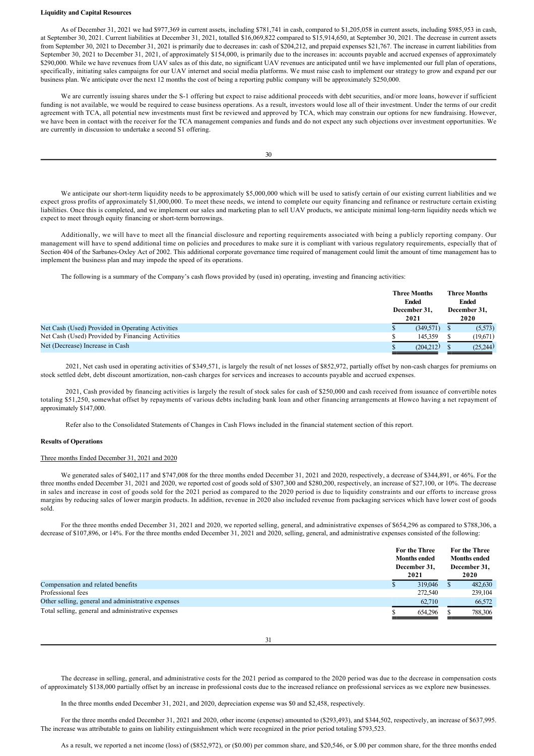**Liquidity and Capital Resources**

As of December 31, 2021 we had $977,369 in current assets, including $781,741 in cash, compared to $1,205,058 in current assets, including $985,953 in cash, at September 30, 2021. Current liabilities at December 31, 2021, totalled $16,069,822 compared to $15,914,650, at September 30, 2021. The decrease in current assets from September 30, 2021 to December 31, 2021 is primarily due to decreases in: cash of $204,212, and prepaid expenses $21,767. The increase in current liabilities from September 30, 2021 to December 31, 2021, of approximately $154,000, is primarily due to the increases in: accounts payable and accrued expenses of approximately $290,000. While we have revenues from UAV sales as of this date, no significant UAV revenues are anticipated until we have implemented our full plan of operations, specifically, initiating sales campaigns for our UAV internet and social media platforms. We must raise cash to implement our strategy to grow and expand per our business plan. We anticipate over the next 12 months the cost of being a reporting public company will be approximately $250,000.

We are currently issuing shares under the S-1 offering but expect to raise additional proceeds with debt securities, and/or more loans, however if sufficient funding is not available, we would be required to cease business operations. As a result, investors would lose all of their investment. Under the terms of our credit agreement with TCA, all potential new investments must first be reviewed and approved by TCA, which may constrain our options for new fundraising. However, we have been in contact with the receiver for the TCA management companies and funds and do not expect any such objections over investment opportunities. We are currently in discussion to undertake a second S1 offering.

We anticipate our short-term liquidity needs to be approximately $5,000,000 which will be used to satisfy certain of our existing current liabilities and we expect gross profits of approximately $1,000,000. To meet these needs, we intend to complete our equity financing and refinance or restructure certain existing liabilities. Once this is completed, and we implement our sales and marketing plan to sell UAV products, we anticipate minimal long-term liquidity needs which we expect to meet through equity financing or short-term borrowings.

Additionally, we will have to meet all the financial disclosure and reporting requirements associated with being a publicly reporting company. Our management will have to spend additional time on policies and procedures to make sure it is compliant with various regulatory requirements, especially that of Section 404 of the Sarbanes-Oxley Act of 2002. This additional corporate governance time required of management could limit the amount of time management has to implement the business plan and may impede the speed of its operations.

The following is a summary of the Company's cash flows provided by (used in) operating, investing and financing activities:

| | Three Months Ended December 31, 2021 | Three Months Ended December 31, 2020 |
|---|---|---|
| Net Cash (Used) Provided in Operating Activities | $ (349,571) | $ (5,573) |
| Net Cash (Used) Provided by Financing Activities | $ 145,359 | $ (19,671) |
| Net (Decrease) Increase in Cash | $ (204,212) | $ (25,244) |

2021, Net cash used in operating activities of $349,571, is largely the result of net losses of $852,972, partially offset by non-cash charges for premiums on stock settled debt, debt discount amortization, non-cash charges for services and increases to accounts payable and accrued expenses.

2021, Cash provided by financing activities is largely the result of stock sales for cash of $250,000 and cash received from issuance of convertible notes totaling $51,250, somewhat offset by repayments of various debts including bank loan and other financing arrangements at Howco having a net repayment of approximately $147,000.

Refer also to the Consolidated Statements of Changes in Cash Flows included in the financial statement section of this report.

**Results of Operations**

Three months Ended December 31, 2021 and 2020

We generated sales of $402,117 and $747,008 for the three months ended December 31, 2021 and 2020, respectively, a decrease of $344,891, or 46%. For the three months ended December 31, 2021 and 2020, we reported cost of goods sold of $307,300 and $280,200, respectively, an increase of $27,100, or 10%. The decrease in sales and increase in cost of goods sold for the 2021 period as compared to the 2020 period is due to liquidity constraints and our efforts to increase gross margins by reducing sales of lower margin products. In addition, revenue in 2020 also included revenue from packaging services which have lower cost of goods sold.

For the three months ended December 31, 2021 and 2020, we reported selling, general, and administrative expenses of $654,296 as compared to $788,306, a decrease of $107,896, or 14%. For the three months ended December 31, 2021 and 2020, selling, general, and administrative expenses consisted of the following:

| | For the Three Months ended December 31, 2021 | For the Three Months ended December 31, 2020 |
|---|---|---|
| Compensation and related benefits | $ 319,046 | $ 482,630 |
| Professional fees | 272,540 | 239,104 |
| Other selling, general and administrative expenses | 62,710 | 66,572 |
| Total selling, general and administrative expenses | $ 654,296 | $ 788,306 |

The decrease in selling, general, and administrative costs for the 2021 period as compared to the 2020 period was due to the decrease in compensation costs of approximately $138,000 partially offset by an increase in professional costs due to the increased reliance on professional services as we explore new businesses.

In the three months ended December 31, 2021, and 2020, depreciation expense was $0 and $2,458, respectively.

For the three months ended December 31, 2021 and 2020, other income (expense) amounted to ($293,493), and $344,502, respectively, an increase of $637,995. The increase was attributable to gains on liability extinguishment which were recognized in the prior period totaling $793,523.

As a result, we reported a net income (loss) of ($852,972), or ($0.00) per common share, and $20,546, or $.00 per common share, for the three months ended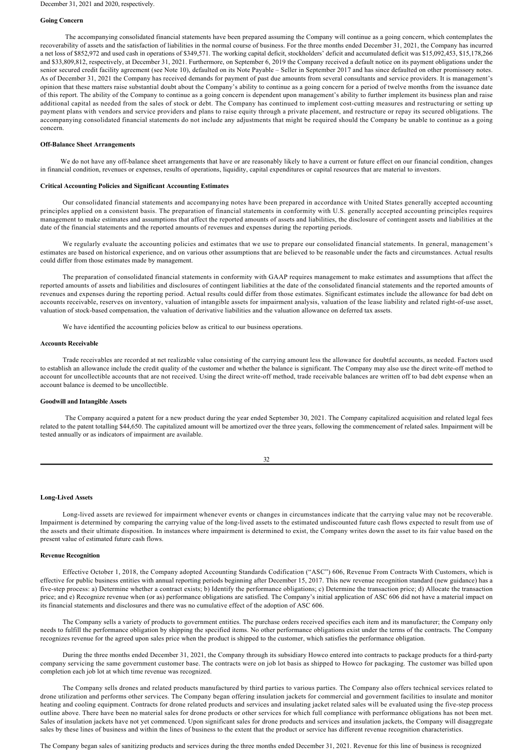December 31, 2021 and 2020, respectively.

**Going Concern**

The accompanying consolidated financial statements have been prepared assuming the Company will continue as a going concern, which contemplates the recoverability of assets and the satisfaction of liabilities in the normal course of business. For the three months ended December 31, 2021, the Company has incurred a net loss of $852,972 and used cash in operations of $349,571. The working capital deficit, stockholders' deficit and accumulated deficit was $15,092,453, $15,178,266 and $33,809,812, respectively, at December 31, 2021. Furthermore, on September 6, 2019 the Company received a default notice on its payment obligations under the senior secured credit facility agreement (see Note 10), defaulted on its Note Payable – Seller in September 2017 and has since defaulted on other promissory notes. As of December 31, 2021 the Company has received demands for payment of past due amounts from several consultants and service providers. It is management's opinion that these matters raise substantial doubt about the Company's ability to continue as a going concern for a period of twelve months from the issuance date of this report. The ability of the Company to continue as a going concern is dependent upon management's ability to further implement its business plan and raise additional capital as needed from the sales of stock or debt. The Company has continued to implement cost-cutting measures and restructuring or setting up payment plans with vendors and service providers and plans to raise equity through a private placement, and restructure or repay its secured obligations. The accompanying consolidated financial statements do not include any adjustments that might be required should the Company be unable to continue as a going concern.

**Off-Balance Sheet Arrangements**

We do not have any off-balance sheet arrangements that have or are reasonably likely to have a current or future effect on our financial condition, changes in financial condition, revenues or expenses, results of operations, liquidity, capital expenditures or capital resources that are material to investors.

**Critical Accounting Policies and Significant Accounting Estimates**

Our consolidated financial statements and accompanying notes have been prepared in accordance with United States generally accepted accounting principles applied on a consistent basis. The preparation of financial statements in conformity with U.S. generally accepted accounting principles requires management to make estimates and assumptions that affect the reported amounts of assets and liabilities, the disclosure of contingent assets and liabilities at the date of the financial statements and the reported amounts of revenues and expenses during the reporting periods.

We regularly evaluate the accounting policies and estimates that we use to prepare our consolidated financial statements. In general, management's estimates are based on historical experience, and on various other assumptions that are believed to be reasonable under the facts and circumstances. Actual results could differ from those estimates made by management.

The preparation of consolidated financial statements in conformity with GAAP requires management to make estimates and assumptions that affect the reported amounts of assets and liabilities and disclosures of contingent liabilities at the date of the consolidated financial statements and the reported amounts of revenues and expenses during the reporting period. Actual results could differ from those estimates. Significant estimates include the allowance for bad debt on accounts receivable, reserves on inventory, valuation of intangible assets for impairment analysis, valuation of the lease liability and related right-of-use asset, valuation of stock-based compensation, the valuation of derivative liabilities and the valuation allowance on deferred tax assets.

We have identified the accounting policies below as critical to our business operations.

**Accounts Receivable**

Trade receivables are recorded at net realizable value consisting of the carrying amount less the allowance for doubtful accounts, as needed. Factors used to establish an allowance include the credit quality of the customer and whether the balance is significant. The Company may also use the direct write-off method to account for uncollectible accounts that are not received. Using the direct write-off method, trade receivable balances are written off to bad debt expense when an account balance is deemed to be uncollectible.

**Goodwill and Intangible Assets**

The Company acquired a patent for a new product during the year ended September 30, 2021. The Company capitalized acquisition and related legal fees related to the patent totalling $44,650. The capitalized amount will be amortized over the three years, following the commencement of related sales. Impairment will be tested annually or as indicators of impairment are available.

**Long-Lived Assets**

Long-lived assets are reviewed for impairment whenever events or changes in circumstances indicate that the carrying value may not be recoverable. Impairment is determined by comparing the carrying value of the long-lived assets to the estimated undiscounted future cash flows expected to result from use of the assets and their ultimate disposition. In instances where impairment is determined to exist, the Company writes down the asset to its fair value based on the present value of estimated future cash flows.

**Revenue Recognition**

Effective October 1, 2018, the Company adopted Accounting Standards Codification ("ASC") 606, Revenue From Contracts With Customers, which is effective for public business entities with annual reporting periods beginning after December 15, 2017. This new revenue recognition standard (new guidance) has a five-step process: a) Determine whether a contract exists; b) Identify the performance obligations; c) Determine the transaction price; d) Allocate the transaction price; and e) Recognize revenue when (or as) performance obligations are satisfied. The Company's initial application of ASC 606 did not have a material impact on its financial statements and disclosures and there was no cumulative effect of the adoption of ASC 606.

The Company sells a variety of products to government entities. The purchase orders received specifies each item and its manufacturer; the Company only needs to fulfill the performance obligation by shipping the specified items. No other performance obligations exist under the terms of the contracts. The Company recognizes revenue for the agreed upon sales price when the product is shipped to the customer, which satisfies the performance obligation.

During the three months ended December 31, 2021, the Company through its subsidiary Howco entered into contracts to package products for a third-party company servicing the same government customer base. The contracts were on job lot basis as shipped to Howco for packaging. The customer was billed upon completion each job lot at which time revenue was recognized.

The Company sells drones and related products manufactured by third parties to various parties. The Company also offers technical services related to drone utilization and performs other services. The Company began offering insulation jackets for commercial and government facilities to insulate and monitor heating and cooling equipment. Contracts for drone related products and services and insulating jacket related sales will be evaluated using the five-step process outline above. There have been no material sales for drone products or other services for which full compliance with performance obligations has not been met. Sales of insulation jackets have not yet commenced. Upon significant sales for drone products and services and insulation jackets, the Company will disaggregate sales by these lines of business and within the lines of business to the extent that the product or service has different revenue recognition characteristics.

The Company began sales of sanitizing products and services during the three months ended December 31, 2021. Revenue for this line of business is recognized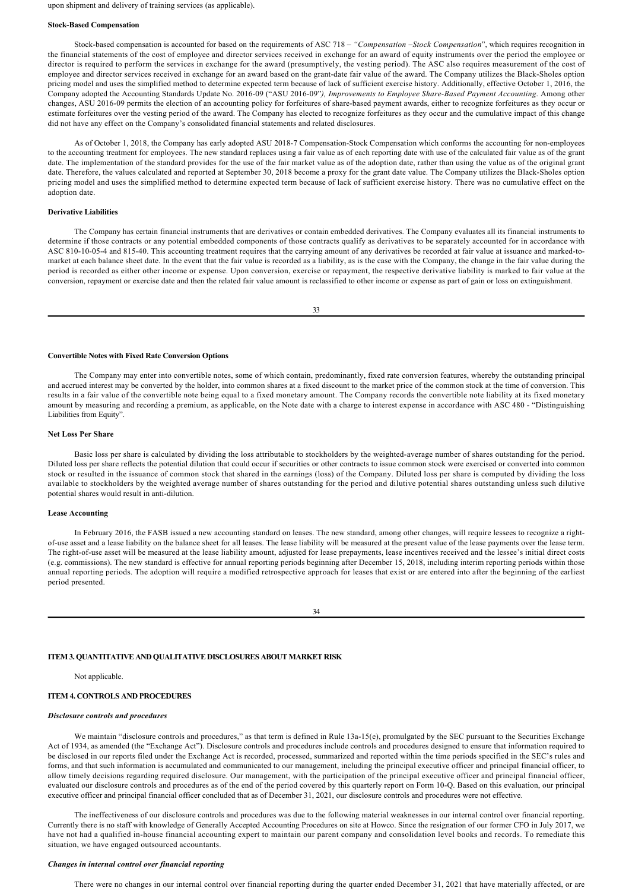upon shipment and delivery of training services (as applicable).

**Stock-Based Compensation**

Stock-based compensation is accounted for based on the requirements of ASC 718 – *"Compensation –Stock Compensation*", which requires recognition in the financial statements of the cost of employee and director services received in exchange for an award of equity instruments over the period the employee or director is required to perform the services in exchange for the award (presumptively, the vesting period). The ASC also requires measurement of the cost of employee and director services received in exchange for an award based on the grant-date fair value of the award. The Company utilizes the Black-Sholes option pricing model and uses the simplified method to determine expected term because of lack of sufficient exercise history. Additionally, effective October 1, 2016, the Company adopted the Accounting Standards Update No. 2016-09 ("ASU 2016-09"*), Improvements to Employee Share-Based Payment Accounting*. Among other changes, ASU 2016-09 permits the election of an accounting policy for forfeitures of share-based payment awards, either to recognize forfeitures as they occur or estimate forfeitures over the vesting period of the award. The Company has elected to recognize forfeitures as they occur and the cumulative impact of this change did not have any effect on the Company's consolidated financial statements and related disclosures.

As of October 1, 2018, the Company has early adopted ASU 2018-7 Compensation-Stock Compensation which conforms the accounting for non-employees to the accounting treatment for employees. The new standard replaces using a fair value as of each reporting date with use of the calculated fair value as of the grant date. The implementation of the standard provides for the use of the fair market value as of the adoption date, rather than using the value as of the original grant date. Therefore, the values calculated and reported at September 30, 2018 become a proxy for the grant date value. The Company utilizes the Black-Sholes option pricing model and uses the simplified method to determine expected term because of lack of sufficient exercise history. There was no cumulative effect on the adoption date.

**Derivative Liabilities**

The Company has certain financial instruments that are derivatives or contain embedded derivatives. The Company evaluates all its financial instruments to determine if those contracts or any potential embedded components of those contracts qualify as derivatives to be separately accounted for in accordance with ASC 810-10-05-4 and 815-40. This accounting treatment requires that the carrying amount of any derivatives be recorded at fair value at issuance and marked-to-market at each balance sheet date. In the event that the fair value is recorded as a liability, as is the case with the Company, the change in the fair value during the period is recorded as either other income or expense. Upon conversion, exercise or repayment, the respective derivative liability is marked to fair value at the conversion, repayment or exercise date and then the related fair value amount is reclassified to other income or expense as part of gain or loss on extinguishment.

**Convertible Notes with Fixed Rate Conversion Options**

The Company may enter into convertible notes, some of which contain, predominantly, fixed rate conversion features, whereby the outstanding principal and accrued interest may be converted by the holder, into common shares at a fixed discount to the market price of the common stock at the time of conversion. This results in a fair value of the convertible note being equal to a fixed monetary amount. The Company records the convertible note liability at its fixed monetary amount by measuring and recording a premium, as applicable, on the Note date with a charge to interest expense in accordance with ASC 480 - "Distinguishing Liabilities from Equity".

**Net Loss Per Share**

Basic loss per share is calculated by dividing the loss attributable to stockholders by the weighted-average number of shares outstanding for the period. Diluted loss per share reflects the potential dilution that could occur if securities or other contracts to issue common stock were exercised or converted into common stock or resulted in the issuance of common stock that shared in the earnings (loss) of the Company. Diluted loss per share is computed by dividing the loss available to stockholders by the weighted average number of shares outstanding for the period and dilutive potential shares outstanding unless such dilutive potential shares would result in anti-dilution.

**Lease Accounting**

In February 2016, the FASB issued a new accounting standard on leases. The new standard, among other changes, will require lessees to recognize a right-of-use asset and a lease liability on the balance sheet for all leases. The lease liability will be measured at the present value of the lease payments over the lease term. The right-of-use asset will be measured at the lease liability amount, adjusted for lease prepayments, lease incentives received and the lessee's initial direct costs (e.g. commissions). The new standard is effective for annual reporting periods beginning after December 15, 2018, including interim reporting periods within those annual reporting periods. The adoption will require a modified retrospective approach for leases that exist or are entered into after the beginning of the earliest period presented.

## ITEM 3. QUANTITATIVE AND QUALITATIVE DISCLOSURES ABOUT MARKET RISK

Not applicable.

## ITEM 4. CONTROLS AND PROCEDURES

***Disclosure controls and procedures***

We maintain "disclosure controls and procedures," as that term is defined in Rule 13a-15(e), promulgated by the SEC pursuant to the Securities Exchange Act of 1934, as amended (the "Exchange Act"). Disclosure controls and procedures include controls and procedures designed to ensure that information required to be disclosed in our reports filed under the Exchange Act is recorded, processed, summarized and reported within the time periods specified in the SEC's rules and forms, and that such information is accumulated and communicated to our management, including the principal executive officer and principal financial officer, to allow timely decisions regarding required disclosure. Our management, with the participation of the principal executive officer and principal financial officer, evaluated our disclosure controls and procedures as of the end of the period covered by this quarterly report on Form 10-Q. Based on this evaluation, our principal executive officer and principal financial officer concluded that as of December 31, 2021, our disclosure controls and procedures were not effective.

The ineffectiveness of our disclosure controls and procedures was due to the following material weaknesses in our internal control over financial reporting. Currently there is no staff with knowledge of Generally Accepted Accounting Procedures on site at Howco. Since the resignation of our former CFO in July 2017, we have not had a qualified in-house financial accounting expert to maintain our parent company and consolidation level books and records. To remediate this situation, we have engaged outsourced accountants.

***Changes in internal control over financial reporting***

There were no changes in our internal control over financial reporting during the quarter ended December 31, 2021 that have materially affected, or are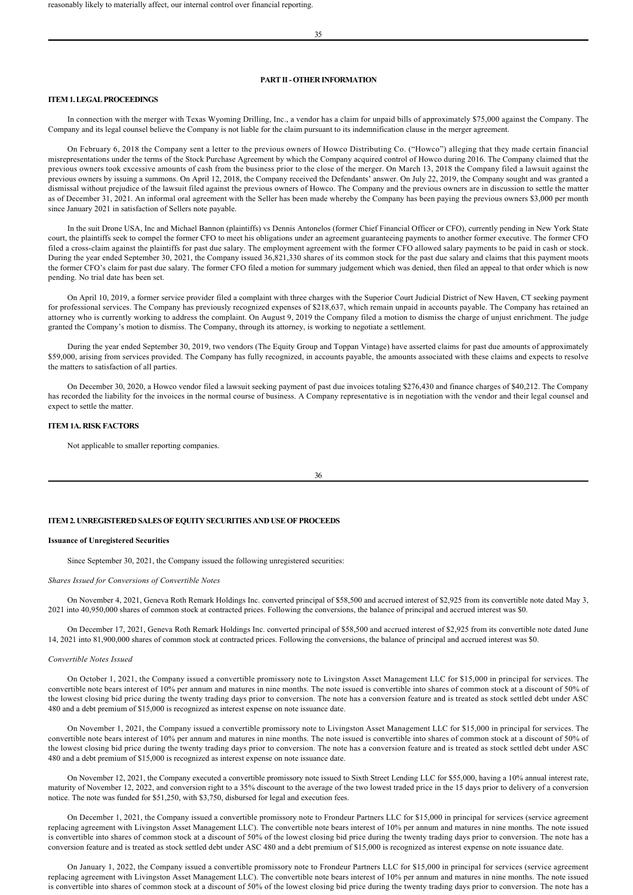reasonably likely to materially affect, our internal control over financial reporting.

## PART II - OTHER INFORMATION

### ITEM 1. LEGAL PROCEEDINGS

In connection with the merger with Texas Wyoming Drilling, Inc., a vendor has a claim for unpaid bills of approximately $75,000 against the Company. The Company and its legal counsel believe the Company is not liable for the claim pursuant to its indemnification clause in the merger agreement.

On February 6, 2018 the Company sent a letter to the previous owners of Howco Distributing Co. ("Howco") alleging that they made certain financial misrepresentations under the terms of the Stock Purchase Agreement by which the Company acquired control of Howco during 2016. The Company claimed that the previous owners took excessive amounts of cash from the business prior to the close of the merger. On March 13, 2018 the Company filed a lawsuit against the previous owners by issuing a summons. On April 12, 2018, the Company received the Defendants' answer. On July 22, 2019, the Company sought and was granted a dismissal without prejudice of the lawsuit filed against the previous owners of Howco. The Company and the previous owners are in discussion to settle the matter as of December 31, 2021. An informal oral agreement with the Seller has been made whereby the Company has been paying the previous owners $3,000 per month since January 2021 in satisfaction of Sellers note payable.

In the suit Drone USA, Inc and Michael Bannon (plaintiffs) vs Dennis Antonelos (former Chief Financial Officer or CFO), currently pending in New York State court, the plaintiffs seek to compel the former CFO to meet his obligations under an agreement guaranteeing payments to another former executive. The former CFO filed a cross-claim against the plaintiffs for past due salary. The employment agreement with the former CFO allowed salary payments to be paid in cash or stock. During the year ended September 30, 2021, the Company issued 36,821,330 shares of its common stock for the past due salary and claims that this payment moots the former CFO's claim for past due salary. The former CFO filed a motion for summary judgement which was denied, then filed an appeal to that order which is now pending. No trial date has been set.

On April 10, 2019, a former service provider filed a complaint with three charges with the Superior Court Judicial District of New Haven, CT seeking payment for professional services. The Company has previously recognized expenses of $218,637, which remain unpaid in accounts payable. The Company has retained an attorney who is currently working to address the complaint. On August 9, 2019 the Company filed a motion to dismiss the charge of unjust enrichment. The judge granted the Company's motion to dismiss. The Company, through its attorney, is working to negotiate a settlement.

During the year ended September 30, 2019, two vendors (The Equity Group and Toppan Vintage) have asserted claims for past due amounts of approximately $59,000, arising from services provided. The Company has fully recognized, in accounts payable, the amounts associated with these claims and expects to resolve the matters to satisfaction of all parties.

On December 30, 2020, a Howco vendor filed a lawsuit seeking payment of past due invoices totaling $276,430 and finance charges of $40,212. The Company has recorded the liability for the invoices in the normal course of business. A Company representative is in negotiation with the vendor and their legal counsel and expect to settle the matter.

### ITEM 1A. RISK FACTORS

Not applicable to smaller reporting companies.

### ITEM 2. UNREGISTERED SALES OF EQUITY SECURITIES AND USE OF PROCEEDS

**Issuance of Unregistered Securities**

Since September 30, 2021, the Company issued the following unregistered securities:

*Shares Issued for Conversions of Convertible Notes*

On November 4, 2021, Geneva Roth Remark Holdings Inc. converted principal of $58,500 and accrued interest of $2,925 from its convertible note dated May 3, 2021 into 40,950,000 shares of common stock at contracted prices. Following the conversions, the balance of principal and accrued interest was $0.

On December 17, 2021, Geneva Roth Remark Holdings Inc. converted principal of $58,500 and accrued interest of $2,925 from its convertible note dated June 14, 2021 into 81,900,000 shares of common stock at contracted prices. Following the conversions, the balance of principal and accrued interest was $0.

*Convertible Notes Issued*

On October 1, 2021, the Company issued a convertible promissory note to Livingston Asset Management LLC for $15,000 in principal for services. The convertible note bears interest of 10% per annum and matures in nine months. The note issued is convertible into shares of common stock at a discount of 50% of the lowest closing bid price during the twenty trading days prior to conversion. The note has a conversion feature and is treated as stock settled debt under ASC 480 and a debt premium of $15,000 is recognized as interest expense on note issuance date.

On November 1, 2021, the Company issued a convertible promissory note to Livingston Asset Management LLC for $15,000 in principal for services. The convertible note bears interest of 10% per annum and matures in nine months. The note issued is convertible into shares of common stock at a discount of 50% of the lowest closing bid price during the twenty trading days prior to conversion. The note has a conversion feature and is treated as stock settled debt under ASC 480 and a debt premium of $15,000 is recognized as interest expense on note issuance date.

On November 12, 2021, the Company executed a convertible promissory note issued to Sixth Street Lending LLC for $55,000, having a 10% annual interest rate, maturity of November 12, 2022, and conversion right to a 35% discount to the average of the two lowest traded price in the 15 days prior to delivery of a conversion notice. The note was funded for $51,250, with $3,750, disbursed for legal and execution fees.

On December 1, 2021, the Company issued a convertible promissory note to Frondeur Partners LLC for $15,000 in principal for services (service agreement replacing agreement with Livingston Asset Management LLC). The convertible note bears interest of 10% per annum and matures in nine months. The note issued is convertible into shares of common stock at a discount of 50% of the lowest closing bid price during the twenty trading days prior to conversion. The note has a conversion feature and is treated as stock settled debt under ASC 480 and a debt premium of $15,000 is recognized as interest expense on note issuance date.

On January 1, 2022, the Company issued a convertible promissory note to Frondeur Partners LLC for $15,000 in principal for services (service agreement replacing agreement with Livingston Asset Management LLC). The convertible note bears interest of 10% per annum and matures in nine months. The note issued is convertible into shares of common stock at a discount of 50% of the lowest closing bid price during the twenty trading days prior to conversion. The note has a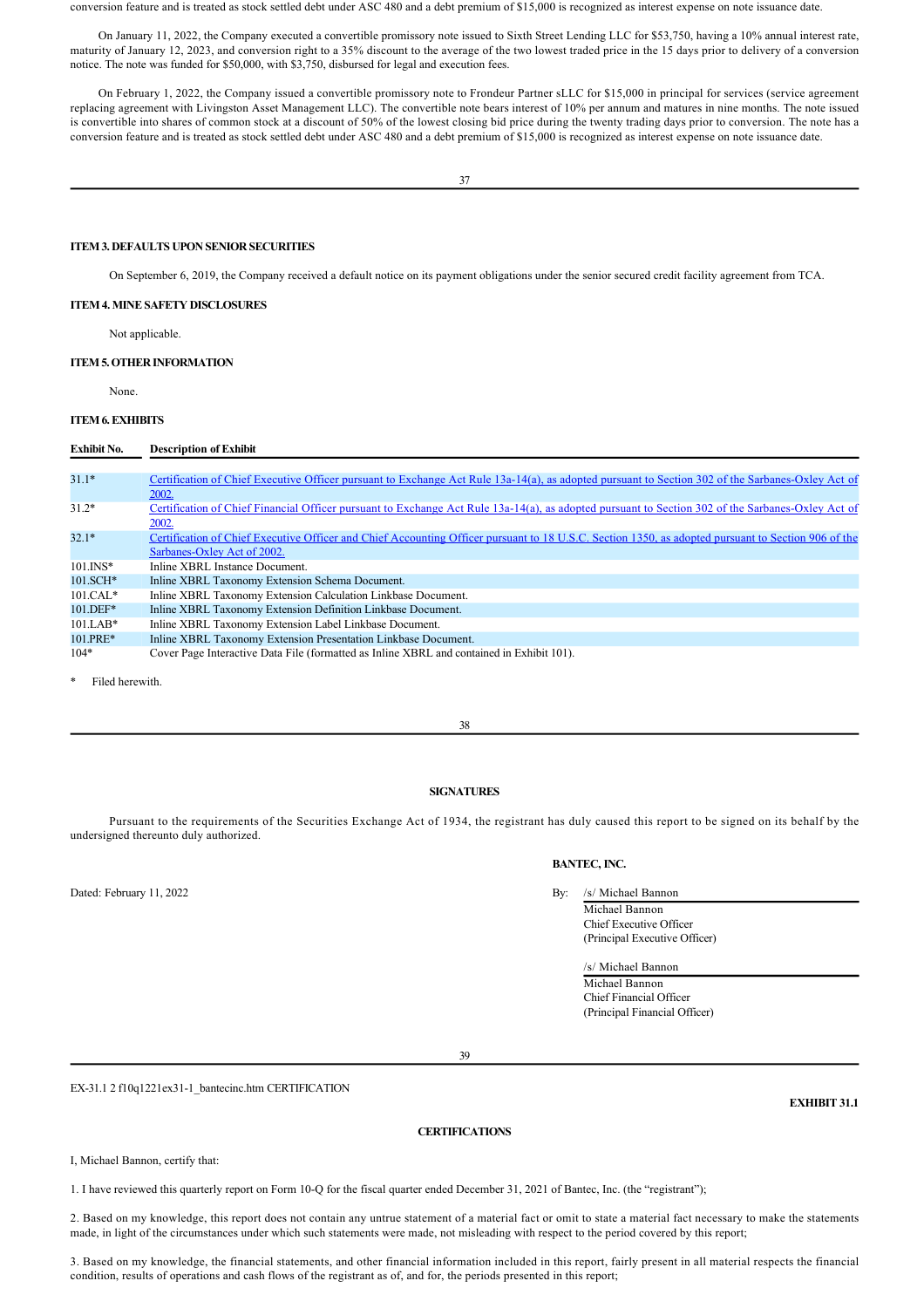conversion feature and is treated as stock settled debt under ASC 480 and a debt premium of $15,000 is recognized as interest expense on note issuance date.

On January 11, 2022, the Company executed a convertible promissory note issued to Sixth Street Lending LLC for $53,750, having a 10% annual interest rate, maturity of January 12, 2023, and conversion right to a 35% discount to the average of the two lowest traded price in the 15 days prior to delivery of a conversion notice. The note was funded for $50,000, with $3,750, disbursed for legal and execution fees.

On February 1, 2022, the Company issued a convertible promissory note to Frondeur Partner sLLC for $15,000 in principal for services (service agreement replacing agreement with Livingston Asset Management LLC). The convertible note bears interest of 10% per annum and matures in nine months. The note issued is convertible into shares of common stock at a discount of 50% of the lowest closing bid price during the twenty trading days prior to conversion. The note has a conversion feature and is treated as stock settled debt under ASC 480 and a debt premium of $15,000 is recognized as interest expense on note issuance date.

**ITEM 3. DEFAULTS UPON SENIOR SECURITIES**

On September 6, 2019, the Company received a default notice on its payment obligations under the senior secured credit facility agreement from TCA.

**ITEM 4. MINE SAFETY DISCLOSURES**

Not applicable.

**ITEM 5. OTHER INFORMATION**

None.

**ITEM 6. EXHIBITS**

| Exhibit No. | Description of Exhibit |
|---|---|
| 31.1* | Certification of Chief Executive Officer pursuant to Exchange Act Rule 13a-14(a), as adopted pursuant to Section 302 of the Sarbanes-Oxley Act of 2002. |
| 31.2* | Certification of Chief Financial Officer pursuant to Exchange Act Rule 13a-14(a), as adopted pursuant to Section 302 of the Sarbanes-Oxley Act of 2002. |
| 32.1* | Certification of Chief Executive Officer and Chief Accounting Officer pursuant to 18 U.S.C. Section 1350, as adopted pursuant to Section 906 of the Sarbanes-Oxley Act of 2002. |
| 101.INS* | Inline XBRL Instance Document. |
| 101.SCH* | Inline XBRL Taxonomy Extension Schema Document. |
| 101.CAL* | Inline XBRL Taxonomy Extension Calculation Linkbase Document. |
| 101.DEF* | Inline XBRL Taxonomy Extension Definition Linkbase Document. |
| 101.LAB* | Inline XBRL Taxonomy Extension Label Linkbase Document. |
| 101.PRE* | Inline XBRL Taxonomy Extension Presentation Linkbase Document. |
| 104* | Cover Page Interactive Data File (formatted as Inline XBRL and contained in Exhibit 101). |

\* Filed herewith.

**SIGNATURES**

Pursuant to the requirements of the Securities Exchange Act of 1934, the registrant has duly caused this report to be signed on its behalf by the undersigned thereunto duly authorized.

**BANTEC, INC.**

Dated: February 11, 2022

By: /s/ Michael Bannon
Michael Bannon
Chief Executive Officer
(Principal Executive Officer)

/s/ Michael Bannon
Michael Bannon
Chief Financial Officer
(Principal Financial Officer)

EX-31.1 2 f10q1221ex31-1_bantecinc.htm CERTIFICATION

**EXHIBIT 31.1**

**CERTIFICATIONS**

I, Michael Bannon, certify that:

1. I have reviewed this quarterly report on Form 10-Q for the fiscal quarter ended December 31, 2021 of Bantec, Inc. (the "registrant");

2. Based on my knowledge, this report does not contain any untrue statement of a material fact or omit to state a material fact necessary to make the statements made, in light of the circumstances under which such statements were made, not misleading with respect to the period covered by this report;

3. Based on my knowledge, the financial statements, and other financial information included in this report, fairly present in all material respects the financial condition, results of operations and cash flows of the registrant as of, and for, the periods presented in this report;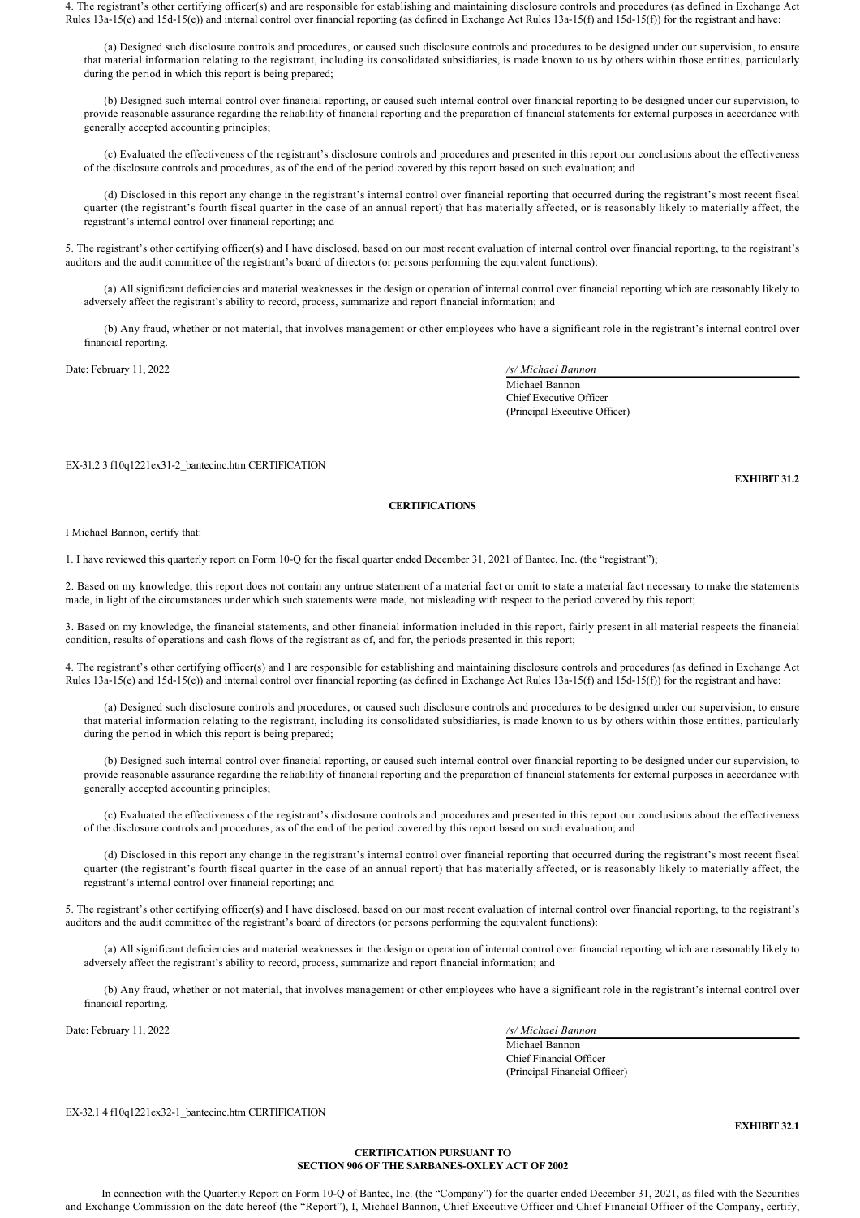4. The registrant's other certifying officer(s) and are responsible for establishing and maintaining disclosure controls and procedures (as defined in Exchange Act Rules 13a-15(e) and 15d-15(e)) and internal control over financial reporting (as defined in Exchange Act Rules 13a-15(f) and 15d-15(f)) for the registrant and have:

(a) Designed such disclosure controls and procedures, or caused such disclosure controls and procedures to be designed under our supervision, to ensure that material information relating to the registrant, including its consolidated subsidiaries, is made known to us by others within those entities, particularly during the period in which this report is being prepared;

(b) Designed such internal control over financial reporting, or caused such internal control over financial reporting to be designed under our supervision, to provide reasonable assurance regarding the reliability of financial reporting and the preparation of financial statements for external purposes in accordance with generally accepted accounting principles;

(c) Evaluated the effectiveness of the registrant's disclosure controls and procedures and presented in this report our conclusions about the effectiveness of the disclosure controls and procedures, as of the end of the period covered by this report based on such evaluation; and

(d) Disclosed in this report any change in the registrant's internal control over financial reporting that occurred during the registrant's most recent fiscal quarter (the registrant's fourth fiscal quarter in the case of an annual report) that has materially affected, or is reasonably likely to materially affect, the registrant's internal control over financial reporting; and

5. The registrant's other certifying officer(s) and I have disclosed, based on our most recent evaluation of internal control over financial reporting, to the registrant's auditors and the audit committee of the registrant's board of directors (or persons performing the equivalent functions):

(a) All significant deficiencies and material weaknesses in the design or operation of internal control over financial reporting which are reasonably likely to adversely affect the registrant's ability to record, process, summarize and report financial information; and

(b) Any fraud, whether or not material, that involves management or other employees who have a significant role in the registrant's internal control over financial reporting.

Date: February 11, 2022

*/s/ Michael Bannon*
Michael Bannon
Chief Executive Officer
(Principal Executive Officer)

EX-31.2 3 f10q1221ex31-2_bantecinc.htm CERTIFICATION

**EXHIBIT 31.2**

**CERTIFICATIONS**

I Michael Bannon, certify that:

1. I have reviewed this quarterly report on Form 10-Q for the fiscal quarter ended December 31, 2021 of Bantec, Inc. (the "registrant");

2. Based on my knowledge, this report does not contain any untrue statement of a material fact or omit to state a material fact necessary to make the statements made, in light of the circumstances under which such statements were made, not misleading with respect to the period covered by this report;

3. Based on my knowledge, the financial statements, and other financial information included in this report, fairly present in all material respects the financial condition, results of operations and cash flows of the registrant as of, and for, the periods presented in this report;

4. The registrant's other certifying officer(s) and I are responsible for establishing and maintaining disclosure controls and procedures (as defined in Exchange Act Rules 13a-15(e) and 15d-15(e)) and internal control over financial reporting (as defined in Exchange Act Rules 13a-15(f) and 15d-15(f)) for the registrant and have:

(a) Designed such disclosure controls and procedures, or caused such disclosure controls and procedures to be designed under our supervision, to ensure that material information relating to the registrant, including its consolidated subsidiaries, is made known to us by others within those entities, particularly during the period in which this report is being prepared;

(b) Designed such internal control over financial reporting, or caused such internal control over financial reporting to be designed under our supervision, to provide reasonable assurance regarding the reliability of financial reporting and the preparation of financial statements for external purposes in accordance with generally accepted accounting principles;

(c) Evaluated the effectiveness of the registrant's disclosure controls and procedures and presented in this report our conclusions about the effectiveness of the disclosure controls and procedures, as of the end of the period covered by this report based on such evaluation; and

(d) Disclosed in this report any change in the registrant's internal control over financial reporting that occurred during the registrant's most recent fiscal quarter (the registrant's fourth fiscal quarter in the case of an annual report) that has materially affected, or is reasonably likely to materially affect, the registrant's internal control over financial reporting; and

5. The registrant's other certifying officer(s) and I have disclosed, based on our most recent evaluation of internal control over financial reporting, to the registrant's auditors and the audit committee of the registrant's board of directors (or persons performing the equivalent functions):

(a) All significant deficiencies and material weaknesses in the design or operation of internal control over financial reporting which are reasonably likely to adversely affect the registrant's ability to record, process, summarize and report financial information; and

(b) Any fraud, whether or not material, that involves management or other employees who have a significant role in the registrant's internal control over financial reporting.

Date: February 11, 2022

*/s/ Michael Bannon*
Michael Bannon
Chief Financial Officer
(Principal Financial Officer)

EX-32.1 4 f10q1221ex32-1_bantecinc.htm CERTIFICATION

**EXHIBIT 32.1**

**CERTIFICATION PURSUANT TO**
**SECTION 906 OF THE SARBANES-OXLEY ACT OF 2002**

In connection with the Quarterly Report on Form 10-Q of Bantec, Inc. (the "Company") for the quarter ended December 31, 2021, as filed with the Securities and Exchange Commission on the date hereof (the "Report"), I, Michael Bannon, Chief Executive Officer and Chief Financial Officer of the Company, certify,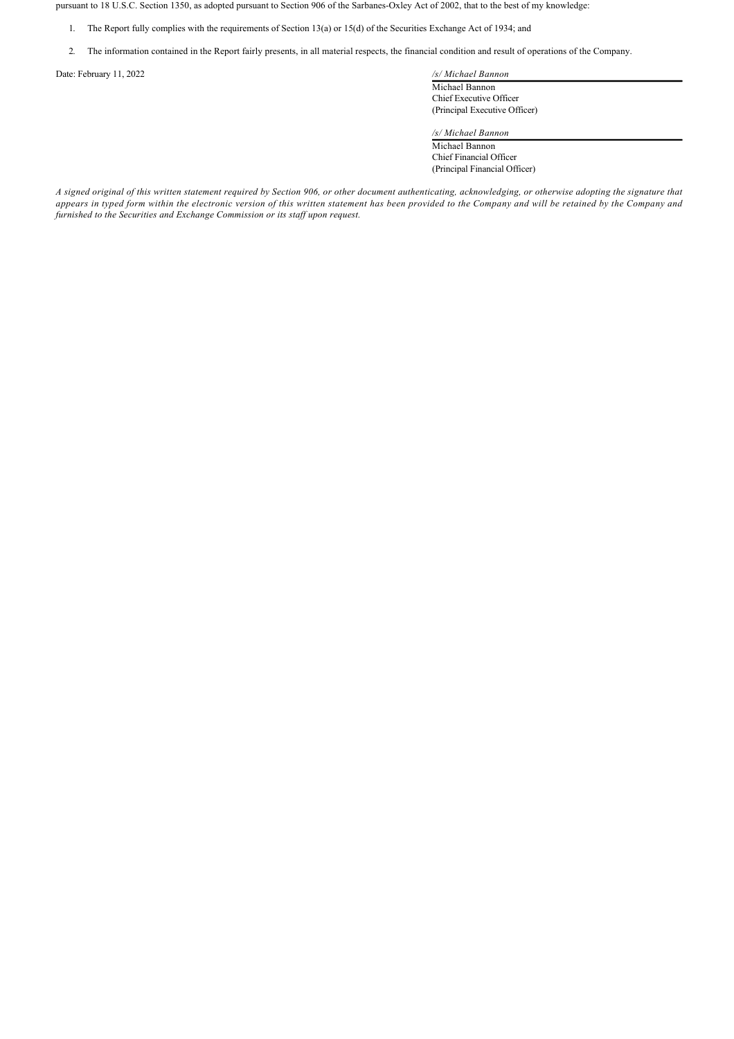pursuant to 18 U.S.C. Section 1350, as adopted pursuant to Section 906 of the Sarbanes-Oxley Act of 2002, that to the best of my knowledge:

1. The Report fully complies with the requirements of Section 13(a) or 15(d) of the Securities Exchange Act of 1934; and

2. The information contained in the Report fairly presents, in all material respects, the financial condition and result of operations of the Company.

Date: February 11, 2022

*/s/ Michael Bannon*

Michael Bannon
Chief Executive Officer
(Principal Executive Officer)

*/s/ Michael Bannon*

Michael Bannon
Chief Financial Officer
(Principal Financial Officer)

*A signed original of this written statement required by Section 906, or other document authenticating, acknowledging, or otherwise adopting the signature that appears in typed form within the electronic version of this written statement has been provided to the Company and will be retained by the Company and furnished to the Securities and Exchange Commission or its staff upon request.*